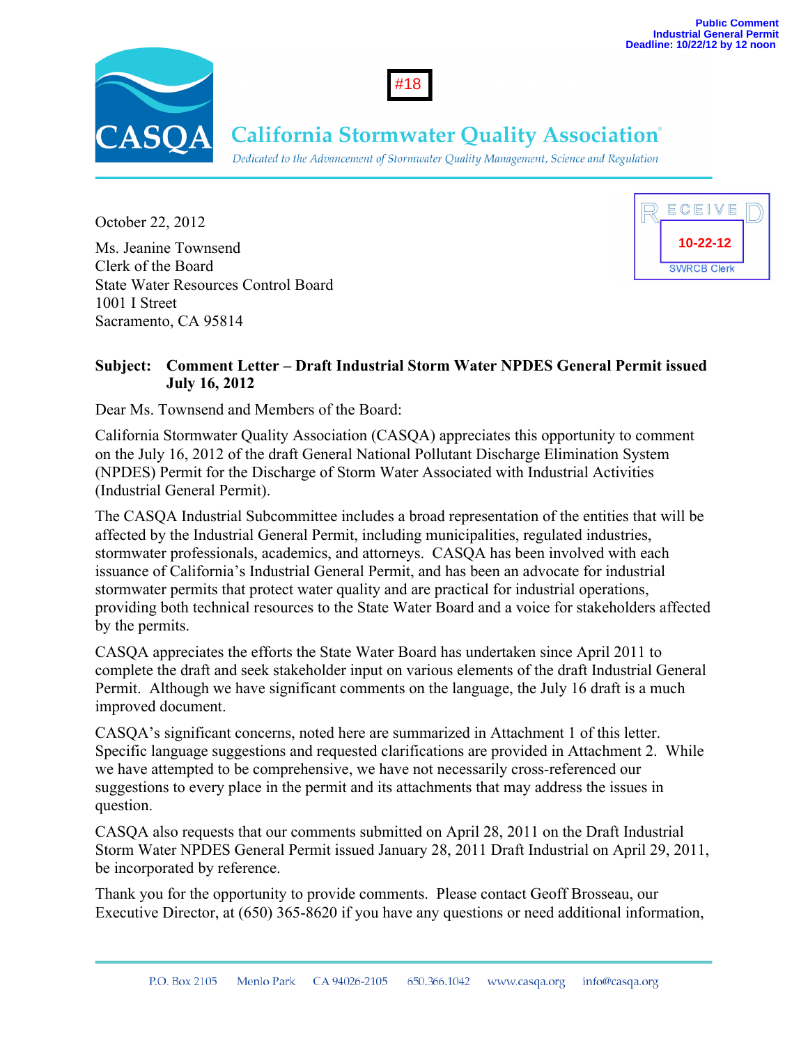Public Comment
Industrial General Permit
Deadline: 10/22/12 by 12 noon

#18

# California Stormwater Quality Association

*Dedicated to the Advancement of Stormwater Quality Management, Science and Regulation*

RECEIVED
10-22-12
SWRCB Clerk

October 22, 2012

Ms. Jeanine Townsend
Clerk of the Board
State Water Resources Control Board
1001 I Street
Sacramento, CA 95814

**Subject: Comment Letter – Draft Industrial Storm Water NPDES General Permit issued July 16, 2012**

Dear Ms. Townsend and Members of the Board:

California Stormwater Quality Association (CASQA) appreciates this opportunity to comment on the July 16, 2012 of the draft General National Pollutant Discharge Elimination System (NPDES) Permit for the Discharge of Storm Water Associated with Industrial Activities (Industrial General Permit).

The CASQA Industrial Subcommittee includes a broad representation of the entities that will be affected by the Industrial General Permit, including municipalities, regulated industries, stormwater professionals, academics, and attorneys. CASQA has been involved with each issuance of California's Industrial General Permit, and has been an advocate for industrial stormwater permits that protect water quality and are practical for industrial operations, providing both technical resources to the State Water Board and a voice for stakeholders affected by the permits.

CASQA appreciates the efforts the State Water Board has undertaken since April 2011 to complete the draft and seek stakeholder input on various elements of the draft Industrial General Permit. Although we have significant comments on the language, the July 16 draft is a much improved document.

CASQA's significant concerns, noted here are summarized in Attachment 1 of this letter. Specific language suggestions and requested clarifications are provided in Attachment 2. While we have attempted to be comprehensive, we have not necessarily cross-referenced our suggestions to every place in the permit and its attachments that may address the issues in question.

CASQA also requests that our comments submitted on April 28, 2011 on the Draft Industrial Storm Water NPDES General Permit issued January 28, 2011 Draft Industrial on April 29, 2011, be incorporated by reference.

Thank you for the opportunity to provide comments. Please contact Geoff Brosseau, our Executive Director, at (650) 365-8620 if you have any questions or need additional information,

P.O. Box 2105 Menlo Park CA 94026-2105 650.366.1042 www.casqa.org info@casqa.org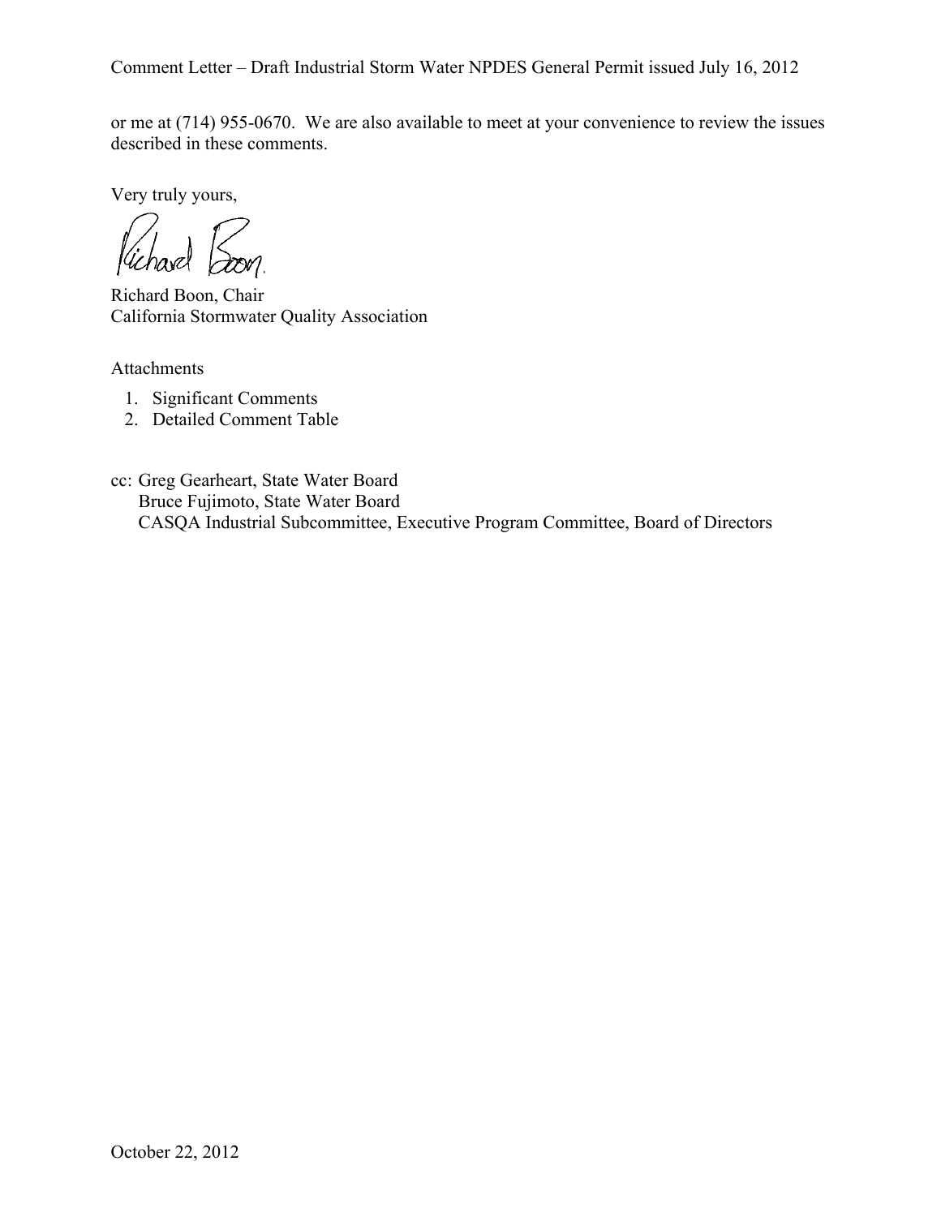or me at (714) 955-0670. We are also available to meet at your convenience to review the issues described in these comments.

Very truly yours,

Richard Boon, Chair
California Stormwater Quality Association

Attachments

1. Significant Comments
2. Detailed Comment Table

cc: Greg Gearheart, State Water Board
 Bruce Fujimoto, State Water Board
 CASQA Industrial Subcommittee, Executive Program Committee, Board of Directors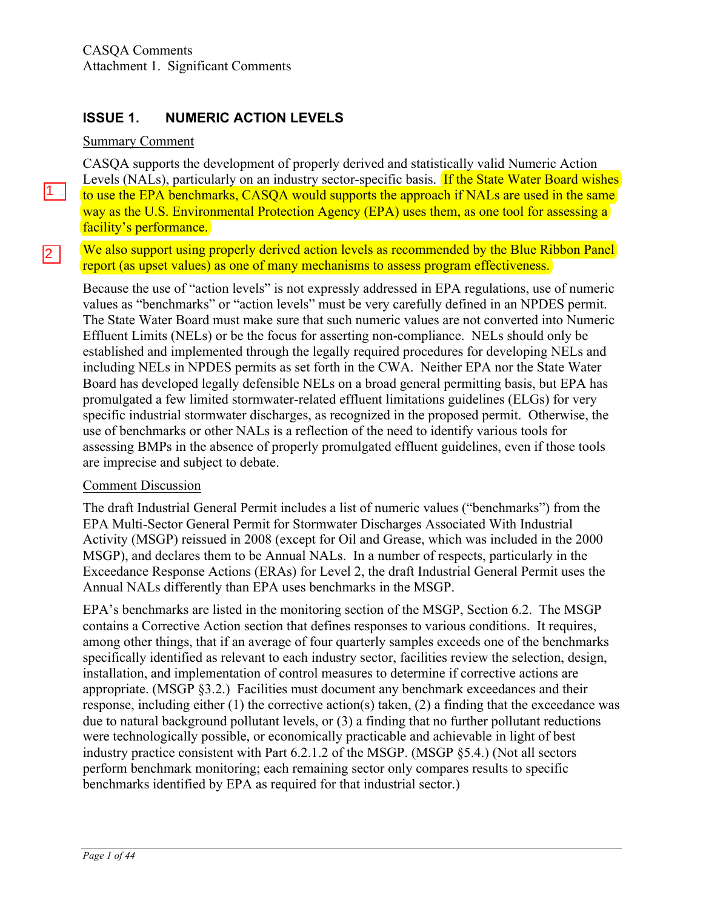CASQA Comments
Attachment 1. Significant Comments

## ISSUE 1. NUMERIC ACTION LEVELS

Summary Comment

CASQA supports the development of properly derived and statistically valid Numeric Action Levels (NALs), particularly on an industry sector-specific basis. If the State Water Board wishes to use the EPA benchmarks, CASQA would supports the approach if NALs are used in the same way as the U.S. Environmental Protection Agency (EPA) uses them, as one tool for assessing a facility's performance.

We also support using properly derived action levels as recommended by the Blue Ribbon Panel report (as upset values) as one of many mechanisms to assess program effectiveness.

Because the use of "action levels" is not expressly addressed in EPA regulations, use of numeric values as "benchmarks" or "action levels" must be very carefully defined in an NPDES permit. The State Water Board must make sure that such numeric values are not converted into Numeric Effluent Limits (NELs) or be the focus for asserting non-compliance. NELs should only be established and implemented through the legally required procedures for developing NELs and including NELs in NPDES permits as set forth in the CWA. Neither EPA nor the State Water Board has developed legally defensible NELs on a broad general permitting basis, but EPA has promulgated a few limited stormwater-related effluent limitations guidelines (ELGs) for very specific industrial stormwater discharges, as recognized in the proposed permit. Otherwise, the use of benchmarks or other NALs is a reflection of the need to identify various tools for assessing BMPs in the absence of properly promulgated effluent guidelines, even if those tools are imprecise and subject to debate.

Comment Discussion

The draft Industrial General Permit includes a list of numeric values ("benchmarks") from the EPA Multi-Sector General Permit for Stormwater Discharges Associated With Industrial Activity (MSGP) reissued in 2008 (except for Oil and Grease, which was included in the 2000 MSGP), and declares them to be Annual NALs. In a number of respects, particularly in the Exceedance Response Actions (ERAs) for Level 2, the draft Industrial General Permit uses the Annual NALs differently than EPA uses benchmarks in the MSGP.

EPA's benchmarks are listed in the monitoring section of the MSGP, Section 6.2. The MSGP contains a Corrective Action section that defines responses to various conditions. It requires, among other things, that if an average of four quarterly samples exceeds one of the benchmarks specifically identified as relevant to each industry sector, facilities review the selection, design, installation, and implementation of control measures to determine if corrective actions are appropriate. (MSGP §3.2.) Facilities must document any benchmark exceedances and their response, including either (1) the corrective action(s) taken, (2) a finding that the exceedance was due to natural background pollutant levels, or (3) a finding that no further pollutant reductions were technologically possible, or economically practicable and achievable in light of best industry practice consistent with Part 6.2.1.2 of the MSGP. (MSGP §5.4.) (Not all sectors perform benchmark monitoring; each remaining sector only compares results to specific benchmarks identified by EPA as required for that industrial sector.)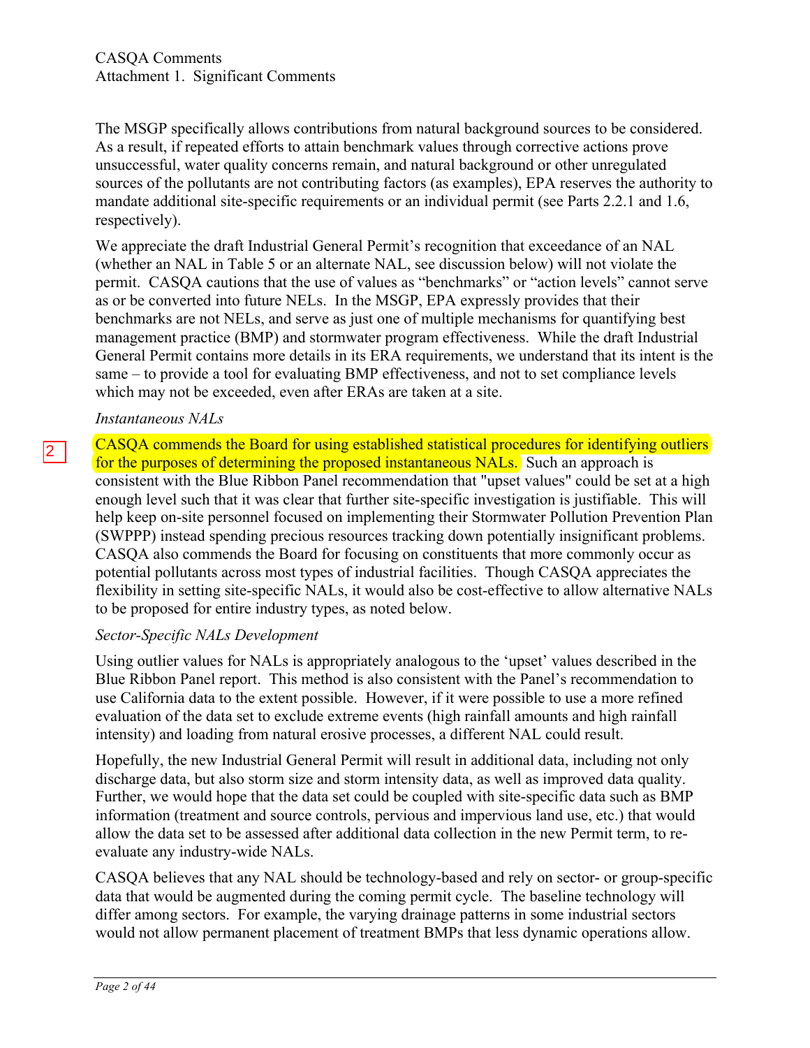The MSGP specifically allows contributions from natural background sources to be considered. As a result, if repeated efforts to attain benchmark values through corrective actions prove unsuccessful, water quality concerns remain, and natural background or other unregulated sources of the pollutants are not contributing factors (as examples), EPA reserves the authority to mandate additional site-specific requirements or an individual permit (see Parts 2.2.1 and 1.6, respectively).

We appreciate the draft Industrial General Permit's recognition that exceedance of an NAL (whether an NAL in Table 5 or an alternate NAL, see discussion below) will not violate the permit. CASQA cautions that the use of values as "benchmarks" or "action levels" cannot serve as or be converted into future NELs. In the MSGP, EPA expressly provides that their benchmarks are not NELs, and serve as just one of multiple mechanisms for quantifying best management practice (BMP) and stormwater program effectiveness. While the draft Industrial General Permit contains more details in its ERA requirements, we understand that its intent is the same – to provide a tool for evaluating BMP effectiveness, and not to set compliance levels which may not be exceeded, even after ERAs are taken at a site.

*Instantaneous NALs*

2

CASQA commends the Board for using established statistical procedures for identifying outliers for the purposes of determining the proposed instantaneous NALs. Such an approach is consistent with the Blue Ribbon Panel recommendation that "upset values" could be set at a high enough level such that it was clear that further site-specific investigation is justifiable. This will help keep on-site personnel focused on implementing their Stormwater Pollution Prevention Plan (SWPPP) instead spending precious resources tracking down potentially insignificant problems. CASQA also commends the Board for focusing on constituents that more commonly occur as potential pollutants across most types of industrial facilities. Though CASQA appreciates the flexibility in setting site-specific NALs, it would also be cost-effective to allow alternative NALs to be proposed for entire industry types, as noted below.

*Sector-Specific NALs Development*

Using outlier values for NALs is appropriately analogous to the 'upset' values described in the Blue Ribbon Panel report. This method is also consistent with the Panel's recommendation to use California data to the extent possible. However, if it were possible to use a more refined evaluation of the data set to exclude extreme events (high rainfall amounts and high rainfall intensity) and loading from natural erosive processes, a different NAL could result.

Hopefully, the new Industrial General Permit will result in additional data, including not only discharge data, but also storm size and storm intensity data, as well as improved data quality. Further, we would hope that the data set could be coupled with site-specific data such as BMP information (treatment and source controls, pervious and impervious land use, etc.) that would allow the data set to be assessed after additional data collection in the new Permit term, to re-evaluate any industry-wide NALs.

CASQA believes that any NAL should be technology-based and rely on sector- or group-specific data that would be augmented during the coming permit cycle. The baseline technology will differ among sectors. For example, the varying drainage patterns in some industrial sectors would not allow permanent placement of treatment BMPs that less dynamic operations allow.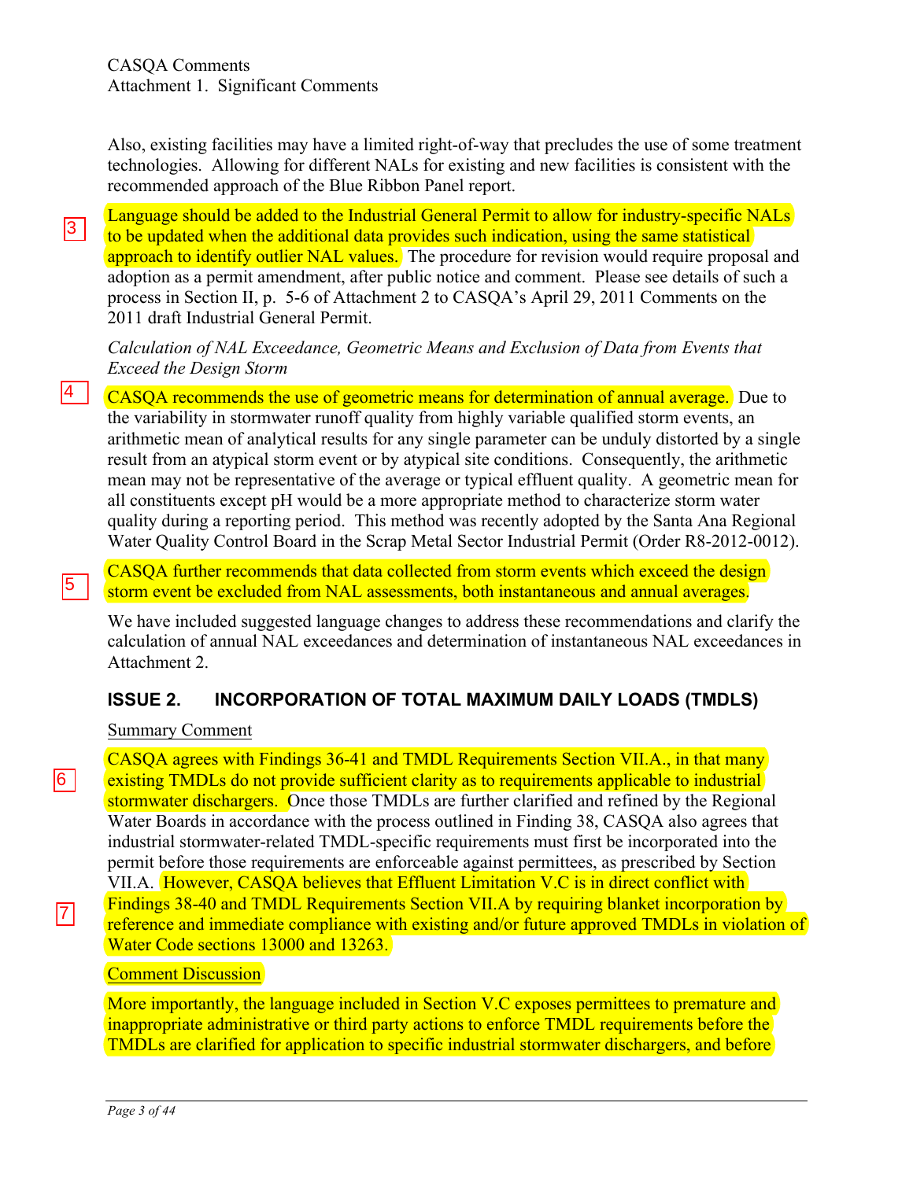Also, existing facilities may have a limited right-of-way that precludes the use of some treatment technologies. Allowing for different NALs for existing and new facilities is consistent with the recommended approach of the Blue Ribbon Panel report.

3 Language should be added to the Industrial General Permit to allow for industry-specific NALs to be updated when the additional data provides such indication, using the same statistical approach to identify outlier NAL values. The procedure for revision would require proposal and adoption as a permit amendment, after public notice and comment. Please see details of such a process in Section II, p. 5-6 of Attachment 2 to CASQA's April 29, 2011 Comments on the 2011 draft Industrial General Permit.

*Calculation of NAL Exceedance, Geometric Means and Exclusion of Data from Events that Exceed the Design Storm*

4 CASQA recommends the use of geometric means for determination of annual average. Due to the variability in stormwater runoff quality from highly variable qualified storm events, an arithmetic mean of analytical results for any single parameter can be unduly distorted by a single result from an atypical storm event or by atypical site conditions. Consequently, the arithmetic mean may not be representative of the average or typical effluent quality. A geometric mean for all constituents except pH would be a more appropriate method to characterize storm water quality during a reporting period. This method was recently adopted by the Santa Ana Regional Water Quality Control Board in the Scrap Metal Sector Industrial Permit (Order R8-2012-0012).

5 CASQA further recommends that data collected from storm events which exceed the design storm event be excluded from NAL assessments, both instantaneous and annual averages.

We have included suggested language changes to address these recommendations and clarify the calculation of annual NAL exceedances and determination of instantaneous NAL exceedances in Attachment 2.

## ISSUE 2. INCORPORATION OF TOTAL MAXIMUM DAILY LOADS (TMDLS)

Summary Comment

6 CASQA agrees with Findings 36-41 and TMDL Requirements Section VII.A., in that many existing TMDLs do not provide sufficient clarity as to requirements applicable to industrial stormwater dischargers. Once those TMDLs are further clarified and refined by the Regional Water Boards in accordance with the process outlined in Finding 38, CASQA also agrees that industrial stormwater-related TMDL-specific requirements must first be incorporated into the permit before those requirements are enforceable against permittees, as prescribed by Section VII.A. 7 However, CASQA believes that Effluent Limitation V.C is in direct conflict with Findings 38-40 and TMDL Requirements Section VII.A by requiring blanket incorporation by reference and immediate compliance with existing and/or future approved TMDLs in violation of Water Code sections 13000 and 13263.

Comment Discussion

More importantly, the language included in Section V.C exposes permittees to premature and inappropriate administrative or third party actions to enforce TMDL requirements before the TMDLs are clarified for application to specific industrial stormwater dischargers, and before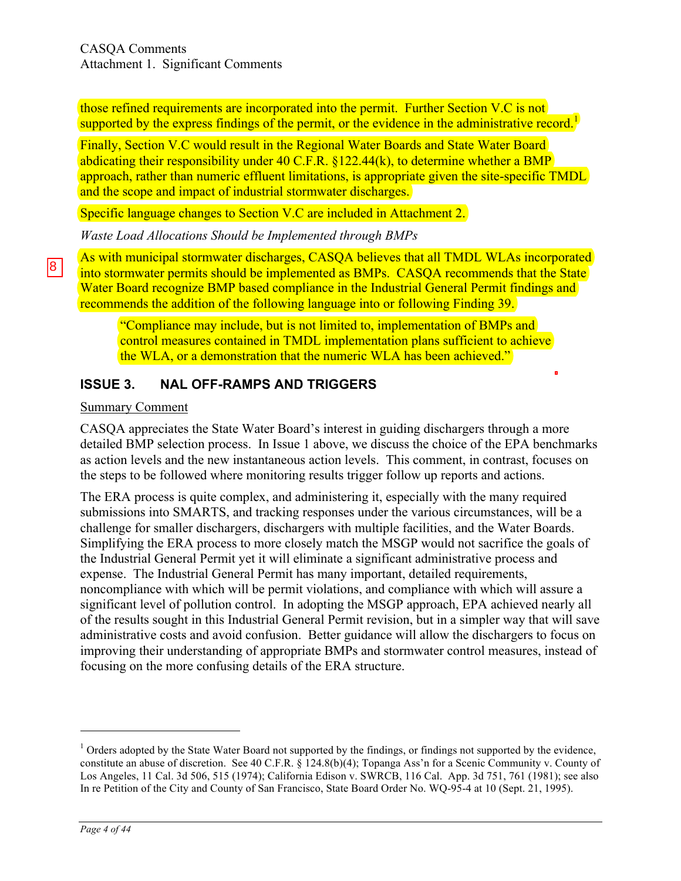those refined requirements are incorporated into the permit. Further Section V.C is not supported by the express findings of the permit, or the evidence in the administrative record.[1]

Finally, Section V.C would result in the Regional Water Boards and State Water Board abdicating their responsibility under 40 C.F.R. §122.44(k), to determine whether a BMP approach, rather than numeric effluent limitations, is appropriate given the site-specific TMDL and the scope and impact of industrial stormwater discharges.

Specific language changes to Section V.C are included in Attachment 2.

*Waste Load Allocations Should be Implemented through BMPs*

8

As with municipal stormwater discharges, CASQA believes that all TMDL WLAs incorporated into stormwater permits should be implemented as BMPs. CASQA recommends that the State Water Board recognize BMP based compliance in the Industrial General Permit findings and recommends the addition of the following language into or following Finding 39.

> "Compliance may include, but is not limited to, implementation of BMPs and control measures contained in TMDL implementation plans sufficient to achieve the WLA, or a demonstration that the numeric WLA has been achieved."

## ISSUE 3. NAL OFF-RAMPS AND TRIGGERS

Summary Comment

CASQA appreciates the State Water Board's interest in guiding dischargers through a more detailed BMP selection process. In Issue 1 above, we discuss the choice of the EPA benchmarks as action levels and the new instantaneous action levels. This comment, in contrast, focuses on the steps to be followed where monitoring results trigger follow up reports and actions.

The ERA process is quite complex, and administering it, especially with the many required submissions into SMARTS, and tracking responses under the various circumstances, will be a challenge for smaller dischargers, dischargers with multiple facilities, and the Water Boards. Simplifying the ERA process to more closely match the MSGP would not sacrifice the goals of the Industrial General Permit yet it will eliminate a significant administrative process and expense. The Industrial General Permit has many important, detailed requirements, noncompliance with which will be permit violations, and compliance with which will assure a significant level of pollution control. In adopting the MSGP approach, EPA achieved nearly all of the results sought in this Industrial General Permit revision, but in a simpler way that will save administrative costs and avoid confusion. Better guidance will allow the dischargers to focus on improving their understanding of appropriate BMPs and stormwater control measures, instead of focusing on the more confusing details of the ERA structure.

---

[1] Orders adopted by the State Water Board not supported by the findings, or findings not supported by the evidence, constitute an abuse of discretion. See 40 C.F.R. § 124.8(b)(4); Topanga Ass'n for a Scenic Community v. County of Los Angeles, 11 Cal. 3d 506, 515 (1974); California Edison v. SWRCB, 116 Cal. App. 3d 751, 761 (1981); see also In re Petition of the City and County of San Francisco, State Board Order No. WQ-95-4 at 10 (Sept. 21, 1995).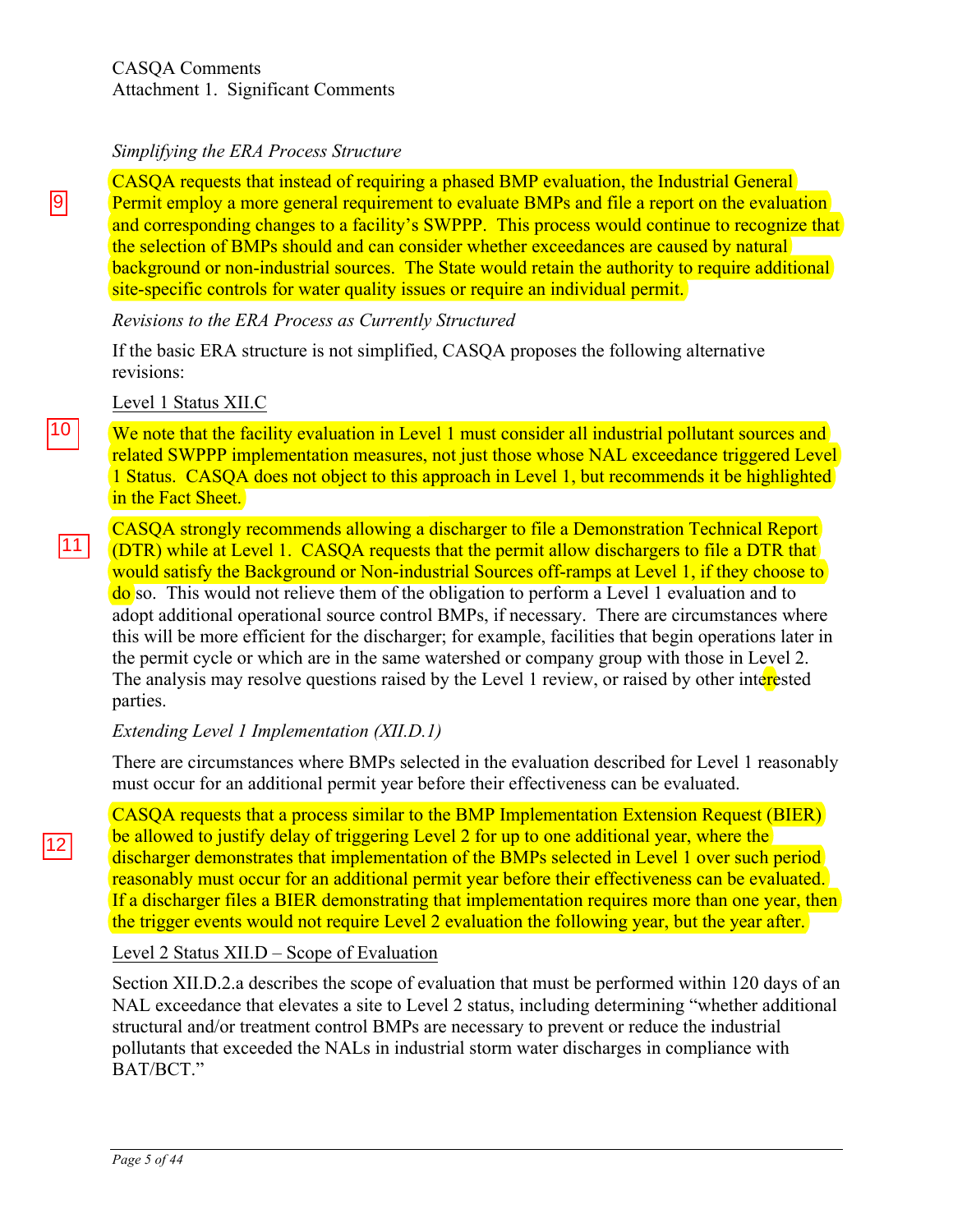*Simplifying the ERA Process Structure*

9 CASQA requests that instead of requiring a phased BMP evaluation, the Industrial General Permit employ a more general requirement to evaluate BMPs and file a report on the evaluation and corresponding changes to a facility's SWPPP. This process would continue to recognize that the selection of BMPs should and can consider whether exceedances are caused by natural background or non-industrial sources. The State would retain the authority to require additional site-specific controls for water quality issues or require an individual permit.

*Revisions to the ERA Process as Currently Structured*

If the basic ERA structure is not simplified, CASQA proposes the following alternative revisions:

Level 1 Status XII.C

10 We note that the facility evaluation in Level 1 must consider all industrial pollutant sources and related SWPPP implementation measures, not just those whose NAL exceedance triggered Level 1 Status. CASQA does not object to this approach in Level 1, but recommends it be highlighted in the Fact Sheet.

11 CASQA strongly recommends allowing a discharger to file a Demonstration Technical Report (DTR) while at Level 1. CASQA requests that the permit allow dischargers to file a DTR that would satisfy the Background or Non-industrial Sources off-ramps at Level 1, if they choose to do so. This would not relieve them of the obligation to perform a Level 1 evaluation and to adopt additional operational source control BMPs, if necessary. There are circumstances where this will be more efficient for the discharger; for example, facilities that begin operations later in the permit cycle or which are in the same watershed or company group with those in Level 2. The analysis may resolve questions raised by the Level 1 review, or raised by other interested parties.

*Extending Level 1 Implementation (XII.D.1)*

There are circumstances where BMPs selected in the evaluation described for Level 1 reasonably must occur for an additional permit year before their effectiveness can be evaluated.

12 CASQA requests that a process similar to the BMP Implementation Extension Request (BIER) be allowed to justify delay of triggering Level 2 for up to one additional year, where the discharger demonstrates that implementation of the BMPs selected in Level 1 over such period reasonably must occur for an additional permit year before their effectiveness can be evaluated. If a discharger files a BIER demonstrating that implementation requires more than one year, then the trigger events would not require Level 2 evaluation the following year, but the year after.

Level 2 Status XII.D – Scope of Evaluation

Section XII.D.2.a describes the scope of evaluation that must be performed within 120 days of an NAL exceedance that elevates a site to Level 2 status, including determining "whether additional structural and/or treatment control BMPs are necessary to prevent or reduce the industrial pollutants that exceeded the NALs in industrial storm water discharges in compliance with BAT/BCT."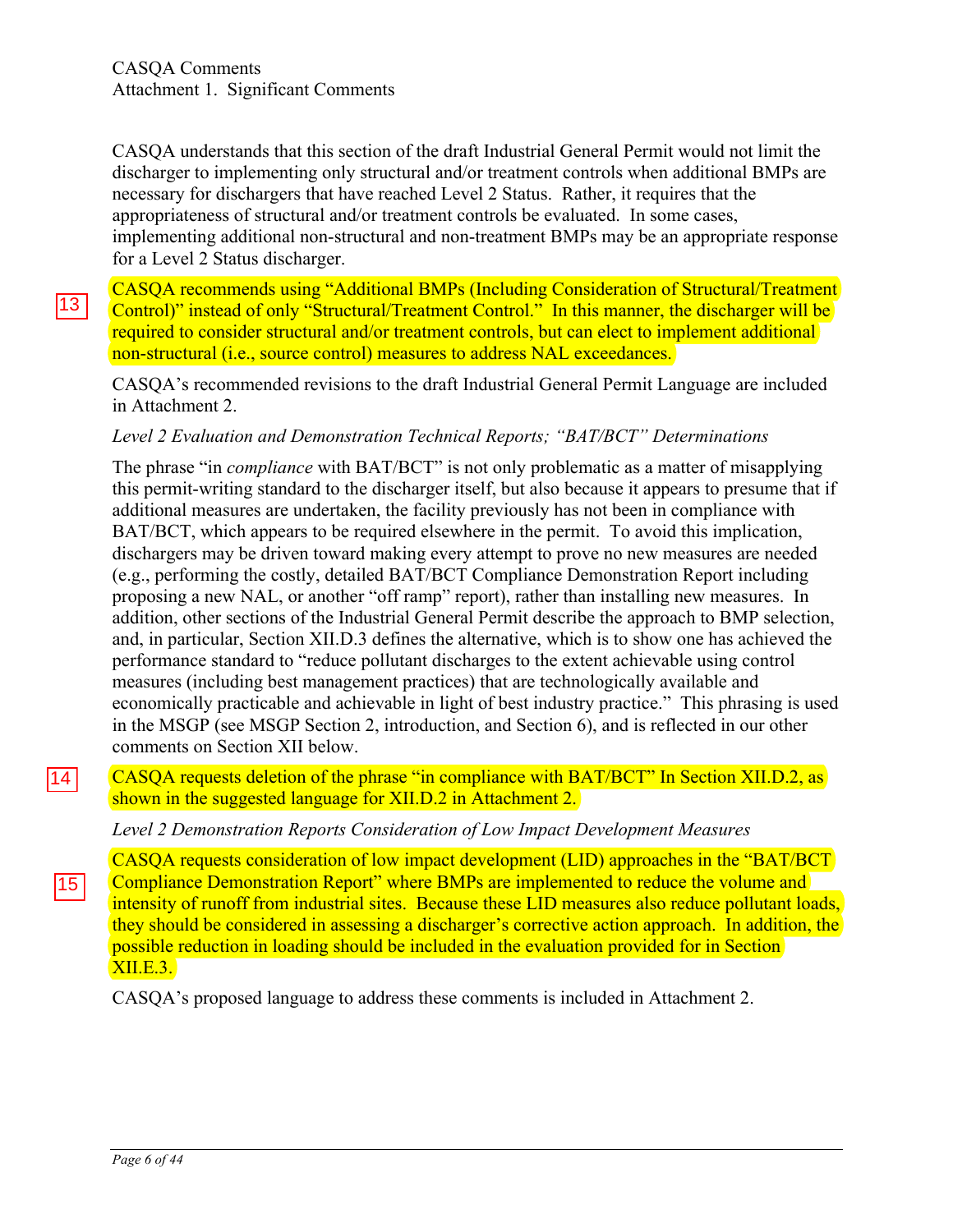CASQA understands that this section of the draft Industrial General Permit would not limit the discharger to implementing only structural and/or treatment controls when additional BMPs are necessary for dischargers that have reached Level 2 Status. Rather, it requires that the appropriateness of structural and/or treatment controls be evaluated. In some cases, implementing additional non-structural and non-treatment BMPs may be an appropriate response for a Level 2 Status discharger.

13 CASQA recommends using "Additional BMPs (Including Consideration of Structural/Treatment Control)" instead of only "Structural/Treatment Control." In this manner, the discharger will be required to consider structural and/or treatment controls, but can elect to implement additional non-structural (i.e., source control) measures to address NAL exceedances.

CASQA's recommended revisions to the draft Industrial General Permit Language are included in Attachment 2.

*Level 2 Evaluation and Demonstration Technical Reports; "BAT/BCT" Determinations*

The phrase "in *compliance* with BAT/BCT" is not only problematic as a matter of misapplying this permit-writing standard to the discharger itself, but also because it appears to presume that if additional measures are undertaken, the facility previously has not been in compliance with BAT/BCT, which appears to be required elsewhere in the permit. To avoid this implication, dischargers may be driven toward making every attempt to prove no new measures are needed (e.g., performing the costly, detailed BAT/BCT Compliance Demonstration Report including proposing a new NAL, or another "off ramp" report), rather than installing new measures. In addition, other sections of the Industrial General Permit describe the approach to BMP selection, and, in particular, Section XII.D.3 defines the alternative, which is to show one has achieved the performance standard to "reduce pollutant discharges to the extent achievable using control measures (including best management practices) that are technologically available and economically practicable and achievable in light of best industry practice." This phrasing is used in the MSGP (see MSGP Section 2, introduction, and Section 6), and is reflected in our other comments on Section XII below.

14 CASQA requests deletion of the phrase "in compliance with BAT/BCT" In Section XII.D.2, as shown in the suggested language for XII.D.2 in Attachment 2.

*Level 2 Demonstration Reports Consideration of Low Impact Development Measures*

15 CASQA requests consideration of low impact development (LID) approaches in the "BAT/BCT Compliance Demonstration Report" where BMPs are implemented to reduce the volume and intensity of runoff from industrial sites. Because these LID measures also reduce pollutant loads, they should be considered in assessing a discharger's corrective action approach. In addition, the possible reduction in loading should be included in the evaluation provided for in Section XII.E.3.

CASQA's proposed language to address these comments is included in Attachment 2.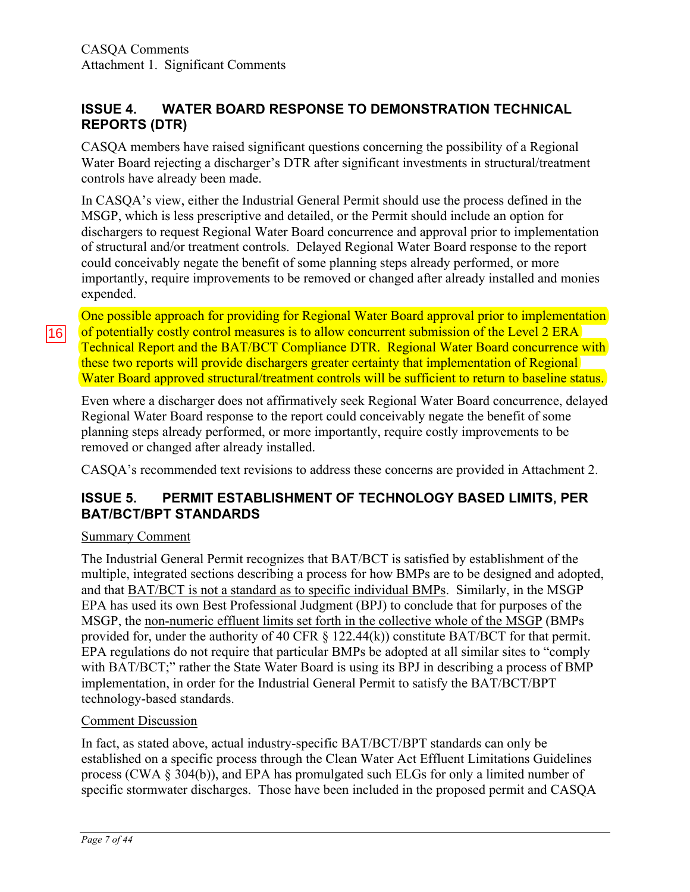## ISSUE 4. WATER BOARD RESPONSE TO DEMONSTRATION TECHNICAL REPORTS (DTR)

CASQA members have raised significant questions concerning the possibility of a Regional Water Board rejecting a discharger's DTR after significant investments in structural/treatment controls have already been made.

In CASQA's view, either the Industrial General Permit should use the process defined in the MSGP, which is less prescriptive and detailed, or the Permit should include an option for dischargers to request Regional Water Board concurrence and approval prior to implementation of structural and/or treatment controls. Delayed Regional Water Board response to the report could conceivably negate the benefit of some planning steps already performed, or more importantly, require improvements to be removed or changed after already installed and monies expended.

16

One possible approach for providing for Regional Water Board approval prior to implementation of potentially costly control measures is to allow concurrent submission of the Level 2 ERA Technical Report and the BAT/BCT Compliance DTR. Regional Water Board concurrence with these two reports will provide dischargers greater certainty that implementation of Regional Water Board approved structural/treatment controls will be sufficient to return to baseline status.

Even where a discharger does not affirmatively seek Regional Water Board concurrence, delayed Regional Water Board response to the report could conceivably negate the benefit of some planning steps already performed, or more importantly, require costly improvements to be removed or changed after already installed.

CASQA's recommended text revisions to address these concerns are provided in Attachment 2.

## ISSUE 5. PERMIT ESTABLISHMENT OF TECHNOLOGY BASED LIMITS, PER BAT/BCT/BPT STANDARDS

Summary Comment

The Industrial General Permit recognizes that BAT/BCT is satisfied by establishment of the multiple, integrated sections describing a process for how BMPs are to be designed and adopted, and that BAT/BCT is not a standard as to specific individual BMPs. Similarly, in the MSGP EPA has used its own Best Professional Judgment (BPJ) to conclude that for purposes of the MSGP, the non-numeric effluent limits set forth in the collective whole of the MSGP (BMPs provided for, under the authority of 40 CFR § 122.44(k)) constitute BAT/BCT for that permit. EPA regulations do not require that particular BMPs be adopted at all similar sites to "comply with BAT/BCT;" rather the State Water Board is using its BPJ in describing a process of BMP implementation, in order for the Industrial General Permit to satisfy the BAT/BCT/BPT technology-based standards.

Comment Discussion

In fact, as stated above, actual industry-specific BAT/BCT/BPT standards can only be established on a specific process through the Clean Water Act Effluent Limitations Guidelines process (CWA § 304(b)), and EPA has promulgated such ELGs for only a limited number of specific stormwater discharges. Those have been included in the proposed permit and CASQA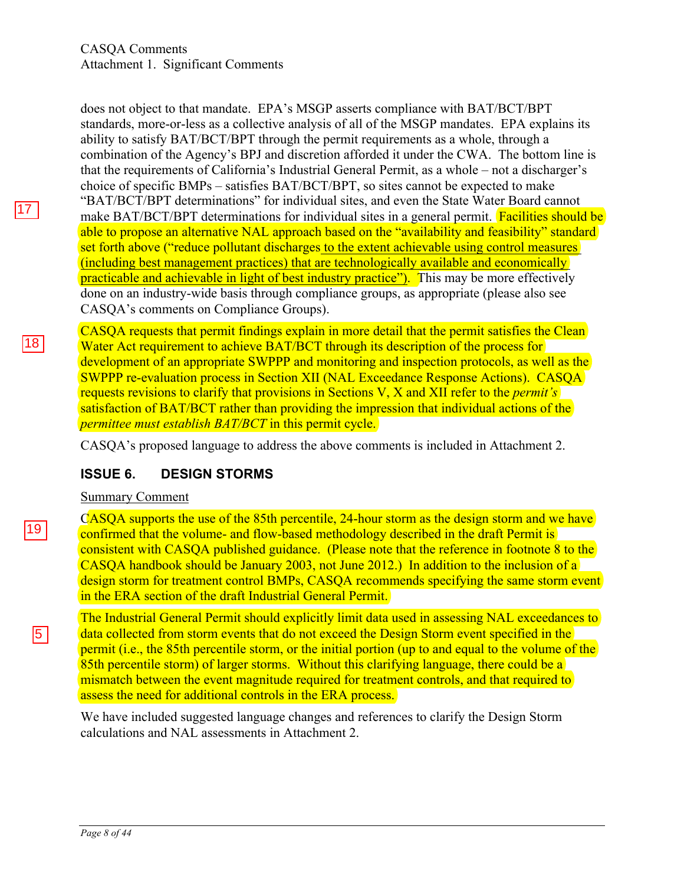does not object to that mandate. EPA's MSGP asserts compliance with BAT/BCT/BPT standards, more-or-less as a collective analysis of all of the MSGP mandates. EPA explains its ability to satisfy BAT/BCT/BPT through the permit requirements as a whole, through a combination of the Agency's BPJ and discretion afforded it under the CWA. The bottom line is that the requirements of California's Industrial General Permit, as a whole – not a discharger's choice of specific BMPs – satisfies BAT/BCT/BPT, so sites cannot be expected to make "BAT/BCT/BPT determinations" for individual sites, and even the State Water Board cannot make BAT/BCT/BPT determinations for individual sites in a general permit. Facilities should be able to propose an alternative NAL approach based on the "availability and feasibility" standard set forth above ("reduce pollutant discharges to the extent achievable using control measures (including best management practices) that are technologically available and economically practicable and achievable in light of best industry practice"). This may be more effectively done on an industry-wide basis through compliance groups, as appropriate (please also see CASQA's comments on Compliance Groups).

17

CASQA requests that permit findings explain in more detail that the permit satisfies the Clean Water Act requirement to achieve BAT/BCT through its description of the process for development of an appropriate SWPPP and monitoring and inspection protocols, as well as the SWPPP re-evaluation process in Section XII (NAL Exceedance Response Actions). CASQA requests revisions to clarify that provisions in Sections V, X and XII refer to the *permit's* satisfaction of BAT/BCT rather than providing the impression that individual actions of the *permittee must establish BAT/BCT* in this permit cycle.

18

CASQA's proposed language to address the above comments is included in Attachment 2.

## ISSUE 6. DESIGN STORMS

Summary Comment

CASQA supports the use of the 85th percentile, 24-hour storm as the design storm and we have confirmed that the volume- and flow-based methodology described in the draft Permit is consistent with CASQA published guidance. (Please note that the reference in footnote 8 to the CASQA handbook should be January 2003, not June 2012.) In addition to the inclusion of a design storm for treatment control BMPs, CASQA recommends specifying the same storm event in the ERA section of the draft Industrial General Permit.

19

The Industrial General Permit should explicitly limit data used in assessing NAL exceedances to data collected from storm events that do not exceed the Design Storm event specified in the permit (i.e., the 85th percentile storm, or the initial portion (up to and equal to the volume of the 85th percentile storm) of larger storms. Without this clarifying language, there could be a mismatch between the event magnitude required for treatment controls, and that required to assess the need for additional controls in the ERA process.

5

We have included suggested language changes and references to clarify the Design Storm calculations and NAL assessments in Attachment 2.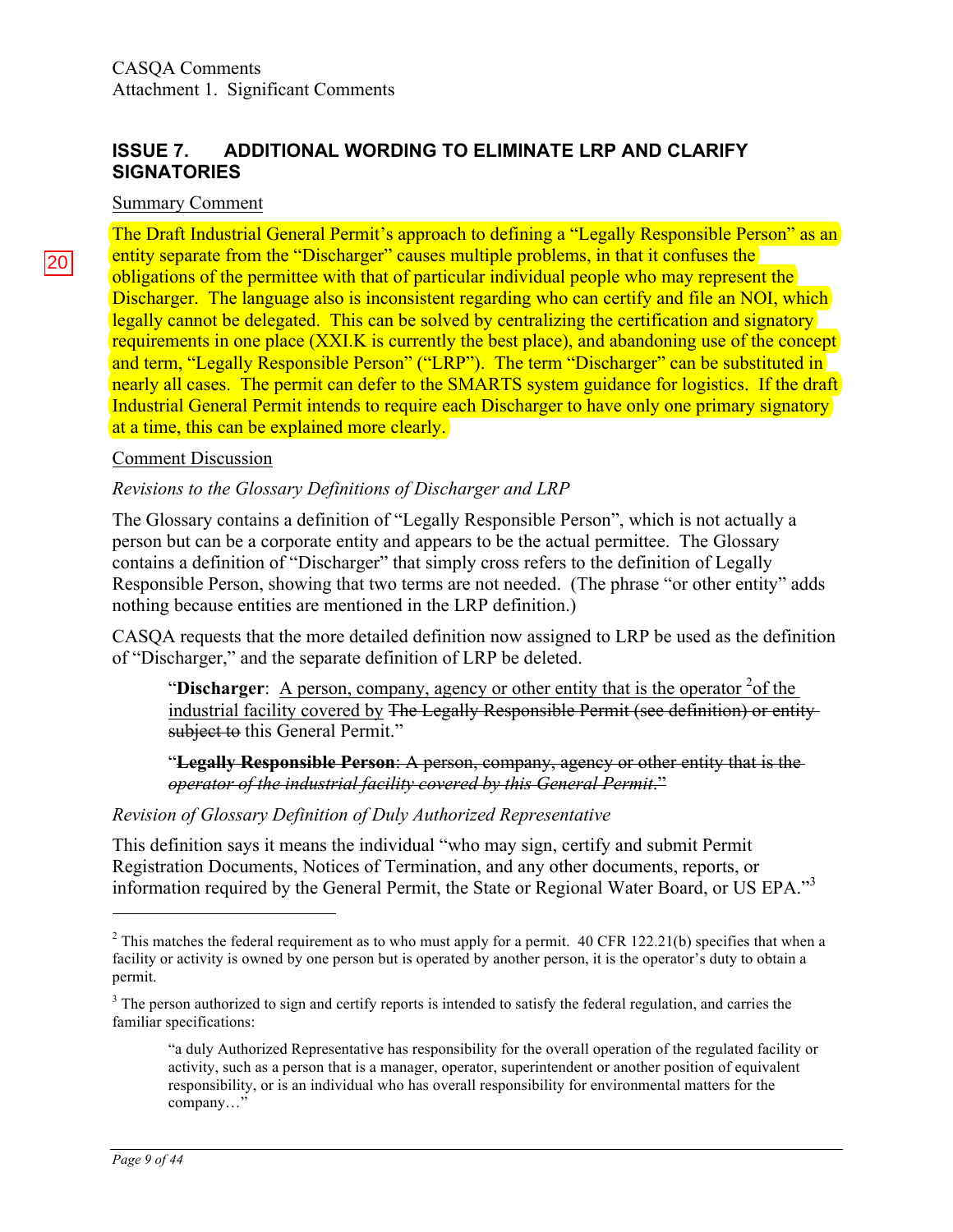CASQA Comments
Attachment 1. Significant Comments

## ISSUE 7. ADDITIONAL WORDING TO ELIMINATE LRP AND CLARIFY SIGNATORIES

Summary Comment

20

The Draft Industrial General Permit's approach to defining a "Legally Responsible Person" as an entity separate from the "Discharger" causes multiple problems, in that it confuses the obligations of the permittee with that of particular individual people who may represent the Discharger. The language also is inconsistent regarding who can certify and file an NOI, which legally cannot be delegated. This can be solved by centralizing the certification and signatory requirements in one place (XXI.K is currently the best place), and abandoning use of the concept and term, "Legally Responsible Person" ("LRP"). The term "Discharger" can be substituted in nearly all cases. The permit can defer to the SMARTS system guidance for logistics. If the draft Industrial General Permit intends to require each Discharger to have only one primary signatory at a time, this can be explained more clearly.

Comment Discussion

*Revisions to the Glossary Definitions of Discharger and LRP*

The Glossary contains a definition of "Legally Responsible Person", which is not actually a person but can be a corporate entity and appears to be the actual permittee. The Glossary contains a definition of "Discharger" that simply cross refers to the definition of Legally Responsible Person, showing that two terms are not needed. (The phrase "or other entity" adds nothing because entities are mentioned in the LRP definition.)

CASQA requests that the more detailed definition now assigned to LRP be used as the definition of "Discharger," and the separate definition of LRP be deleted.

> "**Discharger**: <u>A person, company, agency or other entity that is the operator</u> [2]<u>of the industrial facility covered by</u> ~~The Legally Responsible Permit (see definition) or entity subject to~~ this General Permit."
>
> "~~**Legally Responsible Person**: A person, company, agency or other entity that is the *operator of the industrial facility covered by this General Permit*.~~"

*Revision of Glossary Definition of Duly Authorized Representative*

This definition says it means the individual "who may sign, certify and submit Permit Registration Documents, Notices of Termination, and any other documents, reports, or information required by the General Permit, the State or Regional Water Board, or US EPA."[3]

---

[2] This matches the federal requirement as to who must apply for a permit. 40 CFR 122.21(b) specifies that when a facility or activity is owned by one person but is operated by another person, it is the operator's duty to obtain a permit.

[3] The person authorized to sign and certify reports is intended to satisfy the federal regulation, and carries the familiar specifications:

> "a duly Authorized Representative has responsibility for the overall operation of the regulated facility or activity, such as a person that is a manager, operator, superintendent or another position of equivalent responsibility, or is an individual who has overall responsibility for environmental matters for the company…"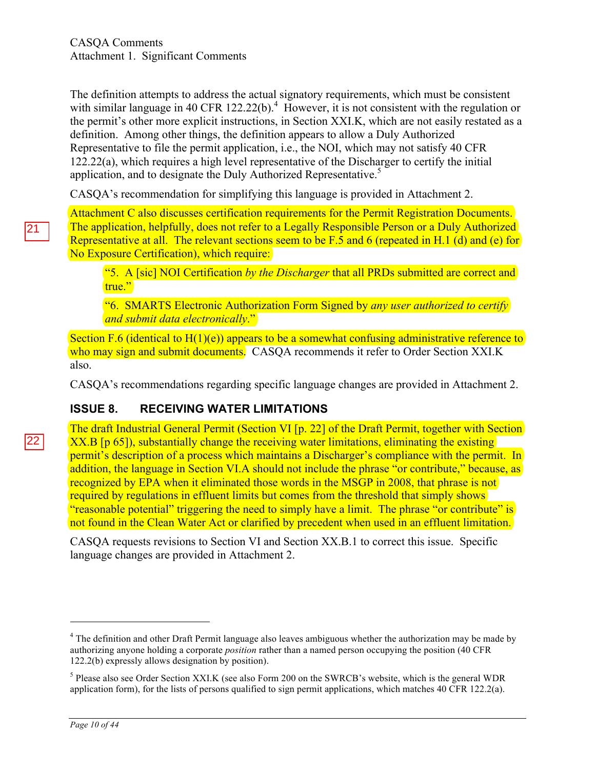CASQA Comments
Attachment 1. Significant Comments

The definition attempts to address the actual signatory requirements, which must be consistent with similar language in 40 CFR 122.22(b).[4] However, it is not consistent with the regulation or the permit's other more explicit instructions, in Section XXI.K, which are not easily restated as a definition. Among other things, the definition appears to allow a Duly Authorized Representative to file the permit application, i.e., the NOI, which may not satisfy 40 CFR 122.22(a), which requires a high level representative of the Discharger to certify the initial application, and to designate the Duly Authorized Representative.[5]

CASQA's recommendation for simplifying this language is provided in Attachment 2.

21

Attachment C also discusses certification requirements for the Permit Registration Documents. The application, helpfully, does not refer to a Legally Responsible Person or a Duly Authorized Representative at all. The relevant sections seem to be F.5 and 6 (repeated in H.1 (d) and (e) for No Exposure Certification), which require:

> "5. A [sic] NOI Certification *by the Discharger* that all PRDs submitted are correct and true."
>
> "6. SMARTS Electronic Authorization Form Signed by *any user authorized to certify and submit data electronically*."

Section F.6 (identical to H(1)(e)) appears to be a somewhat confusing administrative reference to who may sign and submit documents. CASQA recommends it refer to Order Section XXI.K also.

CASQA's recommendations regarding specific language changes are provided in Attachment 2.

## ISSUE 8. RECEIVING WATER LIMITATIONS

22

The draft Industrial General Permit (Section VI [p. 22] of the Draft Permit, together with Section XX.B [p 65]), substantially change the receiving water limitations, eliminating the existing permit's description of a process which maintains a Discharger's compliance with the permit. In addition, the language in Section VI.A should not include the phrase "or contribute," because, as recognized by EPA when it eliminated those words in the MSGP in 2008, that phrase is not required by regulations in effluent limits but comes from the threshold that simply shows "reasonable potential" triggering the need to simply have a limit. The phrase "or contribute" is not found in the Clean Water Act or clarified by precedent when used in an effluent limitation.

CASQA requests revisions to Section VI and Section XX.B.1 to correct this issue. Specific language changes are provided in Attachment 2.

---

[4] The definition and other Draft Permit language also leaves ambiguous whether the authorization may be made by authorizing anyone holding a corporate *position* rather than a named person occupying the position (40 CFR 122.2(b) expressly allows designation by position).

[5] Please also see Order Section XXI.K (see also Form 200 on the SWRCB's website, which is the general WDR application form), for the lists of persons qualified to sign permit applications, which matches 40 CFR 122.2(a).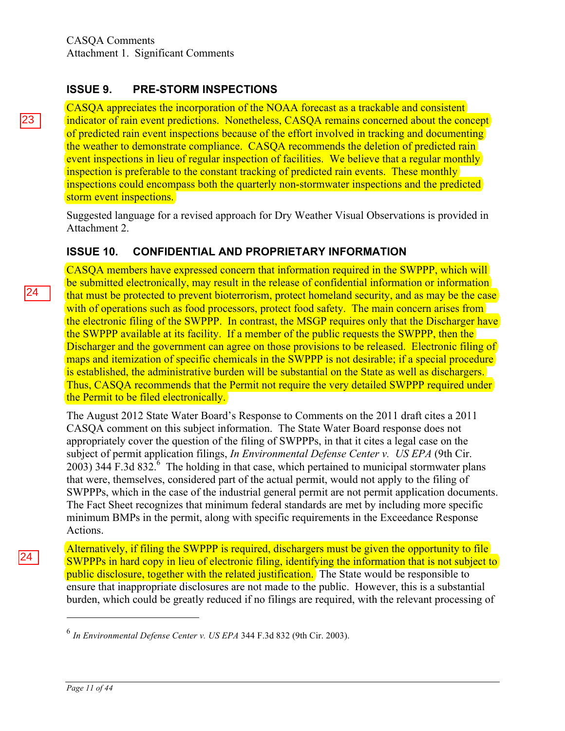## ISSUE 9. PRE-STORM INSPECTIONS

23

CASQA appreciates the incorporation of the NOAA forecast as a trackable and consistent indicator of rain event predictions. Nonetheless, CASQA remains concerned about the concept of predicted rain event inspections because of the effort involved in tracking and documenting the weather to demonstrate compliance. CASQA recommends the deletion of predicted rain event inspections in lieu of regular inspection of facilities. We believe that a regular monthly inspection is preferable to the constant tracking of predicted rain events. These monthly inspections could encompass both the quarterly non-stormwater inspections and the predicted storm event inspections.

Suggested language for a revised approach for Dry Weather Visual Observations is provided in Attachment 2.

## ISSUE 10. CONFIDENTIAL AND PROPRIETARY INFORMATION

24

CASQA members have expressed concern that information required in the SWPPP, which will be submitted electronically, may result in the release of confidential information or information that must be protected to prevent bioterrorism, protect homeland security, and as may be the case with of operations such as food processors, protect food safety. The main concern arises from the electronic filing of the SWPPP. In contrast, the MSGP requires only that the Discharger have the SWPPP available at its facility. If a member of the public requests the SWPPP, then the Discharger and the government can agree on those provisions to be released. Electronic filing of maps and itemization of specific chemicals in the SWPPP is not desirable; if a special procedure is established, the administrative burden will be substantial on the State as well as dischargers. Thus, CASQA recommends that the Permit not require the very detailed SWPPP required under the Permit to be filed electronically.

The August 2012 State Water Board's Response to Comments on the 2011 draft cites a 2011 CASQA comment on this subject information. The State Water Board response does not appropriately cover the question of the filing of SWPPPs, in that it cites a legal case on the subject of permit application filings, *In Environmental Defense Center v. US EPA* (9th Cir. 2003) 344 F.3d 832.[6] The holding in that case, which pertained to municipal stormwater plans that were, themselves, considered part of the actual permit, would not apply to the filing of SWPPPs, which in the case of the industrial general permit are not permit application documents. The Fact Sheet recognizes that minimum federal standards are met by including more specific minimum BMPs in the permit, along with specific requirements in the Exceedance Response Actions.

24

Alternatively, if filing the SWPPP is required, dischargers must be given the opportunity to file SWPPPs in hard copy in lieu of electronic filing, identifying the information that is not subject to public disclosure, together with the related justification. The State would be responsible to ensure that inappropriate disclosures are not made to the public. However, this is a substantial burden, which could be greatly reduced if no filings are required, with the relevant processing of

[6] *In Environmental Defense Center v. US EPA* 344 F.3d 832 (9th Cir. 2003).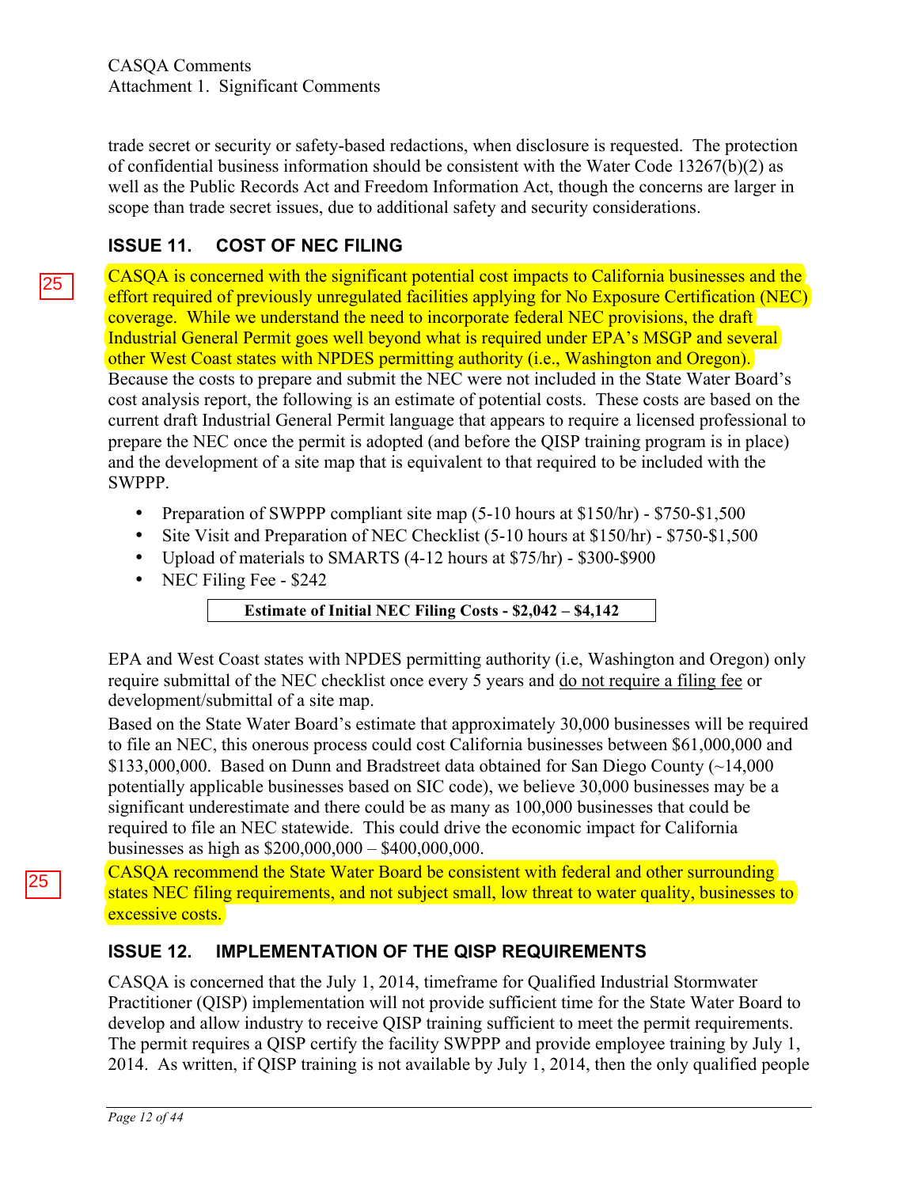trade secret or security or safety-based redactions, when disclosure is requested. The protection of confidential business information should be consistent with the Water Code 13267(b)(2) as well as the Public Records Act and Freedom Information Act, though the concerns are larger in scope than trade secret issues, due to additional safety and security considerations.

## ISSUE 11. COST OF NEC FILING

25

CASQA is concerned with the significant potential cost impacts to California businesses and the effort required of previously unregulated facilities applying for No Exposure Certification (NEC) coverage. While we understand the need to incorporate federal NEC provisions, the draft Industrial General Permit goes well beyond what is required under EPA's MSGP and several other West Coast states with NPDES permitting authority (i.e., Washington and Oregon). Because the costs to prepare and submit the NEC were not included in the State Water Board's cost analysis report, the following is an estimate of potential costs. These costs are based on the current draft Industrial General Permit language that appears to require a licensed professional to prepare the NEC once the permit is adopted (and before the QISP training program is in place) and the development of a site map that is equivalent to that required to be included with the SWPPP.

- Preparation of SWPPP compliant site map (5-10 hours at $150/hr) - $750-$1,500
- Site Visit and Preparation of NEC Checklist (5-10 hours at $150/hr) - $750-$1,500
- Upload of materials to SMARTS (4-12 hours at $75/hr) - $300-$900
- NEC Filing Fee - $242

**Estimate of Initial NEC Filing Costs - $2,042 – $4,142**

EPA and West Coast states with NPDES permitting authority (i.e, Washington and Oregon) only require submittal of the NEC checklist once every 5 years and do not require a filing fee or development/submittal of a site map.

Based on the State Water Board's estimate that approximately 30,000 businesses will be required to file an NEC, this onerous process could cost California businesses between $61,000,000 and $133,000,000. Based on Dunn and Bradstreet data obtained for San Diego County (~14,000 potentially applicable businesses based on SIC code), we believe 30,000 businesses may be a significant underestimate and there could be as many as 100,000 businesses that could be required to file an NEC statewide. This could drive the economic impact for California businesses as high as $200,000,000 – $400,000,000.

25

CASQA recommend the State Water Board be consistent with federal and other surrounding states NEC filing requirements, and not subject small, low threat to water quality, businesses to excessive costs.

## ISSUE 12. IMPLEMENTATION OF THE QISP REQUIREMENTS

CASQA is concerned that the July 1, 2014, timeframe for Qualified Industrial Stormwater Practitioner (QISP) implementation will not provide sufficient time for the State Water Board to develop and allow industry to receive QISP training sufficient to meet the permit requirements. The permit requires a QISP certify the facility SWPPP and provide employee training by July 1, 2014. As written, if QISP training is not available by July 1, 2014, then the only qualified people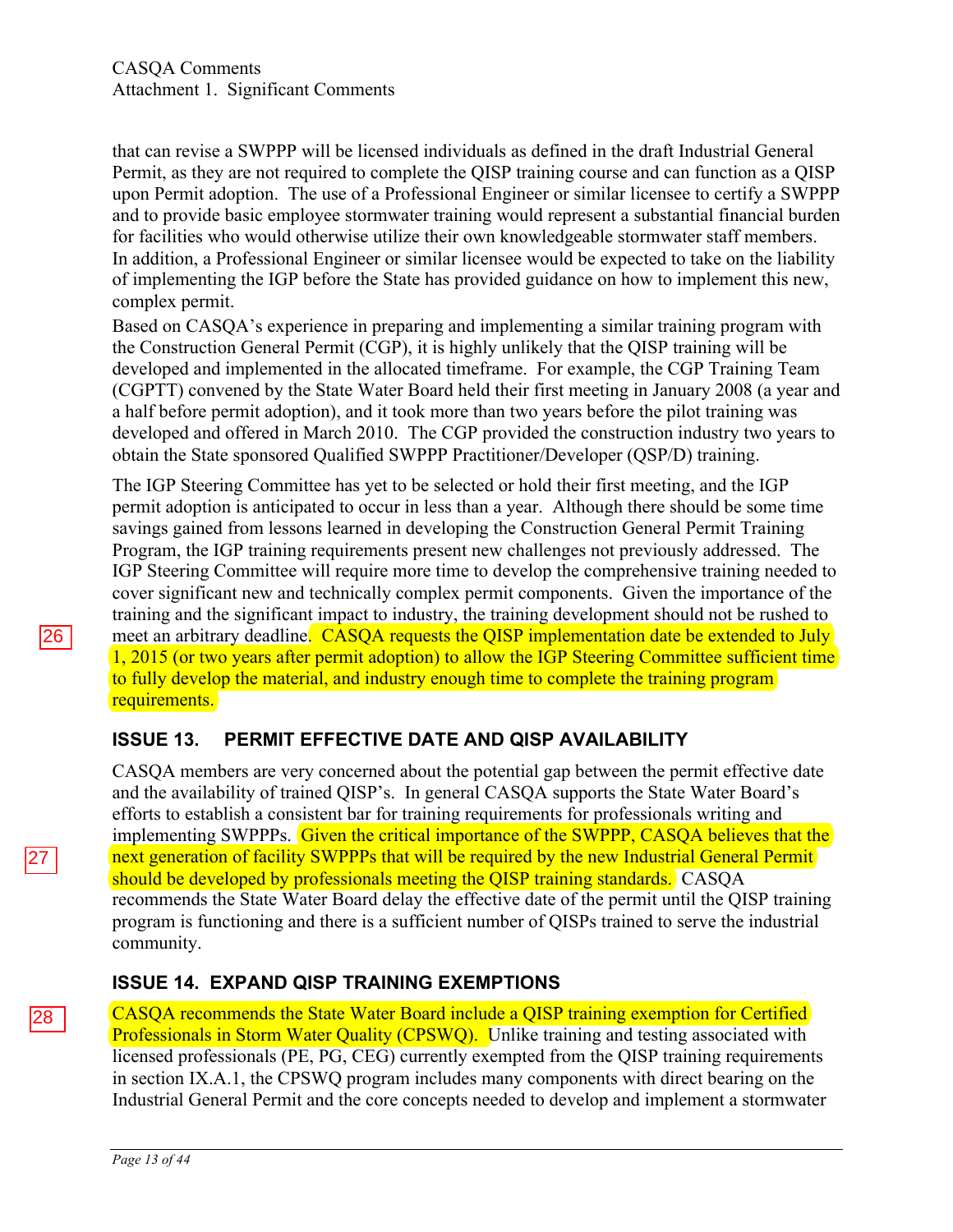that can revise a SWPPP will be licensed individuals as defined in the draft Industrial General Permit, as they are not required to complete the QISP training course and can function as a QISP upon Permit adoption. The use of a Professional Engineer or similar licensee to certify a SWPPP and to provide basic employee stormwater training would represent a substantial financial burden for facilities who would otherwise utilize their own knowledgeable stormwater staff members. In addition, a Professional Engineer or similar licensee would be expected to take on the liability of implementing the IGP before the State has provided guidance on how to implement this new, complex permit.

Based on CASQA's experience in preparing and implementing a similar training program with the Construction General Permit (CGP), it is highly unlikely that the QISP training will be developed and implemented in the allocated timeframe. For example, the CGP Training Team (CGPTT) convened by the State Water Board held their first meeting in January 2008 (a year and a half before permit adoption), and it took more than two years before the pilot training was developed and offered in March 2010. The CGP provided the construction industry two years to obtain the State sponsored Qualified SWPPP Practitioner/Developer (QSP/D) training.

The IGP Steering Committee has yet to be selected or hold their first meeting, and the IGP permit adoption is anticipated to occur in less than a year. Although there should be some time savings gained from lessons learned in developing the Construction General Permit Training Program, the IGP training requirements present new challenges not previously addressed. The IGP Steering Committee will require more time to develop the comprehensive training needed to cover significant new and technically complex permit components. Given the importance of the training and the significant impact to industry, the training development should not be rushed to meet an arbitrary deadline. CASQA requests the QISP implementation date be extended to July 1, 2015 (or two years after permit adoption) to allow the IGP Steering Committee sufficient time to fully develop the material, and industry enough time to complete the training program requirements.

26

## ISSUE 13. PERMIT EFFECTIVE DATE AND QISP AVAILABILITY

CASQA members are very concerned about the potential gap between the permit effective date and the availability of trained QISP's. In general CASQA supports the State Water Board's efforts to establish a consistent bar for training requirements for professionals writing and implementing SWPPPs. Given the critical importance of the SWPPP, CASQA believes that the next generation of facility SWPPPs that will be required by the new Industrial General Permit should be developed by professionals meeting the QISP training standards. CASQA recommends the State Water Board delay the effective date of the permit until the QISP training program is functioning and there is a sufficient number of QISPs trained to serve the industrial community.

27

## ISSUE 14. EXPAND QISP TRAINING EXEMPTIONS

28

CASQA recommends the State Water Board include a QISP training exemption for Certified Professionals in Storm Water Quality (CPSWQ). Unlike training and testing associated with licensed professionals (PE, PG, CEG) currently exempted from the QISP training requirements in section IX.A.1, the CPSWQ program includes many components with direct bearing on the Industrial General Permit and the core concepts needed to develop and implement a stormwater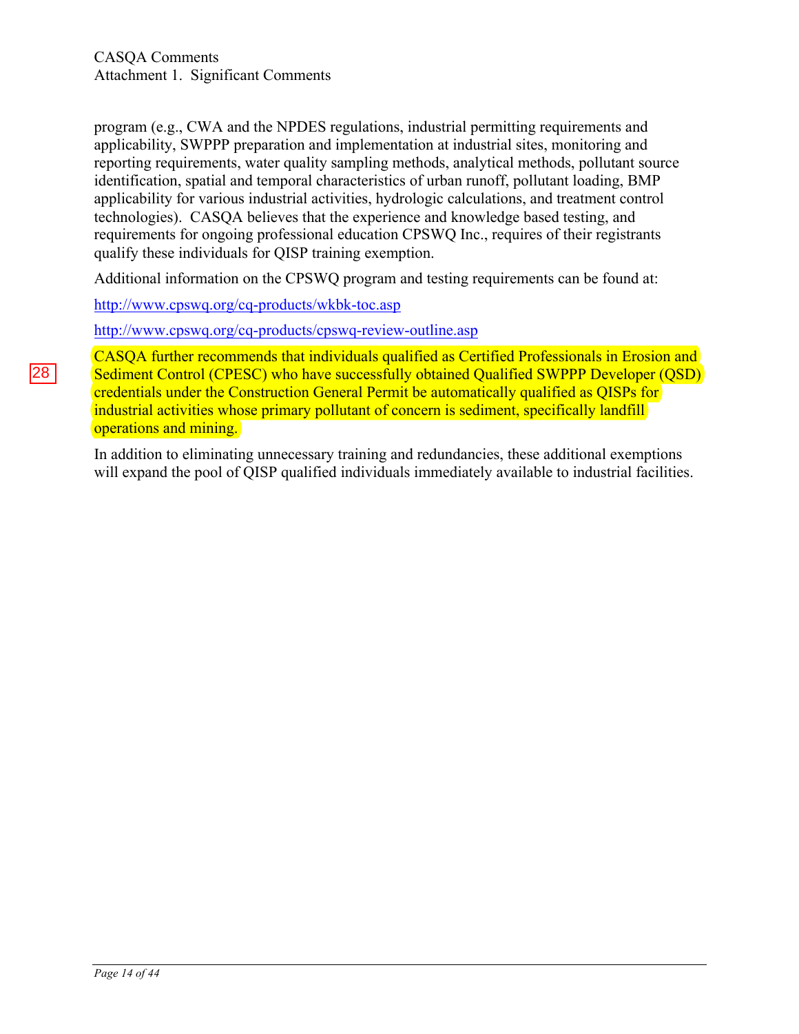program (e.g., CWA and the NPDES regulations, industrial permitting requirements and applicability, SWPPP preparation and implementation at industrial sites, monitoring and reporting requirements, water quality sampling methods, analytical methods, pollutant source identification, spatial and temporal characteristics of urban runoff, pollutant loading, BMP applicability for various industrial activities, hydrologic calculations, and treatment control technologies). CASQA believes that the experience and knowledge based testing, and requirements for ongoing professional education CPSWQ Inc., requires of their registrants qualify these individuals for QISP training exemption.

Additional information on the CPSWQ program and testing requirements can be found at:

http://www.cpswq.org/cq-products/wkbk-toc.asp

http://www.cpswq.org/cq-products/cpswq-review-outline.asp

28

CASQA further recommends that individuals qualified as Certified Professionals in Erosion and Sediment Control (CPESC) who have successfully obtained Qualified SWPPP Developer (QSD) credentials under the Construction General Permit be automatically qualified as QISPs for industrial activities whose primary pollutant of concern is sediment, specifically landfill operations and mining.

In addition to eliminating unnecessary training and redundancies, these additional exemptions will expand the pool of QISP qualified individuals immediately available to industrial facilities.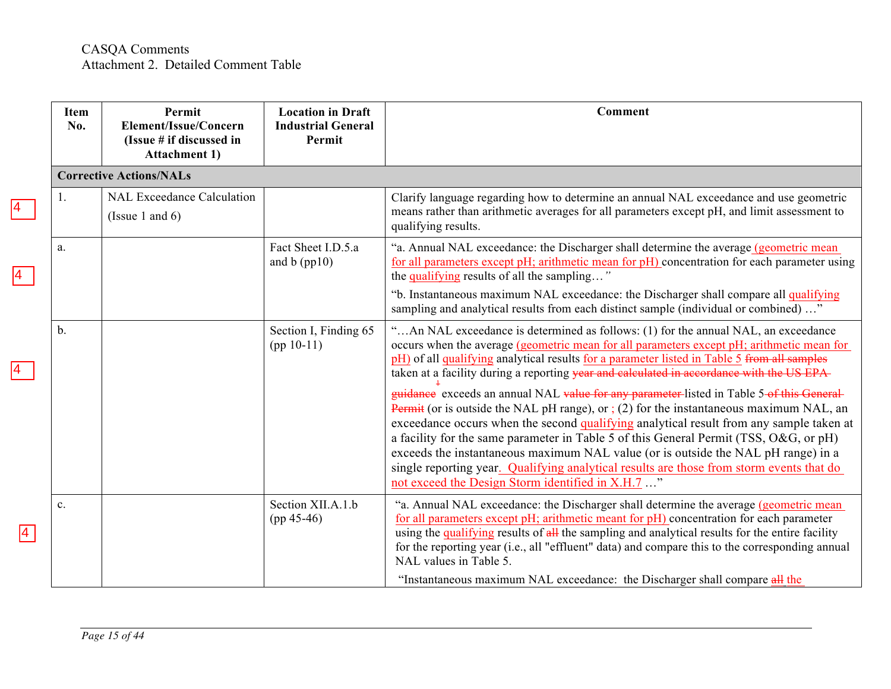CASQA Comments
Attachment 2. Detailed Comment Table

| Item No. | Permit Element/Issue/Concern (Issue # if discussed in Attachment 1) | Location in Draft Industrial General Permit | Comment |
|---|---|---|---|
| **Corrective Actions/NALs** | | | |
| 1. | NAL Exceedance Calculation (Issue 1 and 6) | | Clarify language regarding how to determine an annual NAL exceedance and use geometric means rather than arithmetic averages for all parameters except pH, and limit assessment to qualifying results. |
| a. | | Fact Sheet I.D.5.a and b (pp10) | "a. Annual NAL exceedance: the Discharger shall determine the average (geometric mean for all parameters except pH; arithmetic mean for pH) concentration for each parameter using the qualifying results of all the sampling…" "b. Instantaneous maximum NAL exceedance: the Discharger shall compare all qualifying sampling and analytical results from each distinct sample (individual or combined) …" |
| b. | | Section I, Finding 65 (pp 10-11) | "…An NAL exceedance is determined as follows: (1) for the annual NAL, an exceedance occurs when the average (geometric mean for all parameters except pH; arithmetic mean for pH) of all qualifying analytical results for a parameter listed in Table 5 ~~from all samples~~ taken at a facility during a reporting ~~year and calculated in accordance with the US EPA guidance~~[1] exceeds an annual NAL ~~value for any parameter~~ listed in Table 5 ~~of this General Permit~~ (or is outside the NAL pH range), or ; (2) for the instantaneous maximum NAL, an exceedance occurs when the second qualifying analytical result from any sample taken at a facility for the same parameter in Table 5 of this General Permit (TSS, O&G, or pH) exceeds the instantaneous maximum NAL value (or is outside the NAL pH range) in a single reporting year. Qualifying analytical results are those from storm events that do not exceed the Design Storm identified in X.H.7 …" |
| c. | | Section XII.A.1.b (pp 45-46) | "a. Annual NAL exceedance: the Discharger shall determine the average (geometric mean for all parameters except pH; arithmetic meant for pH) concentration for each parameter using the qualifying results of ~~all~~ the sampling and analytical results for the entire facility for the reporting year (i.e., all "effluent" data) and compare this to the corresponding annual NAL values in Table 5. "Instantaneous maximum NAL exceedance: the Discharger shall compare ~~all~~ the |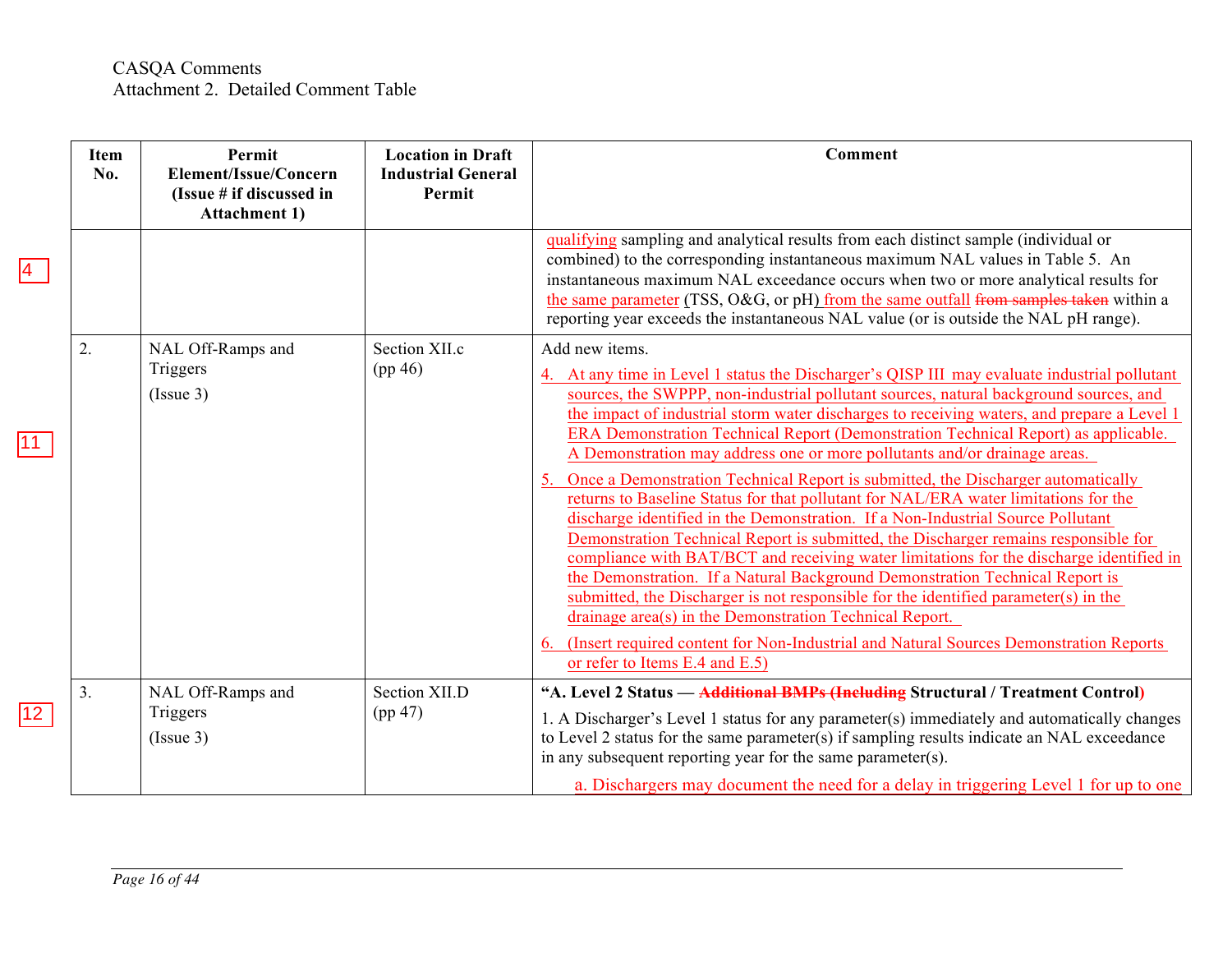CASQA Comments
Attachment 2. Detailed Comment Table

| Item No. | Permit Element/Issue/Concern (Issue # if discussed in Attachment 1) | Location in Draft Industrial General Permit | Comment |
|---|---|---|---|
| | | | qualifying sampling and analytical results from each distinct sample (individual or combined) to the corresponding instantaneous maximum NAL values in Table 5. An instantaneous maximum NAL exceedance occurs when two or more analytical results for the same parameter (TSS, O&G, or pH) from the same outfall ~~from samples taken~~ within a reporting year exceeds the instantaneous NAL value (or is outside the NAL pH range). |
| 2. | NAL Off-Ramps and Triggers (Issue 3) | Section XII.c (pp 46) | Add new items.<br>4. At any time in Level 1 status the Discharger's QISP III may evaluate industrial pollutant sources, the SWPPP, non-industrial pollutant sources, natural background sources, and the impact of industrial storm water discharges to receiving waters, and prepare a Level 1 ERA Demonstration Technical Report (Demonstration Technical Report) as applicable. A Demonstration may address one or more pollutants and/or drainage areas.<br>5. Once a Demonstration Technical Report is submitted, the Discharger automatically returns to Baseline Status for that pollutant for NAL/ERA water limitations for the discharge identified in the Demonstration. If a Non-Industrial Source Pollutant Demonstration Technical Report is submitted, the Discharger remains responsible for compliance with BAT/BCT and receiving water limitations for the discharge identified in the Demonstration. If a Natural Background Demonstration Technical Report is submitted, the Discharger is not responsible for the identified parameter(s) in the drainage area(s) in the Demonstration Technical Report.<br>6. (Insert required content for Non-Industrial and Natural Sources Demonstration Reports or refer to Items E.4 and E.5) |
| 3. | NAL Off-Ramps and Triggers (Issue 3) | Section XII.D (pp 47) | **"A. Level 2 Status — ~~Additional BMPs (Including~~ Structural / Treatment Control)**<br>1. A Discharger's Level 1 status for any parameter(s) immediately and automatically changes to Level 2 status for the same parameter(s) if sampling results indicate an NAL exceedance in any subsequent reporting year for the same parameter(s).<br>a. Dischargers may document the need for a delay in triggering Level 1 for up to one |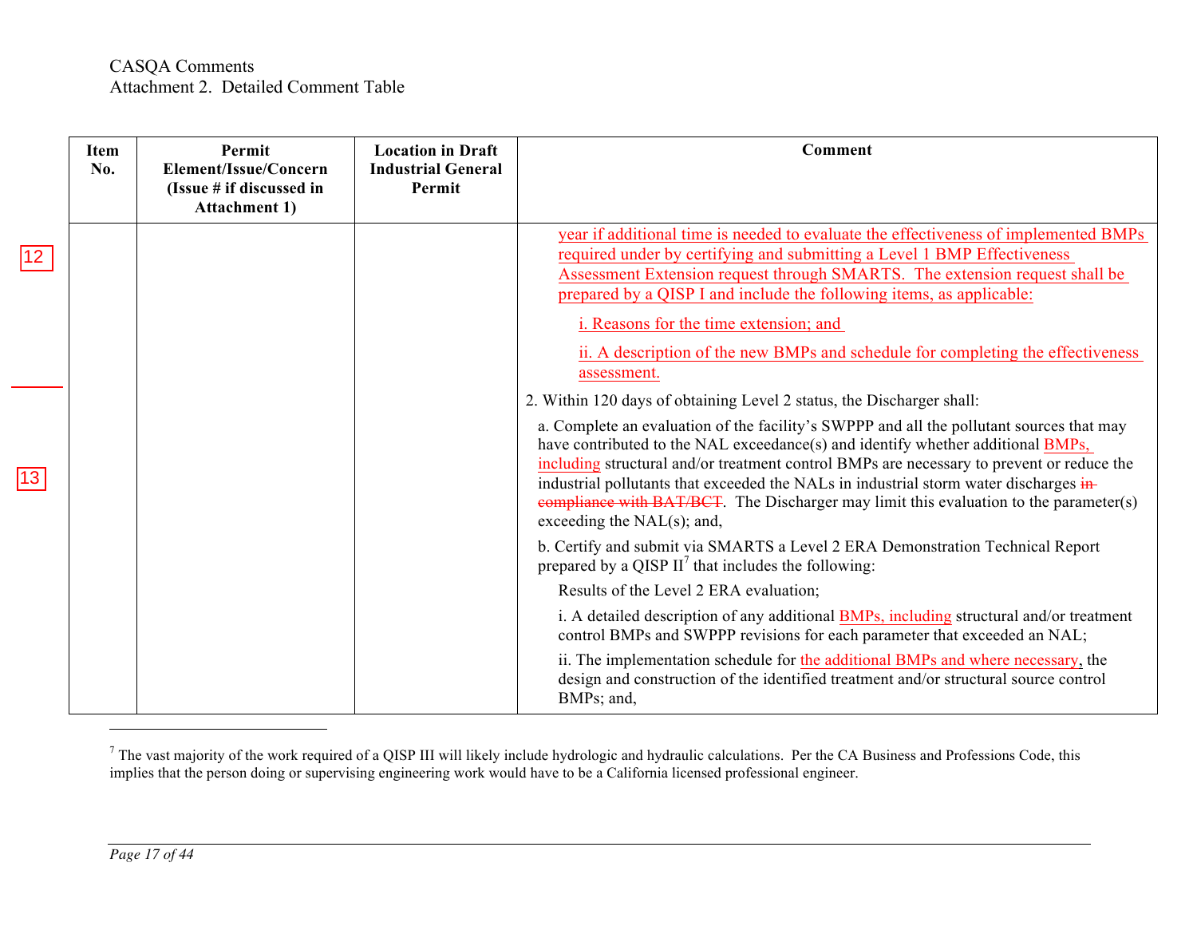CASQA Comments
Attachment 2. Detailed Comment Table

| Item No. | Permit Element/Issue/Concern (Issue # if discussed in Attachment 1) | Location in Draft Industrial General Permit | Comment |
|---|---|---|---|
| 12 | | | year if additional time is needed to evaluate the effectiveness of implemented BMPs required under by certifying and submitting a Level 1 BMP Effectiveness Assessment Extension request through SMARTS. The extension request shall be prepared by a QISP I and include the following items, as applicable:<br><br>i. Reasons for the time extension; and<br><br>ii. A description of the new BMPs and schedule for completing the effectiveness assessment. |
| 13 | | | 2. Within 120 days of obtaining Level 2 status, the Discharger shall:<br><br>a. Complete an evaluation of the facility's SWPPP and all the pollutant sources that may have contributed to the NAL exceedance(s) and identify whether additional BMPs, including structural and/or treatment control BMPs are necessary to prevent or reduce the industrial pollutants that exceeded the NALs in industrial storm water discharges ~~in compliance with BAT/BCT~~. The Discharger may limit this evaluation to the parameter(s) exceeding the NAL(s); and,<br><br>b. Certify and submit via SMARTS a Level 2 ERA Demonstration Technical Report prepared by a QISP II[7] that includes the following:<br><br>Results of the Level 2 ERA evaluation;<br><br>i. A detailed description of any additional BMPs, including structural and/or treatment control BMPs and SWPPP revisions for each parameter that exceeded an NAL;<br><br>ii. The implementation schedule for the additional BMPs and where necessary, the design and construction of the identified treatment and/or structural source control BMPs; and, |

[7] The vast majority of the work required of a QISP III will likely include hydrologic and hydraulic calculations. Per the CA Business and Professions Code, this implies that the person doing or supervising engineering work would have to be a California licensed professional engineer.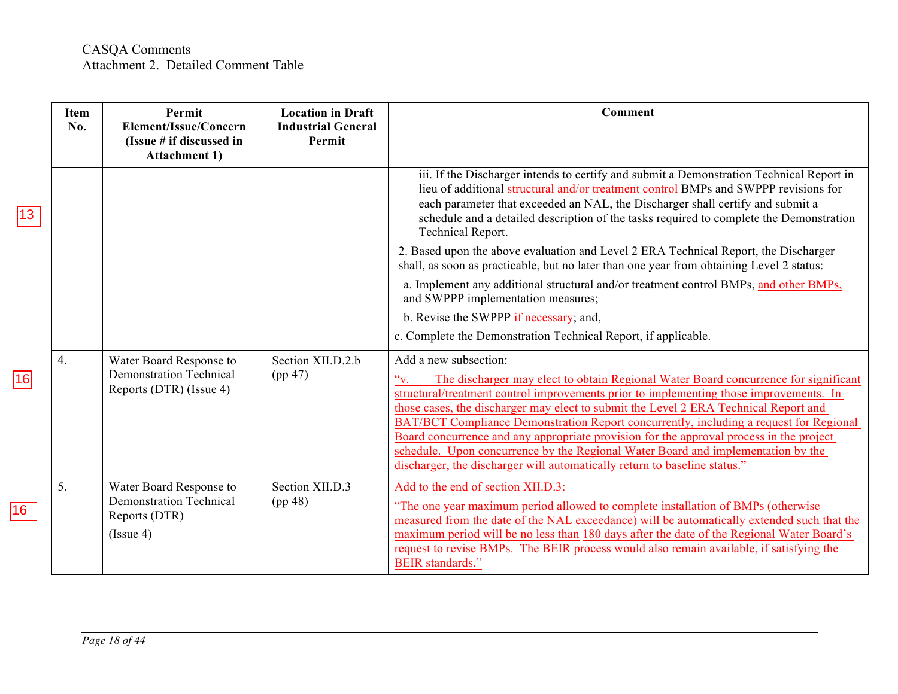CASQA Comments
Attachment 2. Detailed Comment Table

| Item No. | Permit Element/Issue/Concern (Issue # if discussed in Attachment 1) | Location in Draft Industrial General Permit | Comment |
|---|---|---|---|
| | | | iii. If the Discharger intends to certify and submit a Demonstration Technical Report in lieu of additional ~~structural and/or treatment control~~ BMPs and SWPPP revisions for each parameter that exceeded an NAL, the Discharger shall certify and submit a schedule and a detailed description of the tasks required to complete the Demonstration Technical Report.<br><br>2. Based upon the above evaluation and Level 2 ERA Technical Report, the Discharger shall, as soon as practicable, but no later than one year from obtaining Level 2 status:<br><br>a. Implement any additional structural and/or treatment control BMPs, and other BMPs, and SWPPP implementation measures;<br><br>b. Revise the SWPPP if necessary; and,<br><br>c. Complete the Demonstration Technical Report, if applicable. |
| 4. | Water Board Response to Demonstration Technical Reports (DTR) (Issue 4) | Section XII.D.2.b (pp 47) | Add a new subsection:<br><br>"v. The discharger may elect to obtain Regional Water Board concurrence for significant structural/treatment control improvements prior to implementing those improvements. In those cases, the discharger may elect to submit the Level 2 ERA Technical Report and BAT/BCT Compliance Demonstration Report concurrently, including a request for Regional Board concurrence and any appropriate provision for the approval process in the project schedule. Upon concurrence by the Regional Water Board and implementation by the discharger, the discharger will automatically return to baseline status." |
| 5. | Water Board Response to Demonstration Technical Reports (DTR)<br><br>(Issue 4) | Section XII.D.3 (pp 48) | Add to the end of section XII.D.3:<br><br>"The one year maximum period allowed to complete installation of BMPs (otherwise measured from the date of the NAL exceedance) will be automatically extended such that the maximum period will be no less than 180 days after the date of the Regional Water Board's request to revise BMPs. The BEIR process would also remain available, if satisfying the BEIR standards." |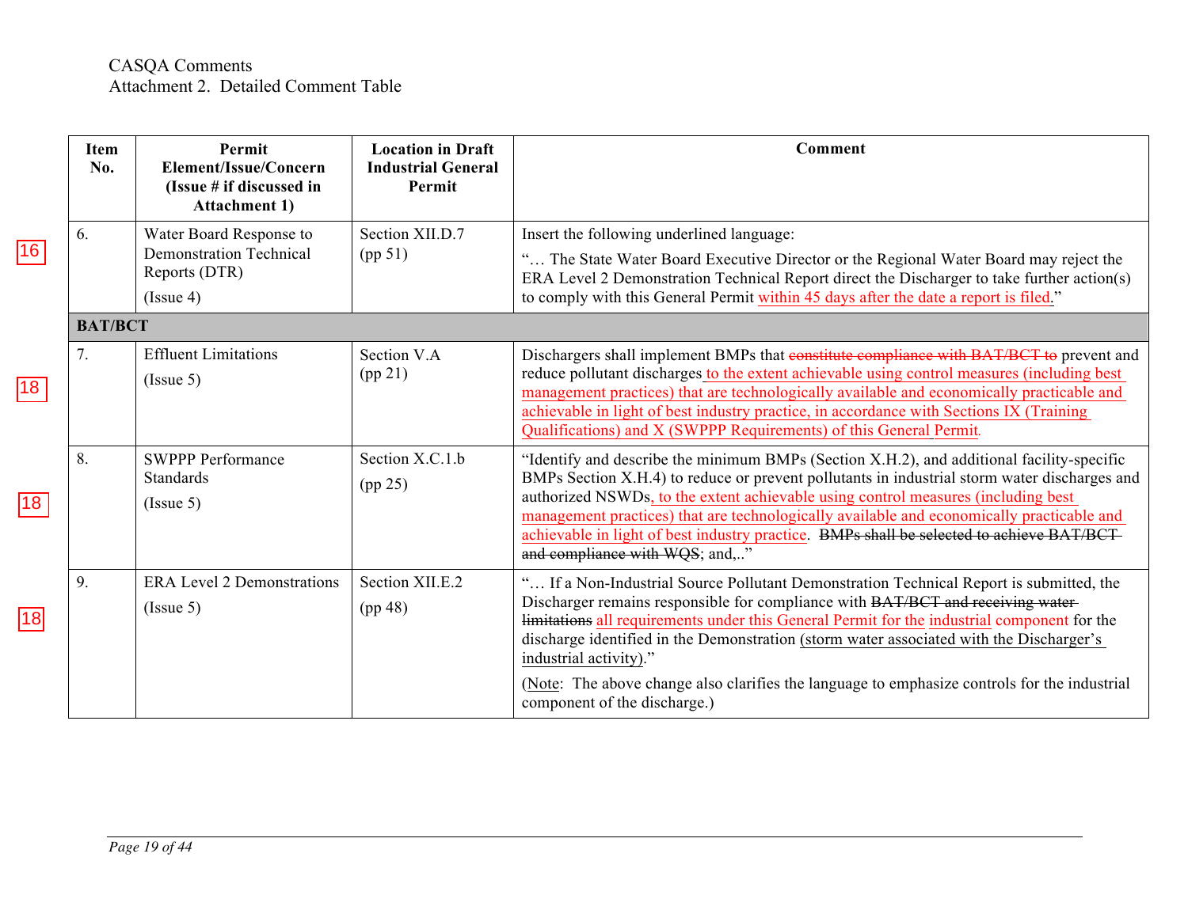CASQA Comments
Attachment 2. Detailed Comment Table

| Item No. | Permit Element/Issue/Concern (Issue # if discussed in Attachment 1) | Location in Draft Industrial General Permit | Comment |
|---|---|---|---|
| 6. | Water Board Response to Demonstration Technical Reports (DTR) (Issue 4) | Section XII.D.7 (pp 51) | Insert the following underlined language: "… The State Water Board Executive Director or the Regional Water Board may reject the ERA Level 2 Demonstration Technical Report direct the Discharger to take further action(s) to comply with this General Permit <u>within 45 days after the date a report is filed</u>." |
| **BAT/BCT** | | | |
| 7. | Effluent Limitations (Issue 5) | Section V.A (pp 21) | Dischargers shall implement BMPs that ~~constitute compliance with BAT/BCT to~~ prevent and reduce pollutant discharges <u>to the extent achievable using control measures (including best management practices) that are technologically available and economically practicable and achievable in light of best industry practice, in accordance with Sections IX (Training Qualifications) and X (SWPPP Requirements) of this General Permit</u>. |
| 8. | SWPPP Performance Standards (Issue 5) | Section X.C.1.b (pp 25) | "Identify and describe the minimum BMPs (Section X.H.2), and additional facility-specific BMPs Section X.H.4) to reduce or prevent pollutants in industrial storm water discharges and authorized NSWDs<u>, to the extent achievable using control measures (including best management practices) that are technologically available and economically practicable and achievable in light of best industry practice</u>. ~~BMPs shall be selected to achieve BAT/BCT and compliance with WQS~~; and,.." |
| 9. | ERA Level 2 Demonstrations (Issue 5) | Section XII.E.2 (pp 48) | "… If a Non-Industrial Source Pollutant Demonstration Technical Report is submitted, the Discharger remains responsible for compliance with ~~BAT/BCT and receiving water limitations~~ <u>all requirements under this General Permit for the industrial component</u> for the discharge identified in the Demonstration <u>(storm water associated with the Discharger's industrial activity)</u>."<br><br>(<u>Note</u>: The above change also clarifies the language to emphasize controls for the industrial component of the discharge.) |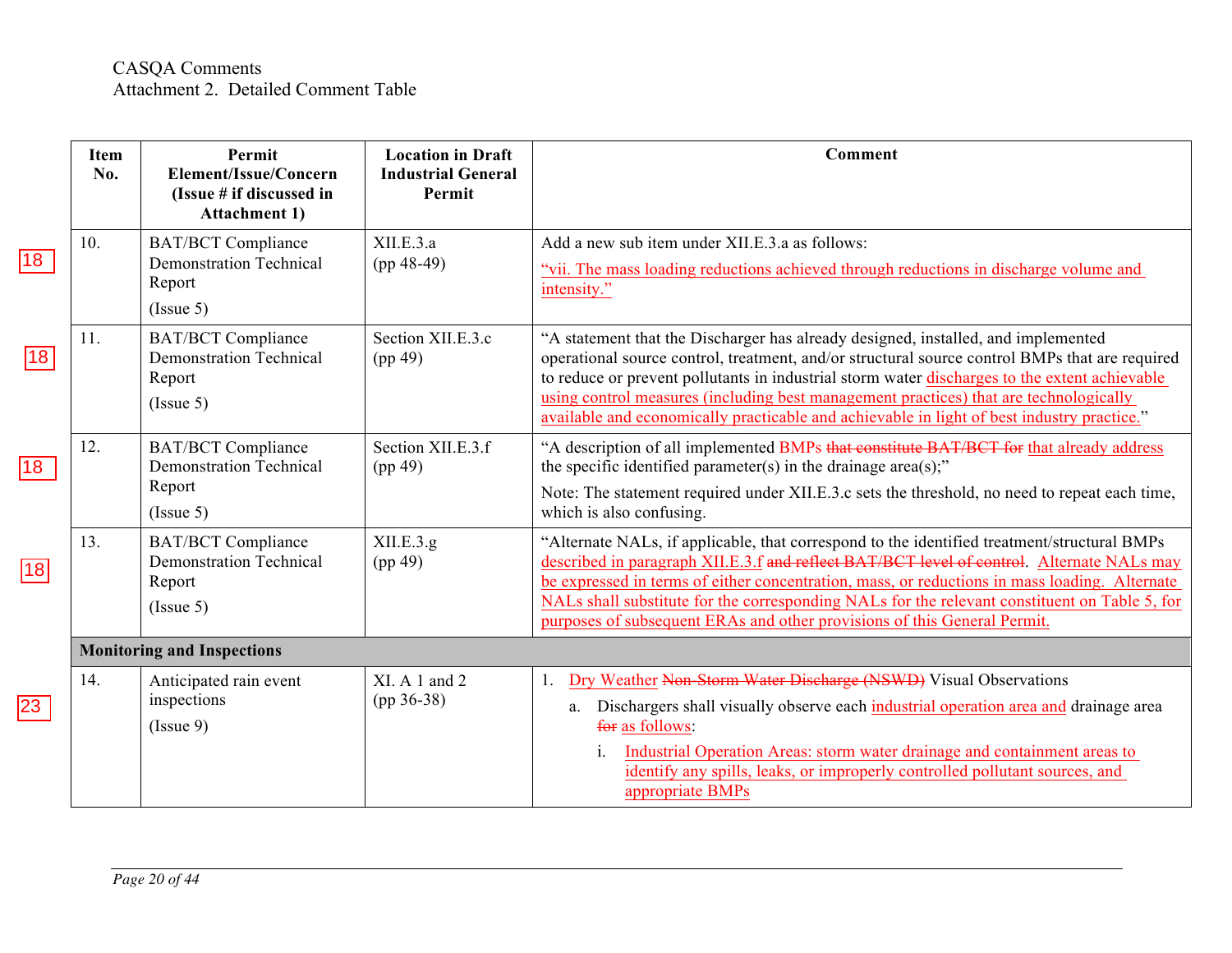CASQA Comments
Attachment 2. Detailed Comment Table

| Item No. | Permit Element/Issue/Concern (Issue # if discussed in Attachment 1) | Location in Draft Industrial General Permit | Comment |
|---|---|---|---|
| 10. | BAT/BCT Compliance Demonstration Technical Report<br>(Issue 5) | XII.E.3.a<br>(pp 48-49) | Add a new sub item under XII.E.3.a as follows:<br>"vii. The mass loading reductions achieved through reductions in discharge volume and intensity." |
| 11. | BAT/BCT Compliance Demonstration Technical Report<br>(Issue 5) | Section XII.E.3.c<br>(pp 49) | "A statement that the Discharger has already designed, installed, and implemented operational source control, treatment, and/or structural source control BMPs that are required to reduce or prevent pollutants in industrial storm water discharges to the extent achievable using control measures (including best management practices) that are technologically available and economically practicable and achievable in light of best industry practice." |
| 12. | BAT/BCT Compliance Demonstration Technical Report<br>(Issue 5) | Section XII.E.3.f<br>(pp 49) | "A description of all implemented BMPs ~~that constitute BAT/BCT for~~ that already address the specific identified parameter(s) in the drainage area(s);"<br>Note: The statement required under XII.E.3.c sets the threshold, no need to repeat each time, which is also confusing. |
| 13. | BAT/BCT Compliance Demonstration Technical Report<br>(Issue 5) | XII.E.3.g<br>(pp 49) | "Alternate NALs, if applicable, that correspond to the identified treatment/structural BMPs described in paragraph XII.E.3.f ~~and reflect BAT/BCT level of control~~. Alternate NALs may be expressed in terms of either concentration, mass, or reductions in mass loading. Alternate NALs shall substitute for the corresponding NALs for the relevant constituent on Table 5, for purposes of subsequent ERAs and other provisions of this General Permit. |
| **Monitoring and Inspections** | | | |
| 14. | Anticipated rain event inspections<br>(Issue 9) | XI. A 1 and 2<br>(pp 36-38) | 1. Dry Weather ~~Non-Storm Water Discharge (NSWD)~~ Visual Observations<br>a. Dischargers shall visually observe each industrial operation area and drainage area ~~for~~ as follows:<br>i. Industrial Operation Areas: storm water drainage and containment areas to identify any spills, leaks, or improperly controlled pollutant sources, and appropriate BMPs |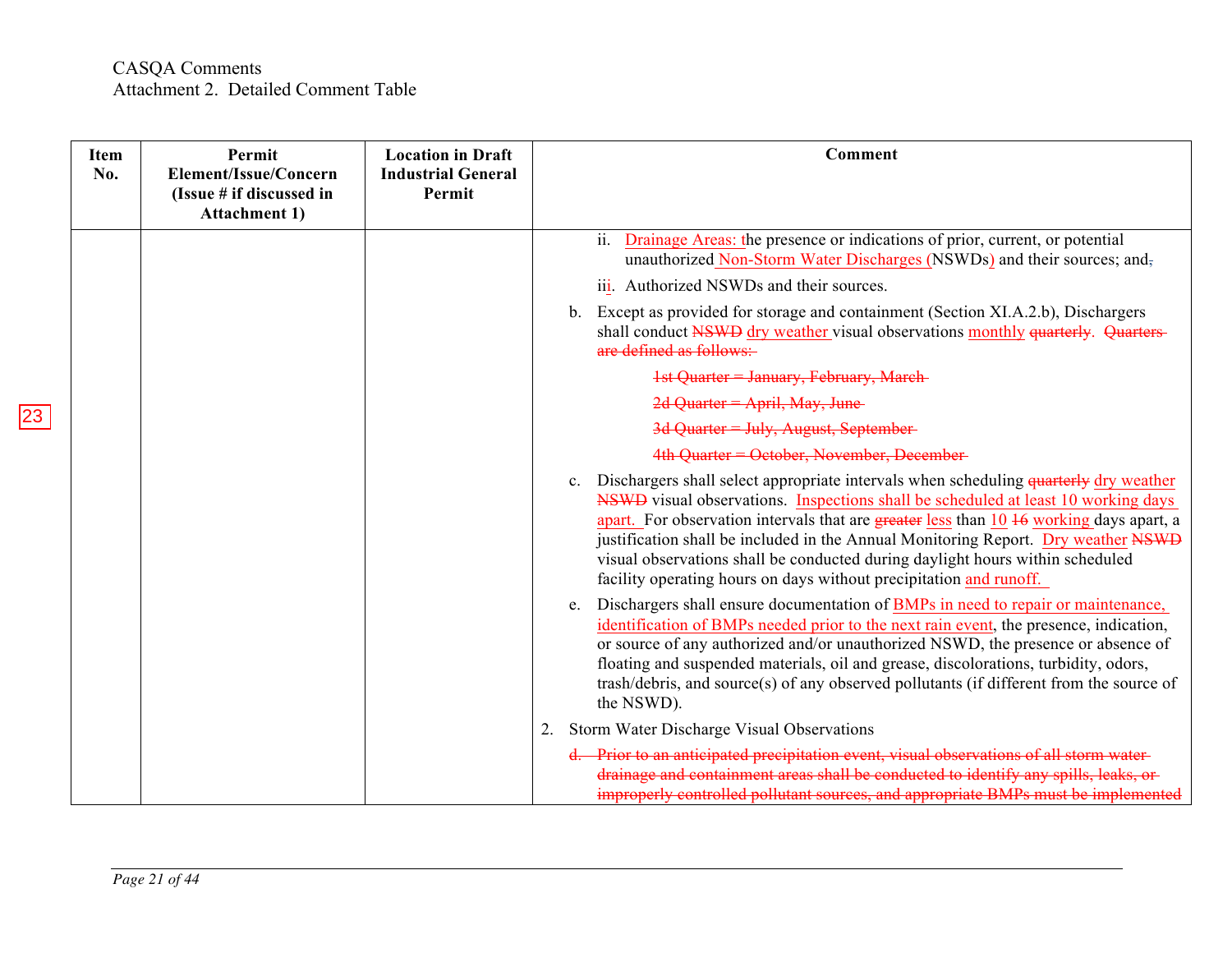CASQA Comments
Attachment 2. Detailed Comment Table

| Item No. | Permit Element/Issue/Concern (Issue # if discussed in Attachment 1) | Location in Draft Industrial General Permit | Comment |
|---|---|---|---|
| | | | ii. Drainage Areas: the presence or indications of prior, current, or potential unauthorized Non-Storm Water Discharges (NSWDs) and their sources; and, <br> iii. Authorized NSWDs and their sources. <br> b. Except as provided for storage and containment (Section XI.A.2.b), Dischargers shall conduct ~~NSWD~~ dry weather visual observations monthly ~~quarterly. Quarters are defined as follows:~~ <br> ~~1st Quarter = January, February, March~~ <br> ~~2d Quarter = April, May, June~~ <br> ~~3d Quarter = July, August, September~~ <br> ~~4th Quarter = October, November, December~~ <br> c. Dischargers shall select appropriate intervals when scheduling ~~quarterly~~ dry weather ~~NSWD~~ visual observations. Inspections shall be scheduled at least 10 working days apart. For observation intervals that are ~~greater~~ less than 10 ~~16~~ working days apart, a justification shall be included in the Annual Monitoring Report. Dry weather ~~NSWD~~ visual observations shall be conducted during daylight hours within scheduled facility operating hours on days without precipitation and runoff. <br> e. Dischargers shall ensure documentation of BMPs in need to repair or maintenance, identification of BMPs needed prior to the next rain event, the presence, indication, or source of any authorized and/or unauthorized NSWD, the presence or absence of floating and suspended materials, oil and grease, discolorations, turbidity, odors, trash/debris, and source(s) of any observed pollutants (if different from the source of the NSWD). <br> 2. Storm Water Discharge Visual Observations <br> ~~d. Prior to an anticipated precipitation event, visual observations of all storm water drainage and containment areas shall be conducted to identify any spills, leaks, or improperly controlled pollutant sources, and appropriate BMPs must be implemented~~ |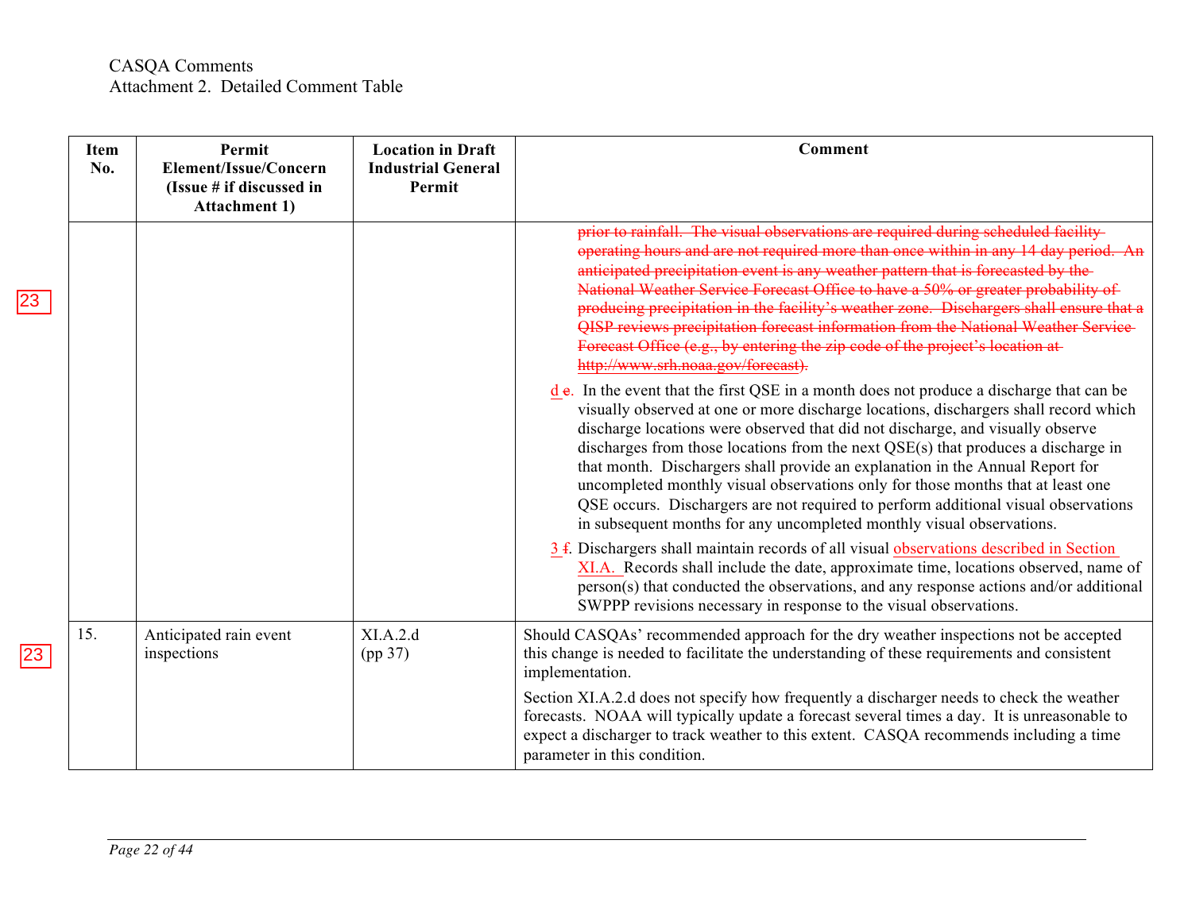CASQA Comments
Attachment 2. Detailed Comment Table

| Item No. | Permit Element/Issue/Concern (Issue # if discussed in Attachment 1) | Location in Draft Industrial General Permit | Comment |
|---|---|---|---|
| | | | ~~prior to rainfall. The visual observations are required during scheduled facility operating hours and are not required more than once within in any 14 day period. An anticipated precipitation event is any weather pattern that is forecasted by the National Weather Service Forecast Office to have a 50% or greater probability of producing precipitation in the facility's weather zone. Dischargers shall ensure that a QISP reviews precipitation forecast information from the National Weather Service Forecast Office (e.g., by entering the zip code of the project's location at http://www.srh.noaa.gov/forecast).~~<br><br>d ~~e~~. In the event that the first QSE in a month does not produce a discharge that can be visually observed at one or more discharge locations, dischargers shall record which discharge locations were observed that did not discharge, and visually observe discharges from those locations from the next QSE(s) that produces a discharge in that month. Dischargers shall provide an explanation in the Annual Report for uncompleted monthly visual observations only for those months that at least one QSE occurs. Dischargers are not required to perform additional visual observations in subsequent months for any uncompleted monthly visual observations.<br><br>3 ~~f~~. Dischargers shall maintain records of all visual observations described in Section XI.A. Records shall include the date, approximate time, locations observed, name of person(s) that conducted the observations, and any response actions and/or additional SWPPP revisions necessary in response to the visual observations. |
| 15. | Anticipated rain event inspections | XI.A.2.d (pp 37) | Should CASQAs' recommended approach for the dry weather inspections not be accepted this change is needed to facilitate the understanding of these requirements and consistent implementation.<br><br>Section XI.A.2.d does not specify how frequently a discharger needs to check the weather forecasts. NOAA will typically update a forecast several times a day. It is unreasonable to expect a discharger to track weather to this extent. CASQA recommends including a time parameter in this condition. |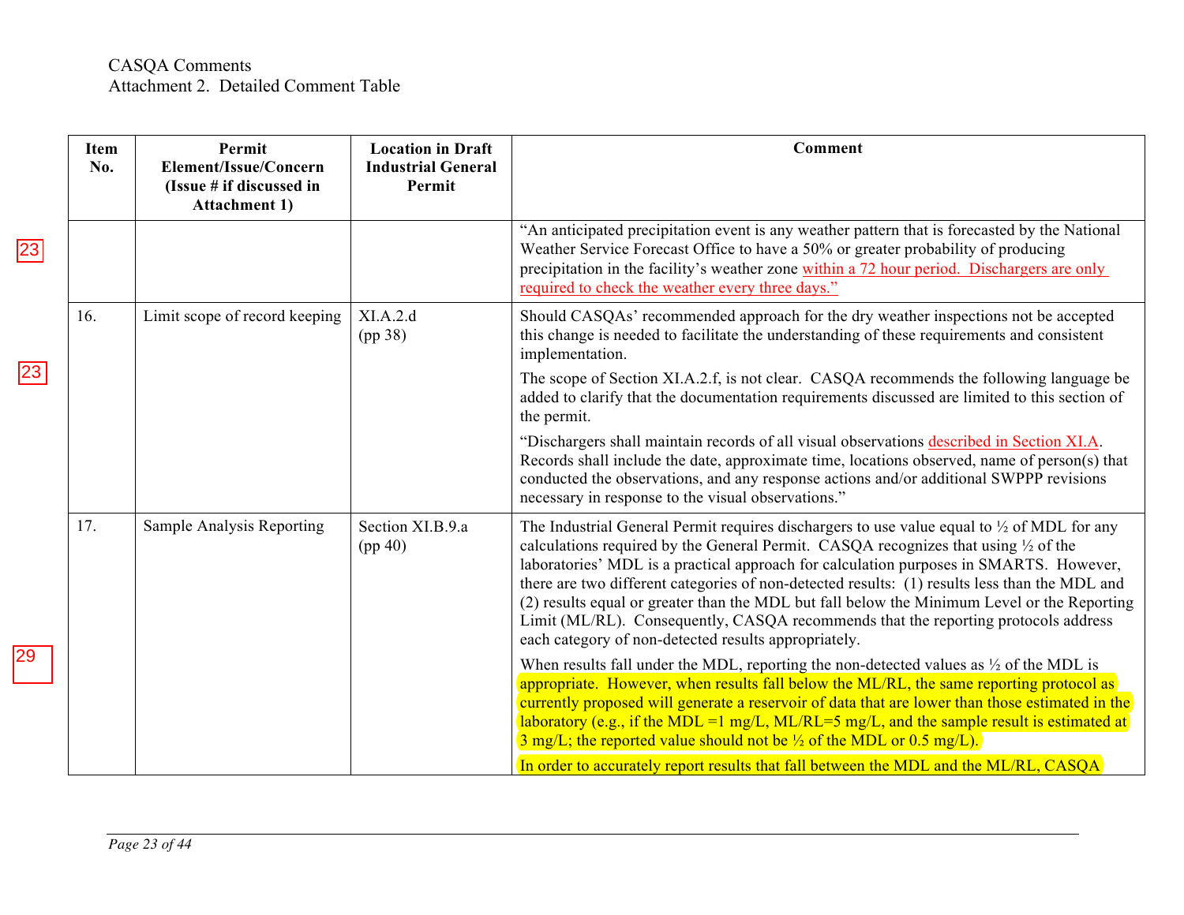CASQA Comments
Attachment 2. Detailed Comment Table

| Item No. | Permit Element/Issue/Concern (Issue # if discussed in Attachment 1) | Location in Draft Industrial General Permit | Comment |
|---|---|---|---|
| | | | "An anticipated precipitation event is any weather pattern that is forecasted by the National Weather Service Forecast Office to have a 50% or greater probability of producing precipitation in the facility's weather zone within a 72 hour period. Dischargers are only required to check the weather every three days." |
| 16. | Limit scope of record keeping | XI.A.2.d (pp 38) | Should CASQAs' recommended approach for the dry weather inspections not be accepted this change is needed to facilitate the understanding of these requirements and consistent implementation.<br><br>The scope of Section XI.A.2.f, is not clear. CASQA recommends the following language be added to clarify that the documentation requirements discussed are limited to this section of the permit.<br><br>"Dischargers shall maintain records of all visual observations described in Section XI.A. Records shall include the date, approximate time, locations observed, name of person(s) that conducted the observations, and any response actions and/or additional SWPPP revisions necessary in response to the visual observations." |
| 17. | Sample Analysis Reporting | Section XI.B.9.a (pp 40) | The Industrial General Permit requires dischargers to use value equal to ½ of MDL for any calculations required by the General Permit. CASQA recognizes that using ½ of the laboratories' MDL is a practical approach for calculation purposes in SMARTS. However, there are two different categories of non-detected results: (1) results less than the MDL and (2) results equal or greater than the MDL but fall below the Minimum Level or the Reporting Limit (ML/RL). Consequently, CASQA recommends that the reporting protocols address each category of non-detected results appropriately.<br><br>When results fall under the MDL, reporting the non-detected values as ½ of the MDL is appropriate. However, when results fall below the ML/RL, the same reporting protocol as currently proposed will generate a reservoir of data that are lower than those estimated in the laboratory (e.g., if the MDL =1 mg/L, ML/RL=5 mg/L, and the sample result is estimated at 3 mg/L; the reported value should not be ½ of the MDL or 0.5 mg/L).<br><br>In order to accurately report results that fall between the MDL and the ML/RL, CASQA |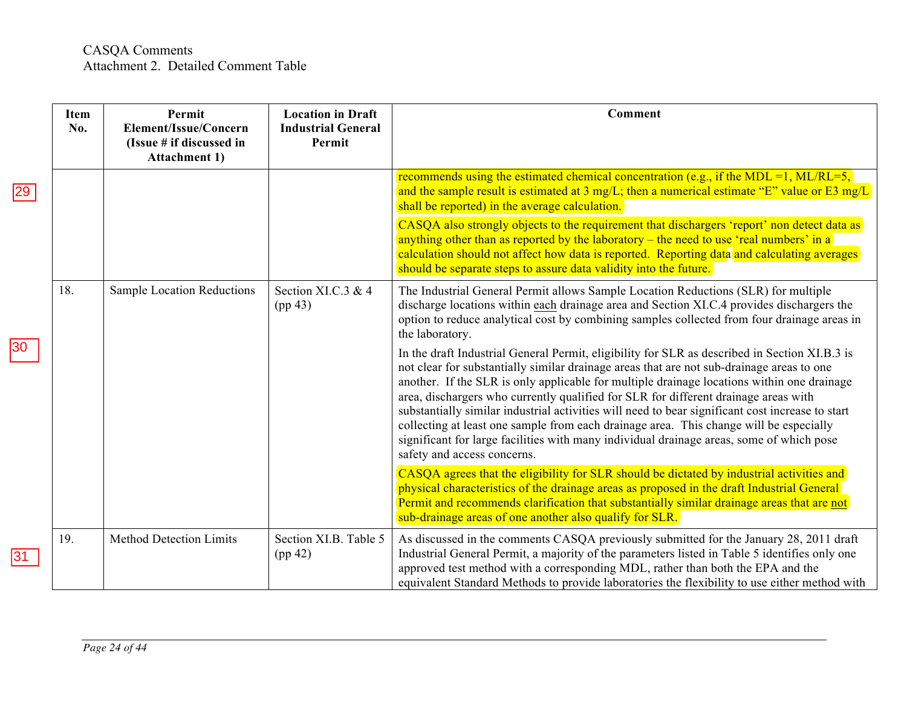CASQA Comments
Attachment 2. Detailed Comment Table

| Item No. | Permit Element/Issue/Concern (Issue # if discussed in Attachment 1) | Location in Draft Industrial General Permit | Comment |
|---|---|---|---|
| | | | recommends using the estimated chemical concentration (e.g., if the MDL =1, ML/RL=5, and the sample result is estimated at 3 mg/L; then a numerical estimate "E" value or E3 mg/L shall be reported) in the average calculation.<br><br>CASQA also strongly objects to the requirement that dischargers 'report' non detect data as anything other than as reported by the laboratory – the need to use 'real numbers' in a calculation should not affect how data is reported. Reporting data and calculating averages should be separate steps to assure data validity into the future. |
| 18. | Sample Location Reductions | Section XI.C.3 & 4 (pp 43) | The Industrial General Permit allows Sample Location Reductions (SLR) for multiple discharge locations within each drainage area and Section XI.C.4 provides dischargers the option to reduce analytical cost by combining samples collected from four drainage areas in the laboratory.<br><br>In the draft Industrial General Permit, eligibility for SLR as described in Section XI.B.3 is not clear for substantially similar drainage areas that are not sub-drainage areas to one another. If the SLR is only applicable for multiple drainage locations within one drainage area, dischargers who currently qualified for SLR for different drainage areas with substantially similar industrial activities will need to bear significant cost increase to start collecting at least one sample from each drainage area. This change will be especially significant for large facilities with many individual drainage areas, some of which pose safety and access concerns.<br><br>CASQA agrees that the eligibility for SLR should be dictated by industrial activities and physical characteristics of the drainage areas as proposed in the draft Industrial General Permit and recommends clarification that substantially similar drainage areas that are not sub-drainage areas of one another also qualify for SLR. |
| 19. | Method Detection Limits | Section XI.B. Table 5 (pp 42) | As discussed in the comments CASQA previously submitted for the January 28, 2011 draft Industrial General Permit, a majority of the parameters listed in Table 5 identifies only one approved test method with a corresponding MDL, rather than both the EPA and the equivalent Standard Methods to provide laboratories the flexibility to use either method with |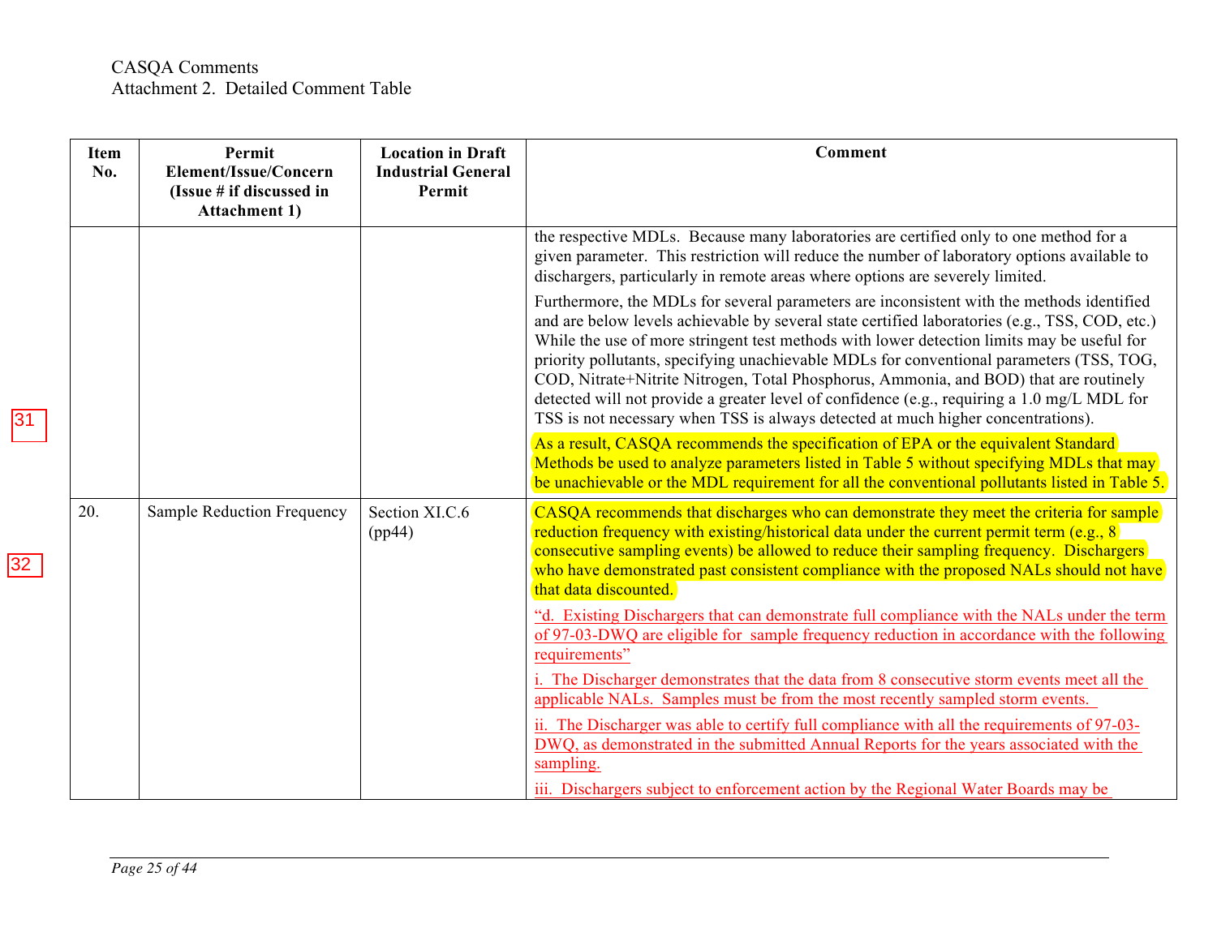CASQA Comments
Attachment 2. Detailed Comment Table

| Item No. | Permit Element/Issue/Concern (Issue # if discussed in Attachment 1) | Location in Draft Industrial General Permit | Comment |
|---|---|---|---|
| | | | the respective MDLs. Because many laboratories are certified only to one method for a given parameter. This restriction will reduce the number of laboratory options available to dischargers, particularly in remote areas where options are severely limited.<br><br>Furthermore, the MDLs for several parameters are inconsistent with the methods identified and are below levels achievable by several state certified laboratories (e.g., TSS, COD, etc.) While the use of more stringent test methods with lower detection limits may be useful for priority pollutants, specifying unachievable MDLs for conventional parameters (TSS, TOG, COD, Nitrate+Nitrite Nitrogen, Total Phosphorus, Ammonia, and BOD) that are routinely detected will not provide a greater level of confidence (e.g., requiring a 1.0 mg/L MDL for TSS is not necessary when TSS is always detected at much higher concentrations).<br><br>As a result, CASQA recommends the specification of EPA or the equivalent Standard Methods be used to analyze parameters listed in Table 5 without specifying MDLs that may be unachievable or the MDL requirement for all the conventional pollutants listed in Table 5. |
| 20. | Sample Reduction Frequency | Section XI.C.6 (pp44) | CASQA recommends that discharges who can demonstrate they meet the criteria for sample reduction frequency with existing/historical data under the current permit term (e.g., 8 consecutive sampling events) be allowed to reduce their sampling frequency. Dischargers who have demonstrated past consistent compliance with the proposed NALs should not have that data discounted.<br><br>"d. Existing Dischargers that can demonstrate full compliance with the NALs under the term of 97-03-DWQ are eligible for sample frequency reduction in accordance with the following requirements"<br><br>i. The Discharger demonstrates that the data from 8 consecutive storm events meet all the applicable NALs. Samples must be from the most recently sampled storm events.<br><br>ii. The Discharger was able to certify full compliance with all the requirements of 97-03-DWQ, as demonstrated in the submitted Annual Reports for the years associated with the sampling.<br><br>iii. Dischargers subject to enforcement action by the Regional Water Boards may be |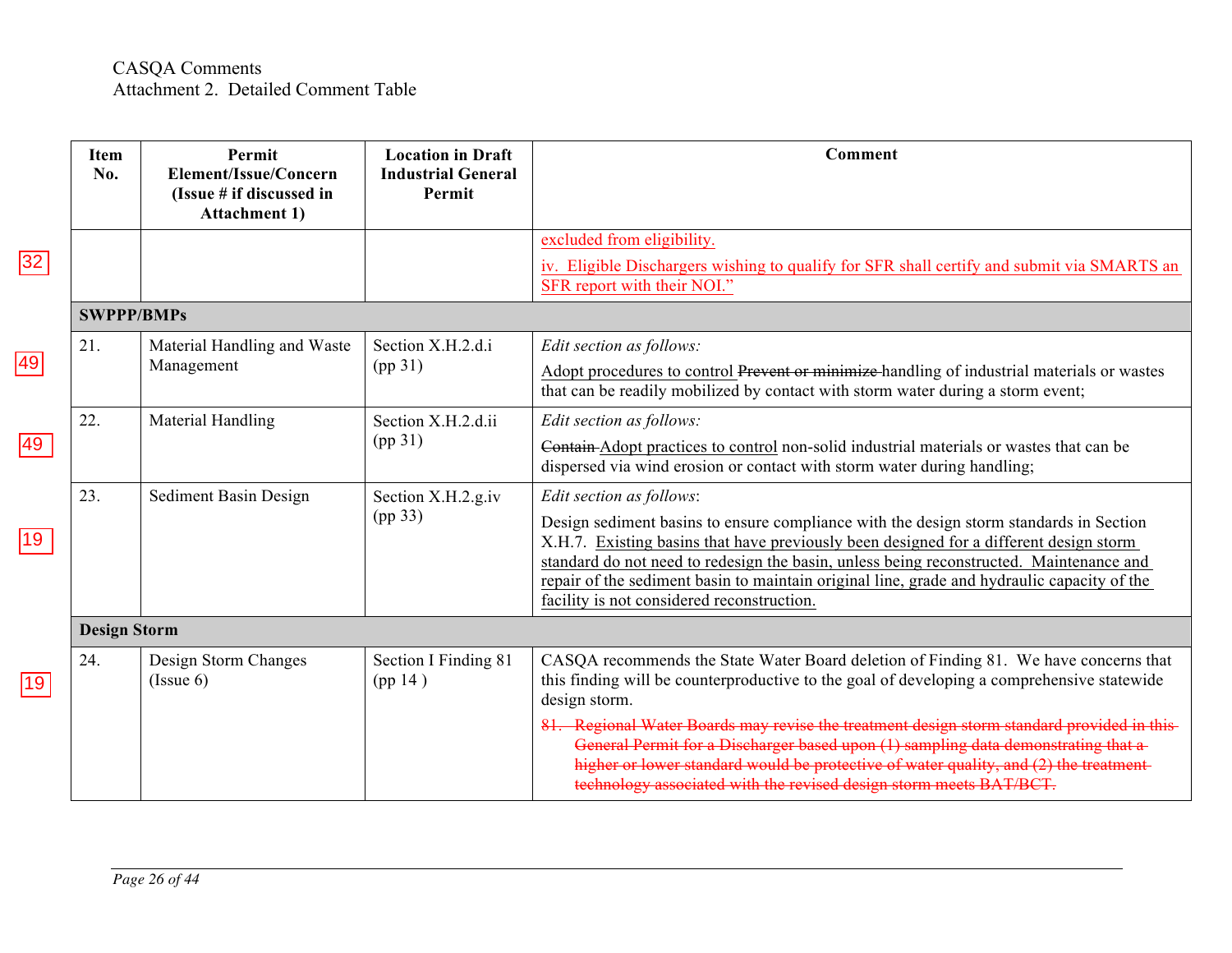CASQA Comments
Attachment 2. Detailed Comment Table

| Item No. | Permit Element/Issue/Concern (Issue # if discussed in Attachment 1) | Location in Draft Industrial General Permit | Comment |
|---|---|---|---|
| | | | excluded from eligibility.<br>iv. Eligible Dischargers wishing to qualify for SFR shall certify and submit via SMARTS an SFR report with their NOI." |
| **SWPPP/BMPs** | | | |
| 21. | Material Handling and Waste Management | Section X.H.2.d.i (pp 31) | *Edit section as follows:*<br>Adopt procedures to control ~~Prevent or minimize~~ handling of industrial materials or wastes that can be readily mobilized by contact with storm water during a storm event; |
| 22. | Material Handling | Section X.H.2.d.ii (pp 31) | *Edit section as follows:*<br>~~Contain~~ Adopt practices to control non-solid industrial materials or wastes that can be dispersed via wind erosion or contact with storm water during handling; |
| 23. | Sediment Basin Design | Section X.H.2.g.iv (pp 33) | *Edit section as follows*:<br>Design sediment basins to ensure compliance with the design storm standards in Section X.H.7. Existing basins that have previously been designed for a different design storm standard do not need to redesign the basin, unless being reconstructed. Maintenance and repair of the sediment basin to maintain original line, grade and hydraulic capacity of the facility is not considered reconstruction. |
| **Design Storm** | | | |
| 24. | Design Storm Changes (Issue 6) | Section I Finding 81 (pp 14 ) | CASQA recommends the State Water Board deletion of Finding 81. We have concerns that this finding will be counterproductive to the goal of developing a comprehensive statewide design storm.<br>~~81. Regional Water Boards may revise the treatment design storm standard provided in this General Permit for a Discharger based upon (1) sampling data demonstrating that a higher or lower standard would be protective of water quality, and (2) the treatment technology associated with the revised design storm meets BAT/BCT.~~ |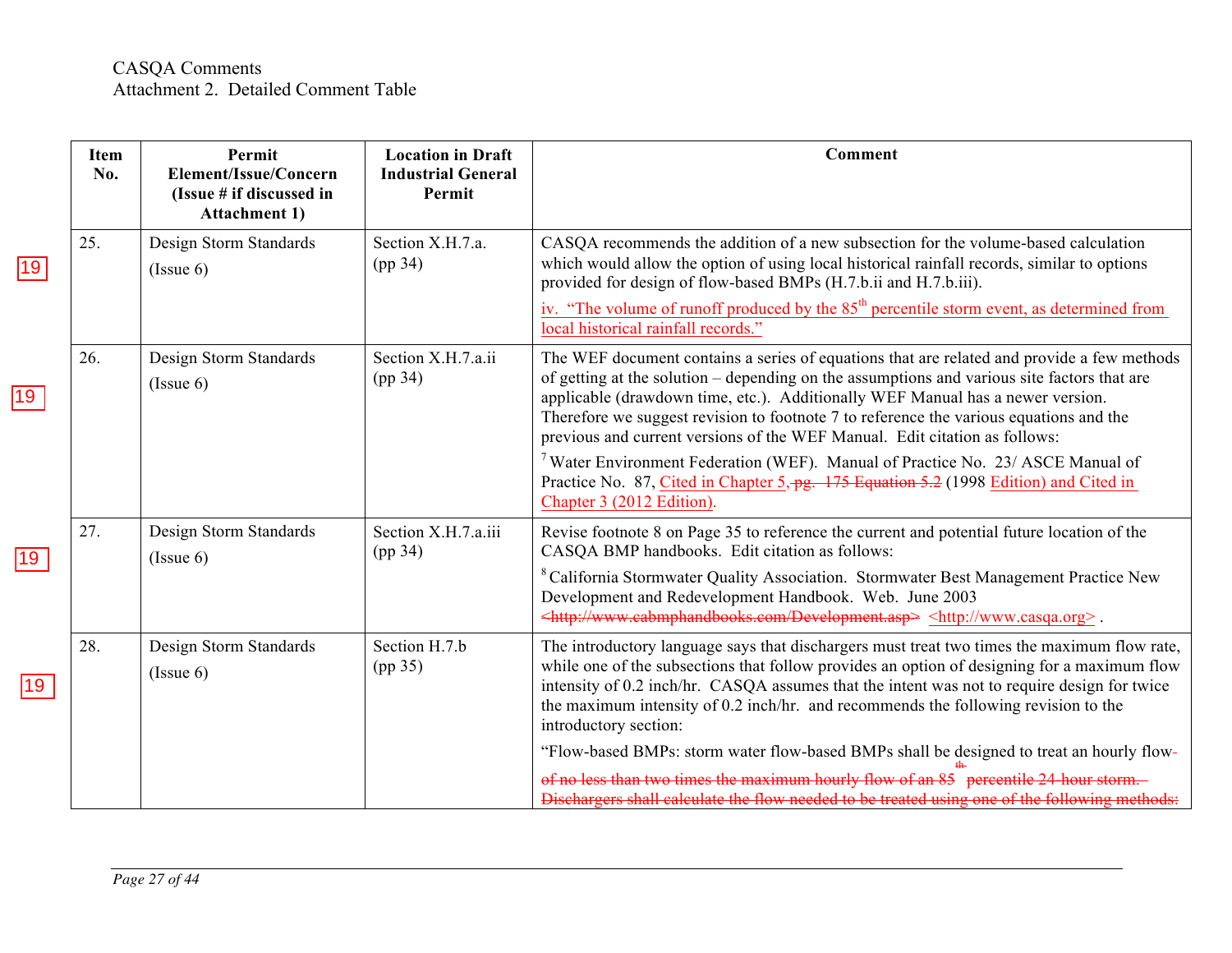CASQA Comments
Attachment 2. Detailed Comment Table

| Item No. | Permit Element/Issue/Concern (Issue # if discussed in Attachment 1) | Location in Draft Industrial General Permit | Comment |
|---|---|---|---|
| 25. | Design Storm Standards (Issue 6) | Section X.H.7.a. (pp 34) | CASQA recommends the addition of a new subsection for the volume-based calculation which would allow the option of using local historical rainfall records, similar to options provided for design of flow-based BMPs (H.7.b.ii and H.7.b.iii). <br><br> iv. "The volume of runoff produced by the 85th percentile storm event, as determined from local historical rainfall records." |
| 26. | Design Storm Standards (Issue 6) | Section X.H.7.a.ii (pp 34) | The WEF document contains a series of equations that are related and provide a few methods of getting at the solution – depending on the assumptions and various site factors that are applicable (drawdown time, etc.). Additionally WEF Manual has a newer version. Therefore we suggest revision to footnote 7 to reference the various equations and the previous and current versions of the WEF Manual. Edit citation as follows: <br><br> [7] Water Environment Federation (WEF). Manual of Practice No. 23/ ASCE Manual of Practice No. 87, Cited in Chapter 5, ~~pg. 175 Equation 5.2~~ (1998 Edition) and Cited in Chapter 3 (2012 Edition). |
| 27. | Design Storm Standards (Issue 6) | Section X.H.7.a.iii (pp 34) | Revise footnote 8 on Page 35 to reference the current and potential future location of the CASQA BMP handbooks. Edit citation as follows: <br><br> [8] California Stormwater Quality Association. Stormwater Best Management Practice New Development and Redevelopment Handbook. Web. June 2003 ~~<http://www.cabmphandbooks.com/Development.asp>~~ <http://www.casqa.org> . |
| 28. | Design Storm Standards (Issue 6) | Section H.7.b (pp 35) | The introductory language says that dischargers must treat two times the maximum flow rate, while one of the subsections that follow provides an option of designing for a maximum flow intensity of 0.2 inch/hr. CASQA assumes that the intent was not to require design for twice the maximum intensity of 0.2 inch/hr. and recommends the following revision to the introductory section: <br><br> "Flow-based BMPs: storm water flow-based BMPs shall be designed to treat an hourly flow ~~of no less than two times the maximum hourly flow of an 85th percentile 24-hour storm. Dischargers shall calculate the flow needed to be treated using one of the following methods:~~ |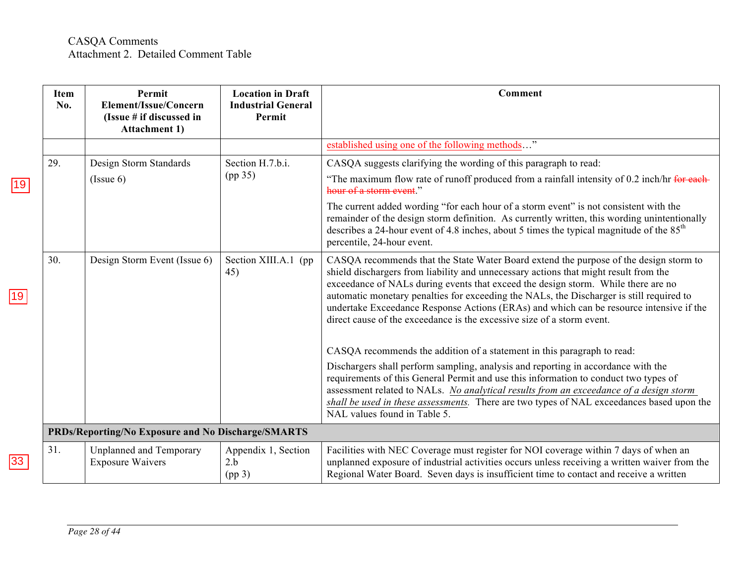CASQA Comments
Attachment 2. Detailed Comment Table

| Item No. | Permit Element/Issue/Concern (Issue # if discussed in Attachment 1) | Location in Draft Industrial General Permit | Comment |
|---|---|---|---|
| | | | established using one of the following methods…" |
| 29. | Design Storm Standards (Issue 6) | Section H.7.b.i. (pp 35) | CASQA suggests clarifying the wording of this paragraph to read: "The maximum flow rate of runoff produced from a rainfall intensity of 0.2 inch/hr ~~for each hour of a storm event~~." The current added wording "for each hour of a storm event" is not consistent with the remainder of the design storm definition. As currently written, this wording unintentionally describes a 24-hour event of 4.8 inches, about 5 times the typical magnitude of the 85th percentile, 24-hour event. |
| 30. | Design Storm Event (Issue 6) | Section XIII.A.1 (pp 45) | CASQA recommends that the State Water Board extend the purpose of the design storm to shield dischargers from liability and unnecessary actions that might result from the exceedance of NALs during events that exceed the design storm. While there are no automatic monetary penalties for exceeding the NALs, the Discharger is still required to undertake Exceedance Response Actions (ERAs) and which can be resource intensive if the direct cause of the exceedance is the excessive size of a storm event. CASQA recommends the addition of a statement in this paragraph to read: Dischargers shall perform sampling, analysis and reporting in accordance with the requirements of this General Permit and use this information to conduct two types of assessment related to NALs. *No analytical results from an exceedance of a design storm shall be used in these assessments.* There are two types of NAL exceedances based upon the NAL values found in Table 5. |
| **PRDs/Reporting/No Exposure and No Discharge/SMARTS** | | | |
| 31. | Unplanned and Temporary Exposure Waivers | Appendix 1, Section 2.b (pp 3) | Facilities with NEC Coverage must register for NOI coverage within 7 days of when an unplanned exposure of industrial activities occurs unless receiving a written waiver from the Regional Water Board. Seven days is insufficient time to contact and receive a written |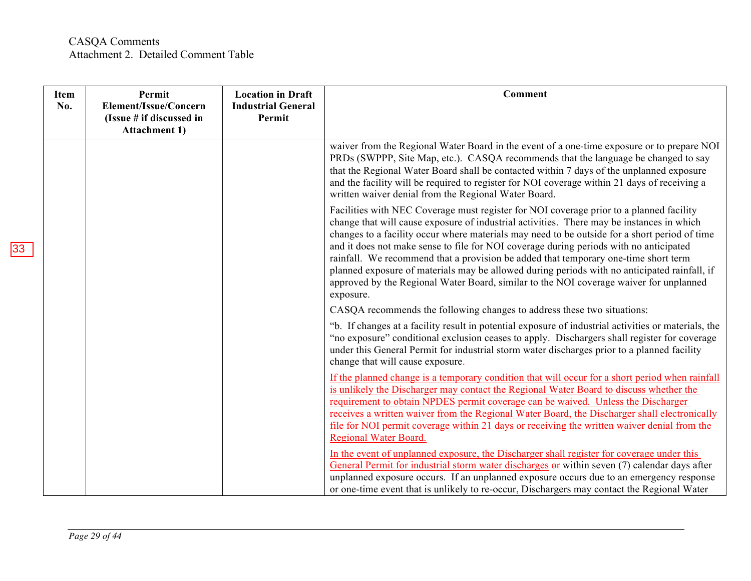CASQA Comments
Attachment 2. Detailed Comment Table

| Item No. | Permit Element/Issue/Concern (Issue # if discussed in Attachment 1) | Location in Draft Industrial General Permit | Comment |
|---|---|---|---|
| | | | waiver from the Regional Water Board in the event of a one-time exposure or to prepare NOI PRDs (SWPPP, Site Map, etc.). CASQA recommends that the language be changed to say that the Regional Water Board shall be contacted within 7 days of the unplanned exposure and the facility will be required to register for NOI coverage within 21 days of receiving a written waiver denial from the Regional Water Board.<br><br>Facilities with NEC Coverage must register for NOI coverage prior to a planned facility change that will cause exposure of industrial activities. There may be instances in which changes to a facility occur where materials may need to be outside for a short period of time and it does not make sense to file for NOI coverage during periods with no anticipated rainfall. We recommend that a provision be added that temporary one-time short term planned exposure of materials may be allowed during periods with no anticipated rainfall, if approved by the Regional Water Board, similar to the NOI coverage waiver for unplanned exposure.<br><br>CASQA recommends the following changes to address these two situations:<br><br>"b. If changes at a facility result in potential exposure of industrial activities or materials, the "no exposure" conditional exclusion ceases to apply. Dischargers shall register for coverage under this General Permit for industrial storm water discharges prior to a planned facility change that will cause exposure.<br><br><u>If the planned change is a temporary condition that will occur for a short period when rainfall is unlikely the Discharger may contact the Regional Water Board to discuss whether the requirement to obtain NPDES permit coverage can be waived. Unless the Discharger receives a written waiver from the Regional Water Board, the Discharger shall electronically file for NOI permit coverage within 21 days or receiving the written waiver denial from the Regional Water Board.</u><br><br><u>In the event of unplanned exposure, the Discharger shall register for coverage under this General Permit for industrial storm water discharges</u> ~~or~~ within seven (7) calendar days after unplanned exposure occurs. If an unplanned exposure occurs due to an emergency response or one-time event that is unlikely to re-occur, Dischargers may contact the Regional Water |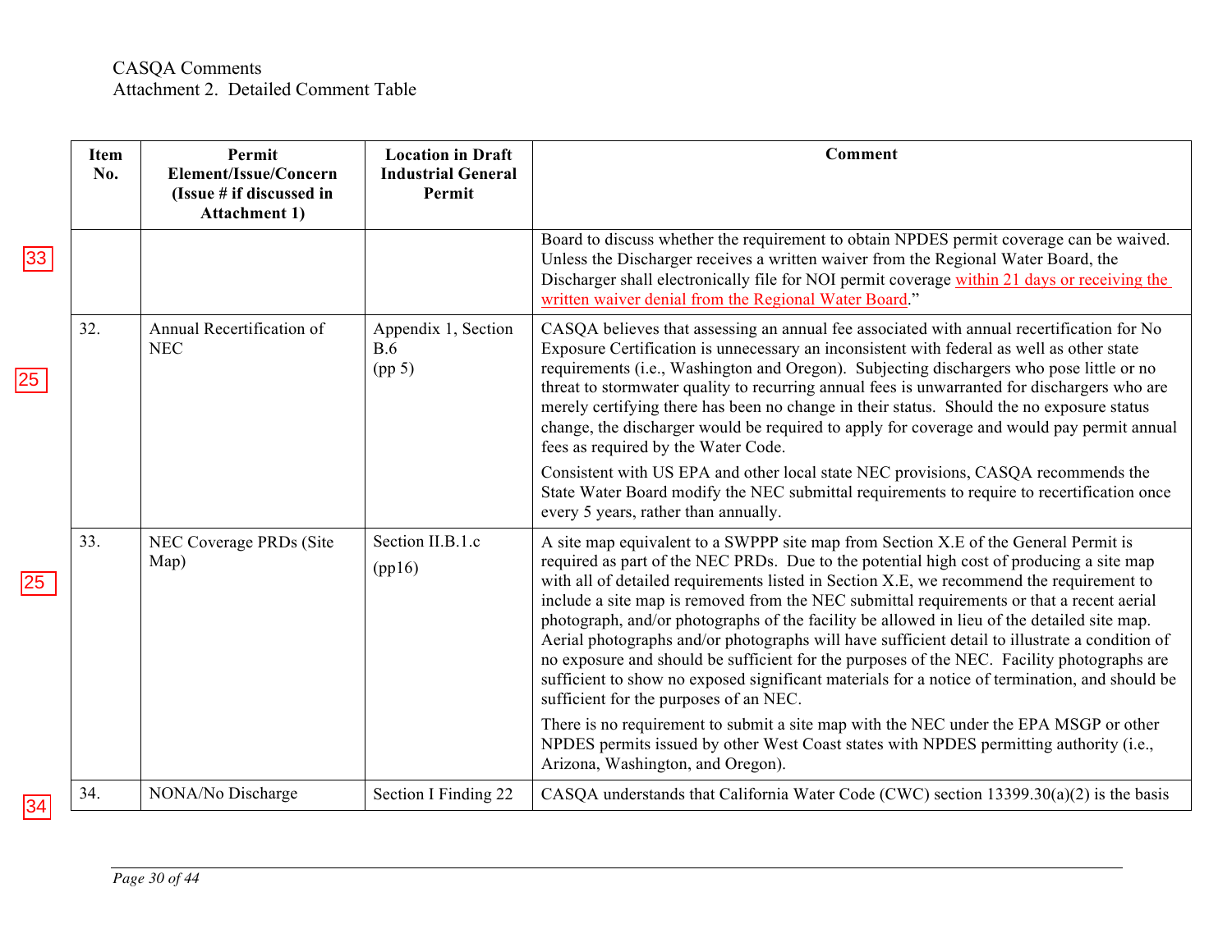CASQA Comments
Attachment 2. Detailed Comment Table

| Item No. | Permit Element/Issue/Concern (Issue # if discussed in Attachment 1) | Location in Draft Industrial General Permit | Comment |
|---|---|---|---|
| | | | Board to discuss whether the requirement to obtain NPDES permit coverage can be waived. Unless the Discharger receives a written waiver from the Regional Water Board, the Discharger shall electronically file for NOI permit coverage within 21 days or receiving the written waiver denial from the Regional Water Board." |
| 32. | Annual Recertification of NEC | Appendix 1, Section B.6 (pp 5) | CASQA believes that assessing an annual fee associated with annual recertification for No Exposure Certification is unnecessary an inconsistent with federal as well as other state requirements (i.e., Washington and Oregon). Subjecting dischargers who pose little or no threat to stormwater quality to recurring annual fees is unwarranted for dischargers who are merely certifying there has been no change in their status. Should the no exposure status change, the discharger would be required to apply for coverage and would pay permit annual fees as required by the Water Code. <br><br> Consistent with US EPA and other local state NEC provisions, CASQA recommends the State Water Board modify the NEC submittal requirements to require to recertification once every 5 years, rather than annually. |
| 33. | NEC Coverage PRDs (Site Map) | Section II.B.1.c (pp16) | A site map equivalent to a SWPPP site map from Section X.E of the General Permit is required as part of the NEC PRDs. Due to the potential high cost of producing a site map with all of detailed requirements listed in Section X.E, we recommend the requirement to include a site map is removed from the NEC submittal requirements or that a recent aerial photograph, and/or photographs of the facility be allowed in lieu of the detailed site map. Aerial photographs and/or photographs will have sufficient detail to illustrate a condition of no exposure and should be sufficient for the purposes of the NEC. Facility photographs are sufficient to show no exposed significant materials for a notice of termination, and should be sufficient for the purposes of an NEC. <br><br> There is no requirement to submit a site map with the NEC under the EPA MSGP or other NPDES permits issued by other West Coast states with NPDES permitting authority (i.e., Arizona, Washington, and Oregon). |
| 34. | NONA/No Discharge | Section I Finding 22 | CASQA understands that California Water Code (CWC) section 13399.30(a)(2) is the basis |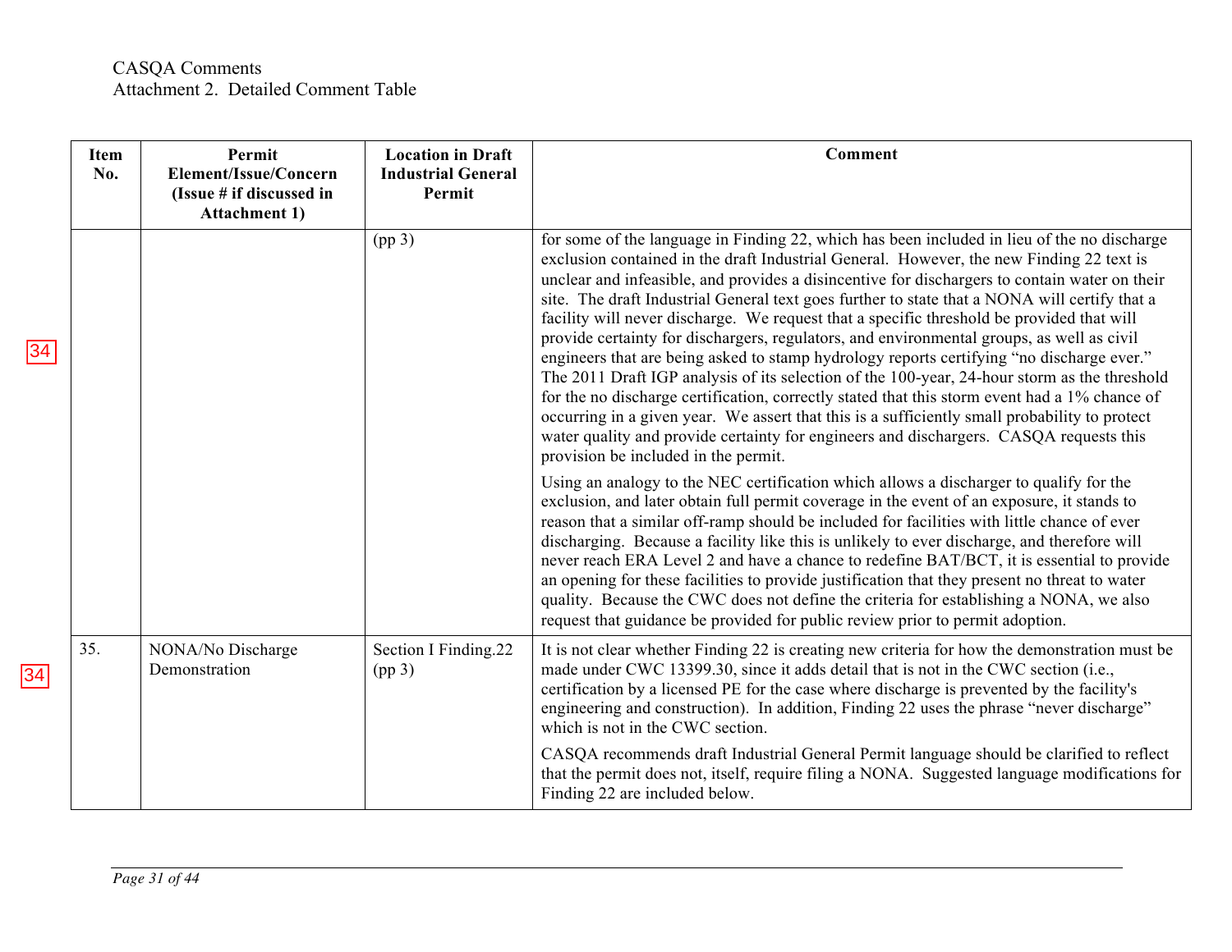CASQA Comments
Attachment 2. Detailed Comment Table

| Item No. | Permit Element/Issue/Concern (Issue # if discussed in Attachment 1) | Location in Draft Industrial General Permit | Comment |
|---|---|---|---|
| | | (pp 3) | for some of the language in Finding 22, which has been included in lieu of the no discharge exclusion contained in the draft Industrial General. However, the new Finding 22 text is unclear and infeasible, and provides a disincentive for dischargers to contain water on their site. The draft Industrial General text goes further to state that a NONA will certify that a facility will never discharge. We request that a specific threshold be provided that will provide certainty for dischargers, regulators, and environmental groups, as well as civil engineers that are being asked to stamp hydrology reports certifying "no discharge ever." The 2011 Draft IGP analysis of its selection of the 100-year, 24-hour storm as the threshold for the no discharge certification, correctly stated that this storm event had a 1% chance of occurring in a given year. We assert that this is a sufficiently small probability to protect water quality and provide certainty for engineers and dischargers. CASQA requests this provision be included in the permit.<br><br>Using an analogy to the NEC certification which allows a discharger to qualify for the exclusion, and later obtain full permit coverage in the event of an exposure, it stands to reason that a similar off-ramp should be included for facilities with little chance of ever discharging. Because a facility like this is unlikely to ever discharge, and therefore will never reach ERA Level 2 and have a chance to redefine BAT/BCT, it is essential to provide an opening for these facilities to provide justification that they present no threat to water quality. Because the CWC does not define the criteria for establishing a NONA, we also request that guidance be provided for public review prior to permit adoption. |
| 35. | NONA/No Discharge Demonstration | Section I Finding.22 (pp 3) | It is not clear whether Finding 22 is creating new criteria for how the demonstration must be made under CWC 13399.30, since it adds detail that is not in the CWC section (i.e., certification by a licensed PE for the case where discharge is prevented by the facility's engineering and construction). In addition, Finding 22 uses the phrase "never discharge" which is not in the CWC section.<br><br>CASQA recommends draft Industrial General Permit language should be clarified to reflect that the permit does not, itself, require filing a NONA. Suggested language modifications for Finding 22 are included below. |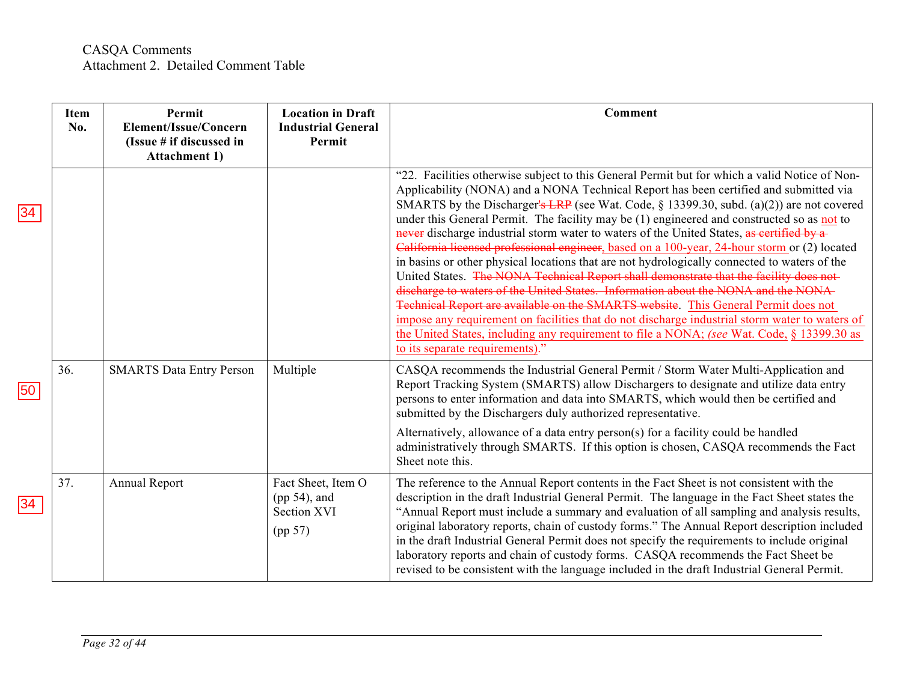CASQA Comments
Attachment 2. Detailed Comment Table

| Item No. | Permit Element/Issue/Concern (Issue # if discussed in Attachment 1) | Location in Draft Industrial General Permit | Comment |
|---|---|---|---|
| | | | "22. Facilities otherwise subject to this General Permit but for which a valid Notice of Non-Applicability (NONA) and a NONA Technical Report has been certified and submitted via SMARTS by the Discharger~~'s LRP~~ (see Wat. Code, § 13399.30, subd. (a)(2)) are not covered under this General Permit. The facility may be (1) engineered and constructed so as <u>not</u> to ~~never~~ discharge industrial storm water to waters of the United States, ~~as certified by a California licensed professional engineer~~<u>, based on a 100-year, 24-hour storm</u> or (2) located in basins or other physical locations that are not hydrologically connected to waters of the United States. ~~The NONA Technical Report shall demonstrate that the facility does not discharge to waters of the United States. Information about the NONA and the NONA Technical Report are available on the SMARTS website~~. <u>This General Permit does not impose any requirement on facilities that do not discharge industrial storm water to waters of the United States, including any requirement to file a NONA; *(see* Wat. Code, § 13399.30 as to its separate requirements)</u>." |
| 36. | SMARTS Data Entry Person | Multiple | CASQA recommends the Industrial General Permit / Storm Water Multi-Application and Report Tracking System (SMARTS) allow Dischargers to designate and utilize data entry persons to enter information and data into SMARTS, which would then be certified and submitted by the Dischargers duly authorized representative.<br><br>Alternatively, allowance of a data entry person(s) for a facility could be handled administratively through SMARTS. If this option is chosen, CASQA recommends the Fact Sheet note this. |
| 37. | Annual Report | Fact Sheet, Item O (pp 54), and Section XVI (pp 57) | The reference to the Annual Report contents in the Fact Sheet is not consistent with the description in the draft Industrial General Permit. The language in the Fact Sheet states the "Annual Report must include a summary and evaluation of all sampling and analysis results, original laboratory reports, chain of custody forms." The Annual Report description included in the draft Industrial General Permit does not specify the requirements to include original laboratory reports and chain of custody forms. CASQA recommends the Fact Sheet be revised to be consistent with the language included in the draft Industrial General Permit. |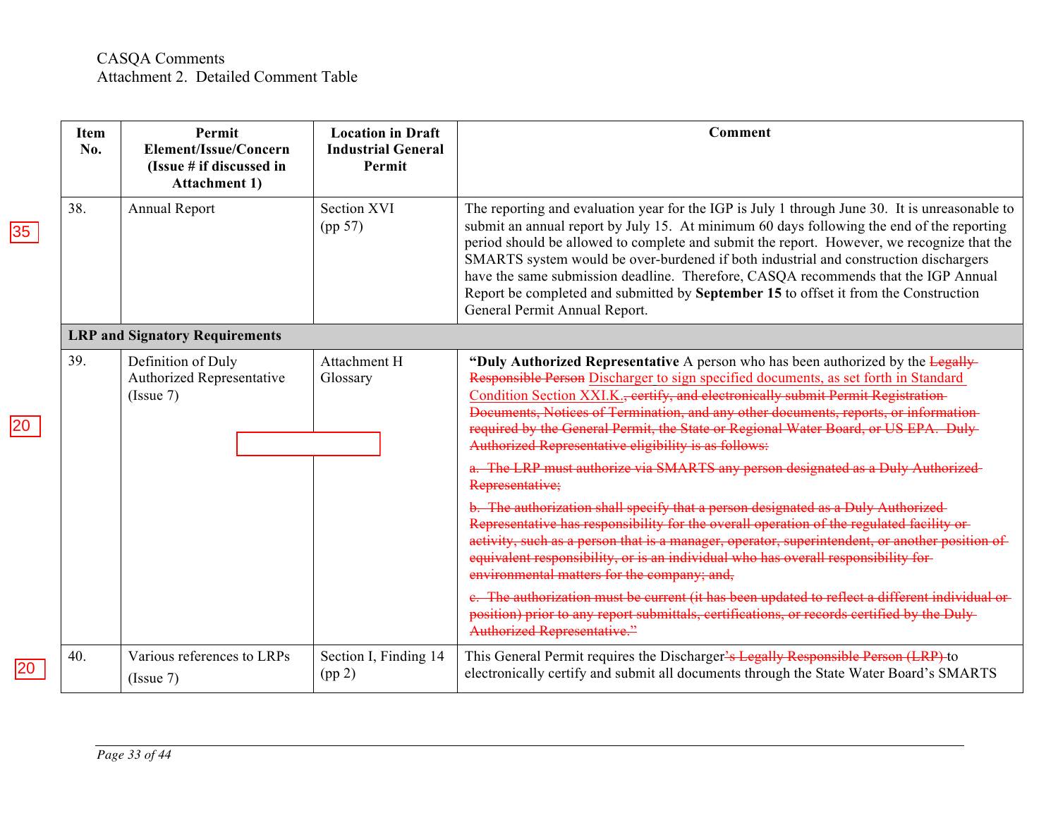CASQA Comments
Attachment 2. Detailed Comment Table

| Item No. | Permit Element/Issue/Concern (Issue # if discussed in Attachment 1) | Location in Draft Industrial General Permit | Comment |
|---|---|---|---|
| 38. | Annual Report | Section XVI (pp 57) | The reporting and evaluation year for the IGP is July 1 through June 30. It is unreasonable to submit an annual report by July 15. At minimum 60 days following the end of the reporting period should be allowed to complete and submit the report. However, we recognize that the SMARTS system would be over-burdened if both industrial and construction dischargers have the same submission deadline. Therefore, CASQA recommends that the IGP Annual Report be completed and submitted by **September 15** to offset it from the Construction General Permit Annual Report. |
| **LRP and Signatory Requirements** | | | |
| 39. | Definition of Duly Authorized Representative (Issue 7) | Attachment H Glossary | **"Duly Authorized Representative** A person who has been authorized by the ~~Legally Responsible Person~~ Discharger to sign specified documents, as set forth in Standard Condition Section XXI.K.~~, certify, and electronically submit Permit Registration Documents, Notices of Termination, and any other documents, reports, or information required by the General Permit, the State or Regional Water Board, or US EPA. Duly Authorized Representative eligibility is as follows:~~<br><br>~~a. The LRP must authorize via SMARTS any person designated as a Duly Authorized Representative;~~<br><br>~~b. The authorization shall specify that a person designated as a Duly Authorized Representative has responsibility for the overall operation of the regulated facility or activity, such as a person that is a manager, operator, superintendent, or another position of equivalent responsibility, or is an individual who has overall responsibility for environmental matters for the company; and,~~<br><br>~~c. The authorization must be current (it has been updated to reflect a different individual or position) prior to any report submittals, certifications, or records certified by the Duly Authorized Representative."~~ |
| 40. | Various references to LRPs (Issue 7) | Section I, Finding 14 (pp 2) | This General Permit requires the Discharger~~'s Legally Responsible Person (LRP)~~ to electronically certify and submit all documents through the State Water Board's SMARTS |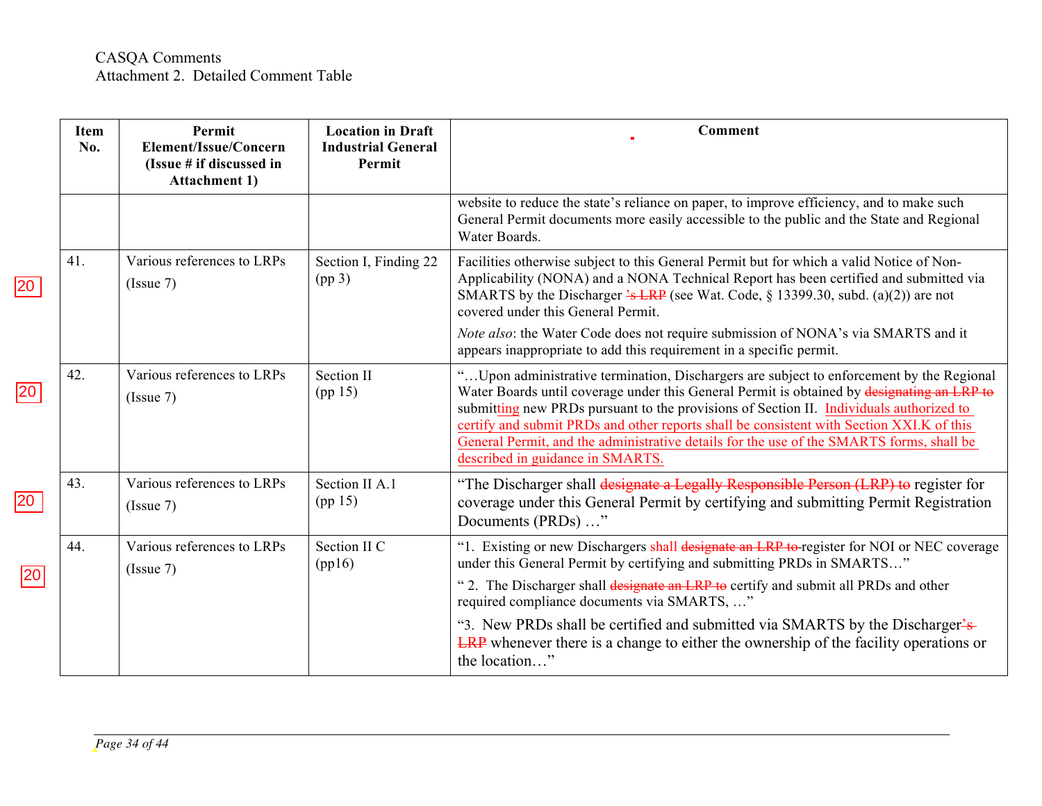CASQA Comments
Attachment 2. Detailed Comment Table

| Item No. | Permit Element/Issue/Concern (Issue # if discussed in Attachment 1) | Location in Draft Industrial General Permit | Comment |
|---|---|---|---|
| | | | website to reduce the state's reliance on paper, to improve efficiency, and to make such General Permit documents more easily accessible to the public and the State and Regional Water Boards. |
| 41. | Various references to LRPs (Issue 7) | Section I, Finding 22 (pp 3) | Facilities otherwise subject to this General Permit but for which a valid Notice of Non-Applicability (NONA) and a NONA Technical Report has been certified and submitted via SMARTS by the Discharger ~~'s LRP~~ (see Wat. Code, § 13399.30, subd. (a)(2)) are not covered under this General Permit. *Note also*: the Water Code does not require submission of NONA's via SMARTS and it appears inappropriate to add this requirement in a specific permit. |
| 42. | Various references to LRPs (Issue 7) | Section II (pp 15) | "…Upon administrative termination, Dischargers are subject to enforcement by the Regional Water Boards until coverage under this General Permit is obtained by ~~designating an LRP to~~ submitting new PRDs pursuant to the provisions of Section II. Individuals authorized to certify and submit PRDs and other reports shall be consistent with Section XXI.K of this General Permit, and the administrative details for the use of the SMARTS forms, shall be described in guidance in SMARTS. |
| 43. | Various references to LRPs (Issue 7) | Section II A.1 (pp 15) | "The Discharger shall ~~designate a Legally Responsible Person (LRP) to~~ register for coverage under this General Permit by certifying and submitting Permit Registration Documents (PRDs) …" |
| 44. | Various references to LRPs (Issue 7) | Section II C (pp16) | "1. Existing or new Dischargers shall ~~designate an LRP to~~ register for NOI or NEC coverage under this General Permit by certifying and submitting PRDs in SMARTS…" " 2. The Discharger shall ~~designate an LRP to~~ certify and submit all PRDs and other required compliance documents via SMARTS, …" "3. New PRDs shall be certified and submitted via SMARTS by the Discharger~~'s LRP~~ whenever there is a change to either the ownership of the facility operations or the location…" |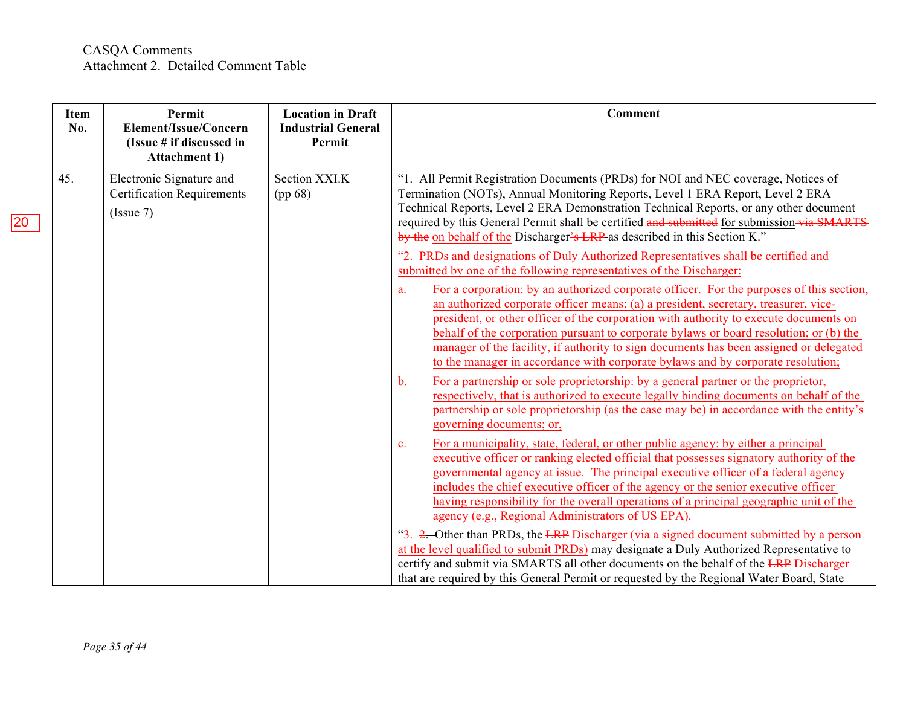CASQA Comments
Attachment 2. Detailed Comment Table

| Item No. | Permit Element/Issue/Concern (Issue # if discussed in Attachment 1) | Location in Draft Industrial General Permit | Comment |
|---|---|---|---|
| 45. | Electronic Signature and Certification Requirements (Issue 7) | Section XXI.K (pp 68) | "1. All Permit Registration Documents (PRDs) for NOI and NEC coverage, Notices of Termination (NOTs), Annual Monitoring Reports, Level 1 ERA Report, Level 2 ERA Technical Reports, Level 2 ERA Demonstration Technical Reports, or any other document required by this General Permit shall be certified ~~and submitted~~ for submission ~~via SMARTS by the~~ on behalf of the Discharger~~'s LRP~~ as described in this Section K." <br><br> "2. PRDs and designations of Duly Authorized Representatives shall be certified and submitted by one of the following representatives of the Discharger: <br><br> a. For a corporation: by an authorized corporate officer. For the purposes of this section, an authorized corporate officer means: (a) a president, secretary, treasurer, vice-president, or other officer of the corporation with authority to execute documents on behalf of the corporation pursuant to corporate bylaws or board resolution; or (b) the manager of the facility, if authority to sign documents has been assigned or delegated to the manager in accordance with corporate bylaws and by corporate resolution; <br><br> b. For a partnership or sole proprietorship: by a general partner or the proprietor, respectively, that is authorized to execute legally binding documents on behalf of the partnership or sole proprietorship (as the case may be) in accordance with the entity's governing documents; or, <br><br> c. For a municipality, state, federal, or other public agency: by either a principal executive officer or ranking elected official that possesses signatory authority of the governmental agency at issue. The principal executive officer of a federal agency includes the chief executive officer of the agency or the senior executive officer having responsibility for the overall operations of a principal geographic unit of the agency (e.g., Regional Administrators of US EPA). <br><br> "3. ~~2.~~ Other than PRDs, the ~~LRP~~ Discharger (via a signed document submitted by a person at the level qualified to submit PRDs) may designate a Duly Authorized Representative to certify and submit via SMARTS all other documents on the behalf of the ~~LRP~~ Discharger that are required by this General Permit or requested by the Regional Water Board, State |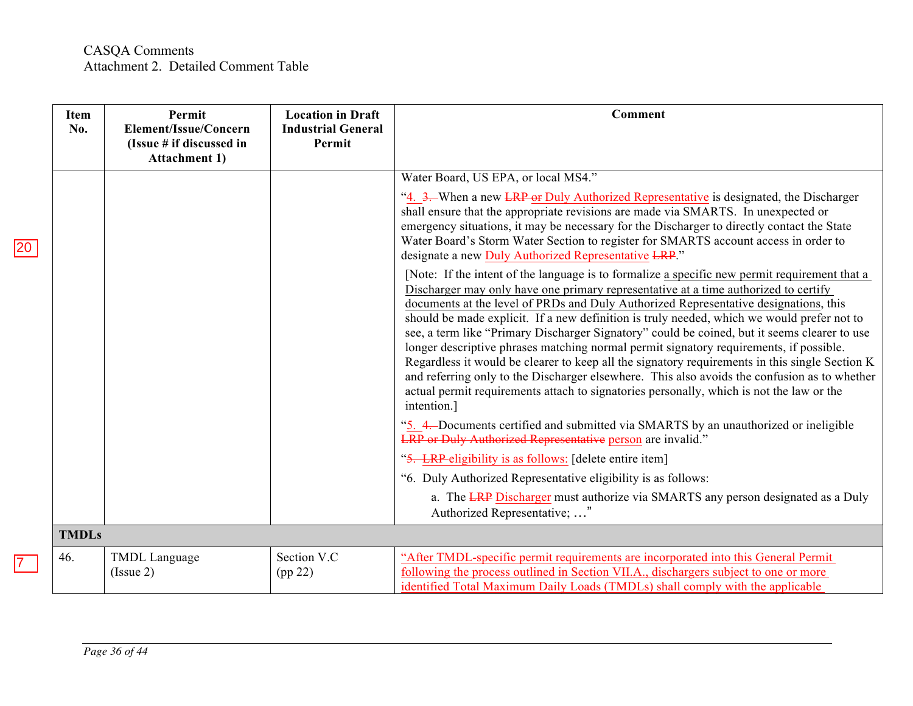CASQA Comments
Attachment 2. Detailed Comment Table

| Item No. | Permit Element/Issue/Concern (Issue # if discussed in Attachment 1) | Location in Draft Industrial General Permit | Comment |
|---|---|---|---|
| | | | Water Board, US EPA, or local MS4."<br><br>"4. ~~3.~~ When a new ~~LRP or~~ Duly Authorized Representative is designated, the Discharger shall ensure that the appropriate revisions are made via SMARTS. In unexpected or emergency situations, it may be necessary for the Discharger to directly contact the State Water Board's Storm Water Section to register for SMARTS account access in order to designate a new Duly Authorized Representative ~~LRP~~."<br><br>[Note: If the intent of the language is to formalize a specific new permit requirement that a Discharger may only have one primary representative at a time authorized to certify documents at the level of PRDs and Duly Authorized Representative designations, this should be made explicit. If a new definition is truly needed, which we would prefer not to see, a term like "Primary Discharger Signatory" could be coined, but it seems clearer to use longer descriptive phrases matching normal permit signatory requirements, if possible. Regardless it would be clearer to keep all the signatory requirements in this single Section K and referring only to the Discharger elsewhere. This also avoids the confusion as to whether actual permit requirements attach to signatories personally, which is not the law or the intention.]<br><br>"5. ~~4.~~ Documents certified and submitted via SMARTS by an unauthorized or ineligible ~~LRP or Duly Authorized Representative~~ person are invalid."<br><br>"~~5. LRP eligibility is as follows:~~ [delete entire item]<br><br>"6. Duly Authorized Representative eligibility is as follows:<br>a. The ~~LRP~~ Discharger must authorize via SMARTS any person designated as a Duly Authorized Representative; …" |
| **TMDLs** | | | |
| 46. | TMDL Language (Issue 2) | Section V.C (pp 22) | "After TMDL-specific permit requirements are incorporated into this General Permit following the process outlined in Section VII.A., dischargers subject to one or more identified Total Maximum Daily Loads (TMDLs) shall comply with the applicable |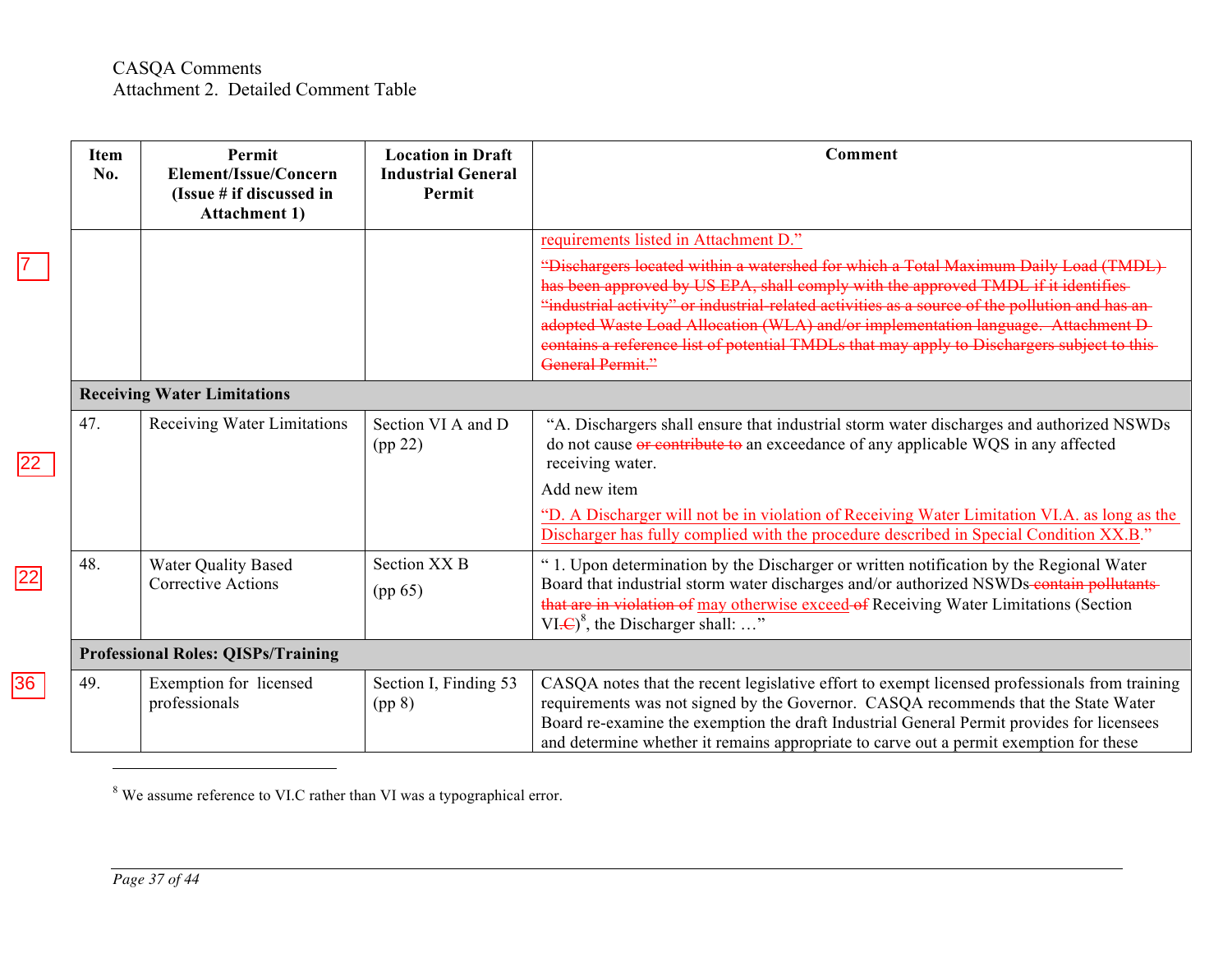CASQA Comments
Attachment 2. Detailed Comment Table

| Item No. | Permit Element/Issue/Concern (Issue # if discussed in Attachment 1) | Location in Draft Industrial General Permit | Comment |
|---|---|---|---|
| | | | requirements listed in Attachment D."<br><br>~~"Dischargers located within a watershed for which a Total Maximum Daily Load (TMDL) has been approved by US EPA, shall comply with the approved TMDL if it identifies "industrial activity" or industrial-related activities as a source of the pollution and has an adopted Waste Load Allocation (WLA) and/or implementation language. Attachment D contains a reference list of potential TMDLs that may apply to Dischargers subject to this General Permit."~~ |
| **Receiving Water Limitations** | | | |
| 47. | Receiving Water Limitations | Section VI A and D (pp 22) | "A. Dischargers shall ensure that industrial storm water discharges and authorized NSWDs do not cause ~~or contribute to~~ an exceedance of any applicable WQS in any affected receiving water.<br><br>Add new item<br><br>"D. A Discharger will not be in violation of Receiving Water Limitation VI.A. as long as the Discharger has fully complied with the procedure described in Special Condition XX.B." |
| 48. | Water Quality Based Corrective Actions | Section XX B (pp 65) | " 1. Upon determination by the Discharger or written notification by the Regional Water Board that industrial storm water discharges and/or authorized NSWDs ~~contain pollutants that are in violation of~~ may otherwise exceed ~~of~~ Receiving Water Limitations (Section VI~~.C~~)[8], the Discharger shall: …" |
| **Professional Roles: QISPs/Training** | | | |
| 49. | Exemption for licensed professionals | Section I, Finding 53 (pp 8) | CASQA notes that the recent legislative effort to exempt licensed professionals from training requirements was not signed by the Governor. CASQA recommends that the State Water Board re-examine the exemption the draft Industrial General Permit provides for licensees and determine whether it remains appropriate to carve out a permit exemption for these |

[8] We assume reference to VI.C rather than VI was a typographical error.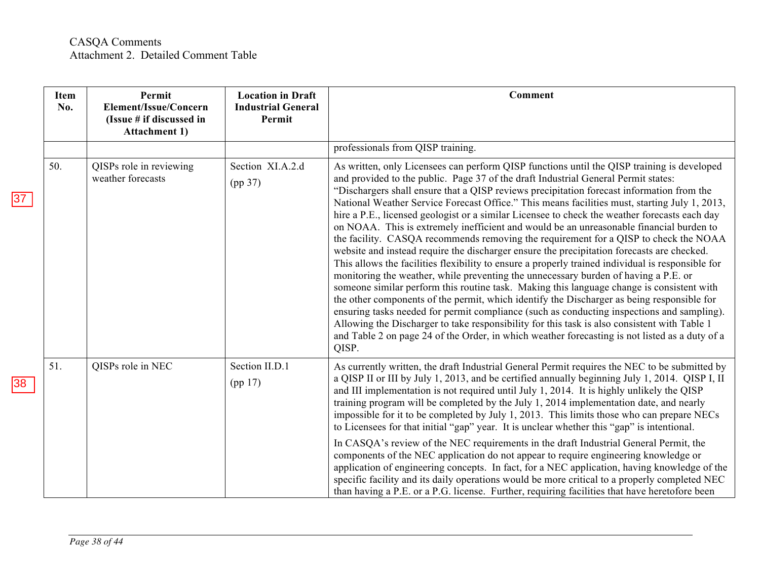CASQA Comments
Attachment 2. Detailed Comment Table

| Item No. | Permit Element/Issue/Concern (Issue # if discussed in Attachment 1) | Location in Draft Industrial General Permit | Comment |
|---|---|---|---|
| | | | professionals from QISP training. |
| 50. | QISPs role in reviewing weather forecasts | Section XI.A.2.d (pp 37) | As written, only Licensees can perform QISP functions until the QISP training is developed and provided to the public. Page 37 of the draft Industrial General Permit states: "Dischargers shall ensure that a QISP reviews precipitation forecast information from the National Weather Service Forecast Office." This means facilities must, starting July 1, 2013, hire a P.E., licensed geologist or a similar Licensee to check the weather forecasts each day on NOAA. This is extremely inefficient and would be an unreasonable financial burden to the facility. CASQA recommends removing the requirement for a QISP to check the NOAA website and instead require the discharger ensure the precipitation forecasts are checked. This allows the facilities flexibility to ensure a properly trained individual is responsible for monitoring the weather, while preventing the unnecessary burden of having a P.E. or someone similar perform this routine task. Making this language change is consistent with the other components of the permit, which identify the Discharger as being responsible for ensuring tasks needed for permit compliance (such as conducting inspections and sampling). Allowing the Discharger to take responsibility for this task is also consistent with Table 1 and Table 2 on page 24 of the Order, in which weather forecasting is not listed as a duty of a QISP. |
| 51. | QISPs role in NEC | Section II.D.1 (pp 17) | As currently written, the draft Industrial General Permit requires the NEC to be submitted by a QISP II or III by July 1, 2013, and be certified annually beginning July 1, 2014. QISP I, II and III implementation is not required until July 1, 2014. It is highly unlikely the QISP training program will be completed by the July 1, 2014 implementation date, and nearly impossible for it to be completed by July 1, 2013. This limits those who can prepare NECs to Licensees for that initial "gap" year. It is unclear whether this "gap" is intentional.<br><br>In CASQA's review of the NEC requirements in the draft Industrial General Permit, the components of the NEC application do not appear to require engineering knowledge or application of engineering concepts. In fact, for a NEC application, having knowledge of the specific facility and its daily operations would be more critical to a properly completed NEC than having a P.E. or a P.G. license. Further, requiring facilities that have heretofore been |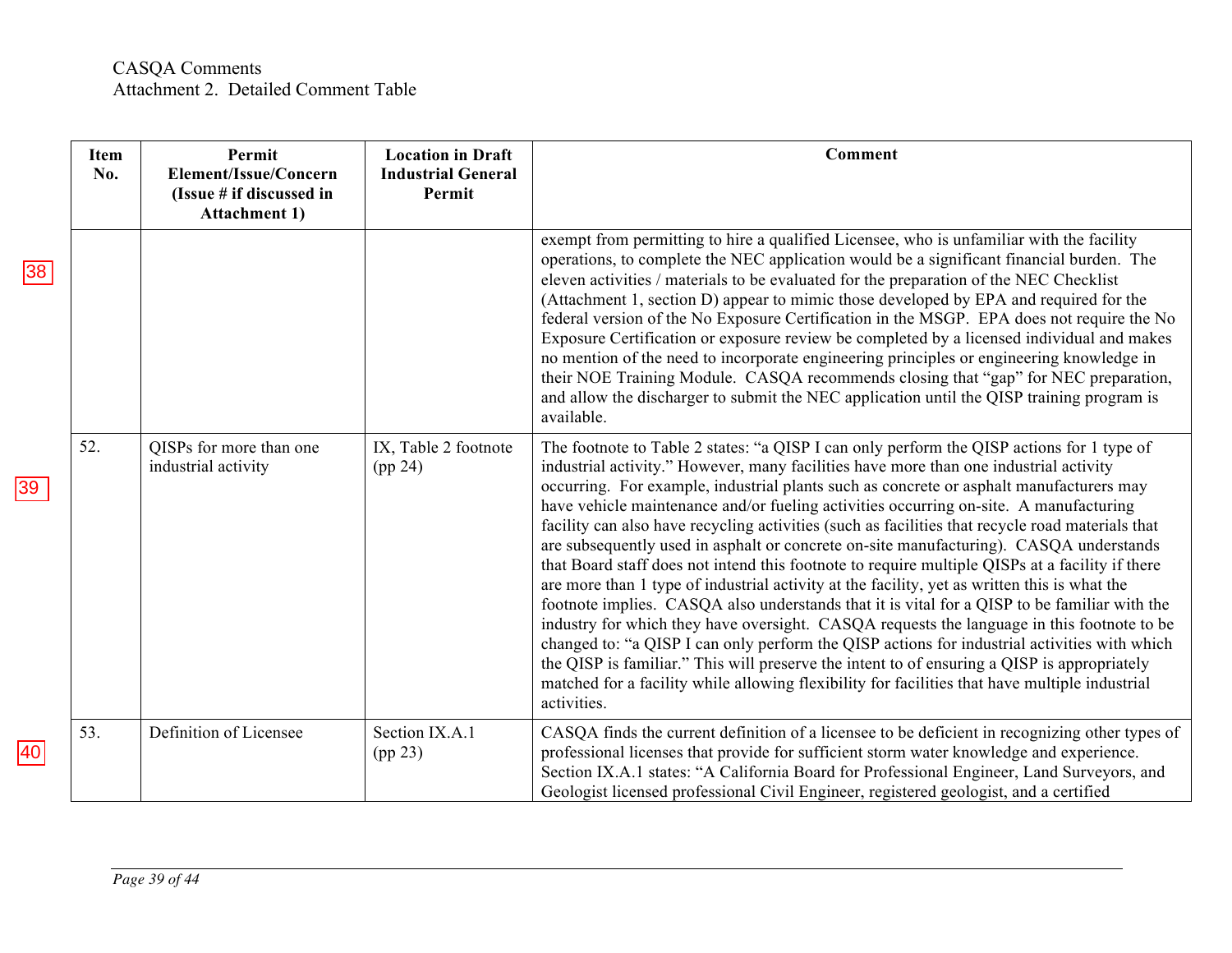CASQA Comments
Attachment 2. Detailed Comment Table

| Item No. | Permit Element/Issue/Concern (Issue # if discussed in Attachment 1) | Location in Draft Industrial General Permit | Comment |
|---|---|---|---|
| | | | exempt from permitting to hire a qualified Licensee, who is unfamiliar with the facility operations, to complete the NEC application would be a significant financial burden. The eleven activities / materials to be evaluated for the preparation of the NEC Checklist (Attachment 1, section D) appear to mimic those developed by EPA and required for the federal version of the No Exposure Certification in the MSGP. EPA does not require the No Exposure Certification or exposure review be completed by a licensed individual and makes no mention of the need to incorporate engineering principles or engineering knowledge in their NOE Training Module. CASQA recommends closing that "gap" for NEC preparation, and allow the discharger to submit the NEC application until the QISP training program is available. |
| 52. | QISPs for more than one industrial activity | IX, Table 2 footnote (pp 24) | The footnote to Table 2 states: "a QISP I can only perform the QISP actions for 1 type of industrial activity." However, many facilities have more than one industrial activity occurring. For example, industrial plants such as concrete or asphalt manufacturers may have vehicle maintenance and/or fueling activities occurring on-site. A manufacturing facility can also have recycling activities (such as facilities that recycle road materials that are subsequently used in asphalt or concrete on-site manufacturing). CASQA understands that Board staff does not intend this footnote to require multiple QISPs at a facility if there are more than 1 type of industrial activity at the facility, yet as written this is what the footnote implies. CASQA also understands that it is vital for a QISP to be familiar with the industry for which they have oversight. CASQA requests the language in this footnote to be changed to: "a QISP I can only perform the QISP actions for industrial activities with which the QISP is familiar." This will preserve the intent to of ensuring a QISP is appropriately matched for a facility while allowing flexibility for facilities that have multiple industrial activities. |
| 53. | Definition of Licensee | Section IX.A.1 (pp 23) | CASQA finds the current definition of a licensee to be deficient in recognizing other types of professional licenses that provide for sufficient storm water knowledge and experience. Section IX.A.1 states: "A California Board for Professional Engineer, Land Surveyors, and Geologist licensed professional Civil Engineer, registered geologist, and a certified |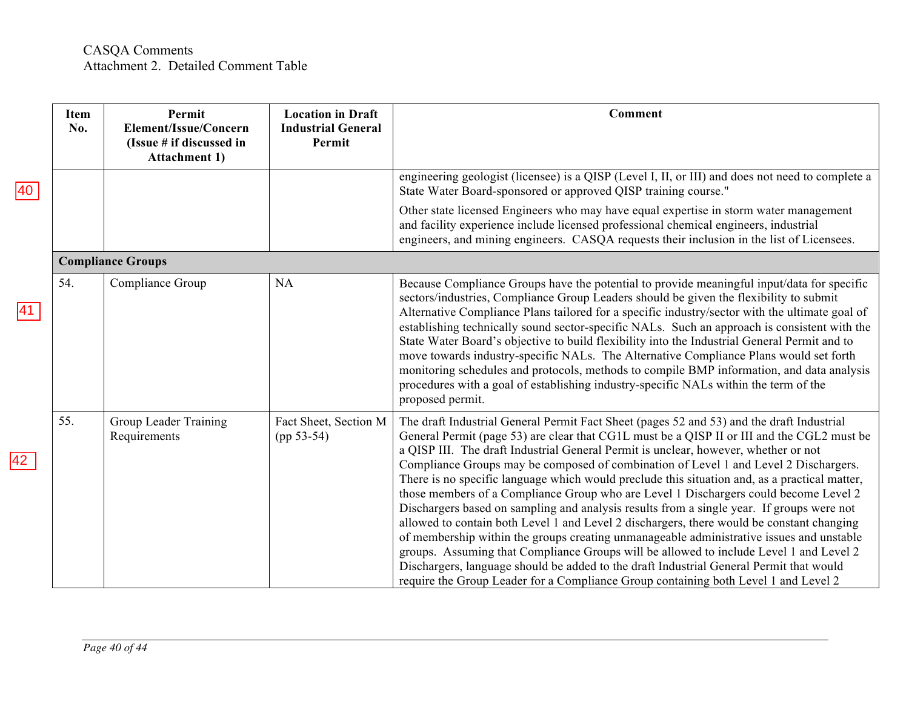CASQA Comments
Attachment 2. Detailed Comment Table

| Item No. | Permit Element/Issue/Concern (Issue # if discussed in Attachment 1) | Location in Draft Industrial General Permit | Comment |
|---|---|---|---|
| | | | engineering geologist (licensee) is a QISP (Level I, II, or III) and does not need to complete a State Water Board-sponsored or approved QISP training course."<br><br>Other state licensed Engineers who may have equal expertise in storm water management and facility experience include licensed professional chemical engineers, industrial engineers, and mining engineers. CASQA requests their inclusion in the list of Licensees. |
| **Compliance Groups** | | | |
| 54. | Compliance Group | NA | Because Compliance Groups have the potential to provide meaningful input/data for specific sectors/industries, Compliance Group Leaders should be given the flexibility to submit Alternative Compliance Plans tailored for a specific industry/sector with the ultimate goal of establishing technically sound sector-specific NALs. Such an approach is consistent with the State Water Board's objective to build flexibility into the Industrial General Permit and to move towards industry-specific NALs. The Alternative Compliance Plans would set forth monitoring schedules and protocols, methods to compile BMP information, and data analysis procedures with a goal of establishing industry-specific NALs within the term of the proposed permit. |
| 55. | Group Leader Training Requirements | Fact Sheet, Section M (pp 53-54) | The draft Industrial General Permit Fact Sheet (pages 52 and 53) and the draft Industrial General Permit (page 53) are clear that CG1L must be a QISP II or III and the CGL2 must be a QISP III. The draft Industrial General Permit is unclear, however, whether or not Compliance Groups may be composed of combination of Level 1 and Level 2 Dischargers. There is no specific language which would preclude this situation and, as a practical matter, those members of a Compliance Group who are Level 1 Dischargers could become Level 2 Dischargers based on sampling and analysis results from a single year. If groups were not allowed to contain both Level 1 and Level 2 dischargers, there would be constant changing of membership within the groups creating unmanageable administrative issues and unstable groups. Assuming that Compliance Groups will be allowed to include Level 1 and Level 2 Dischargers, language should be added to the draft Industrial General Permit that would require the Group Leader for a Compliance Group containing both Level 1 and Level 2 |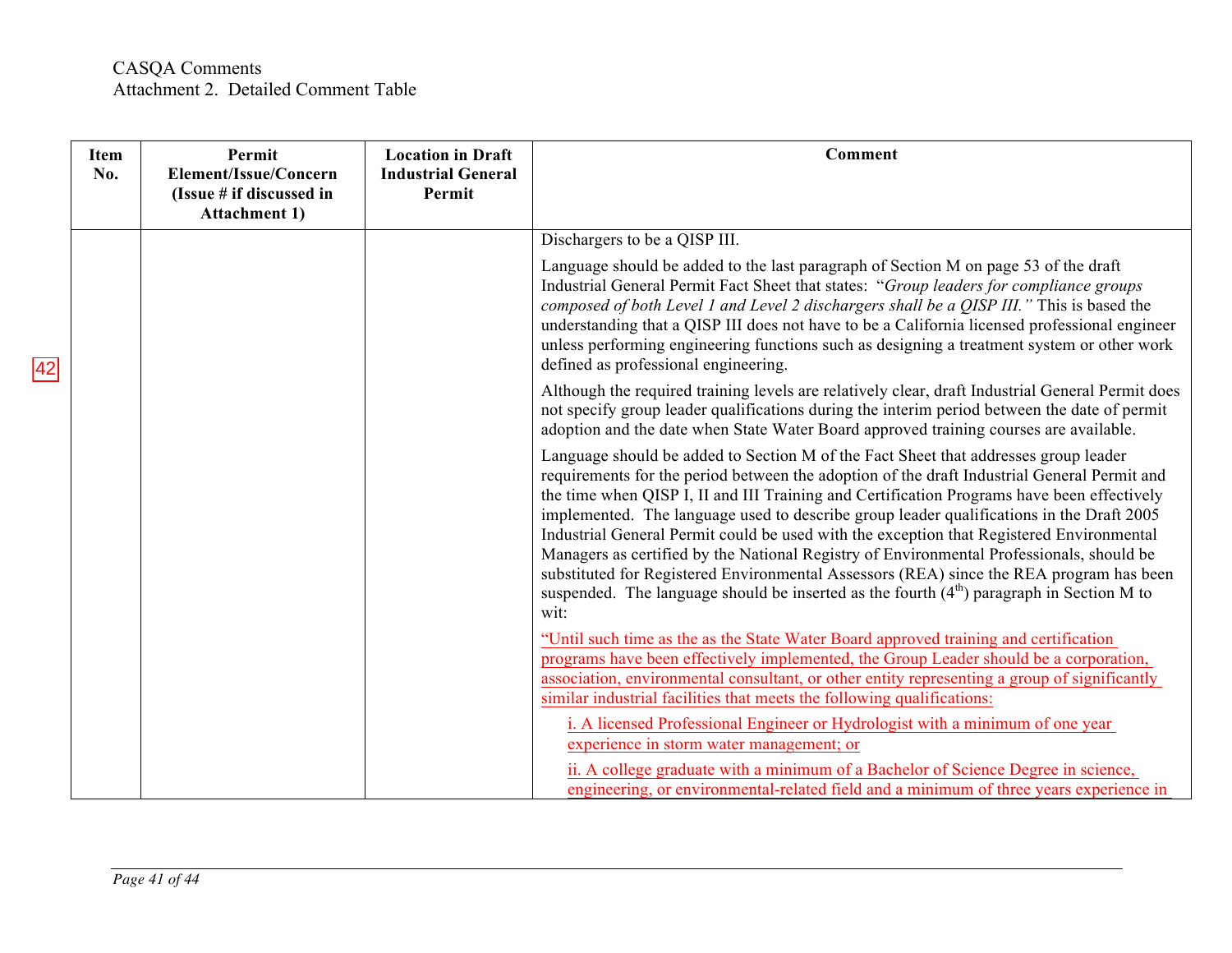CASQA Comments
Attachment 2. Detailed Comment Table

| Item No. | Permit Element/Issue/Concern (Issue # if discussed in Attachment 1) | Location in Draft Industrial General Permit | Comment |
|---|---|---|---|
| 42 | | | Dischargers to be a QISP III.<br><br>Language should be added to the last paragraph of Section M on page 53 of the draft Industrial General Permit Fact Sheet that states: "*Group leaders for compliance groups composed of both Level 1 and Level 2 dischargers shall be a QISP III.*" This is based the understanding that a QISP III does not have to be a California licensed professional engineer unless performing engineering functions such as designing a treatment system or other work defined as professional engineering.<br><br>Although the required training levels are relatively clear, draft Industrial General Permit does not specify group leader qualifications during the interim period between the date of permit adoption and the date when State Water Board approved training courses are available.<br><br>Language should be added to Section M of the Fact Sheet that addresses group leader requirements for the period between the adoption of the draft Industrial General Permit and the time when QISP I, II and III Training and Certification Programs have been effectively implemented. The language used to describe group leader qualifications in the Draft 2005 Industrial General Permit could be used with the exception that Registered Environmental Managers as certified by the National Registry of Environmental Professionals, should be substituted for Registered Environmental Assessors (REA) since the REA program has been suspended. The language should be inserted as the fourth (4[th]) paragraph in Section M to wit:<br><br>"Until such time as the as the State Water Board approved training and certification programs have been effectively implemented, the Group Leader should be a corporation, association, environmental consultant, or other entity representing a group of significantly similar industrial facilities that meets the following qualifications:<br><br>i. A licensed Professional Engineer or Hydrologist with a minimum of one year experience in storm water management; or<br><br>ii. A college graduate with a minimum of a Bachelor of Science Degree in science, engineering, or environmental-related field and a minimum of three years experience in |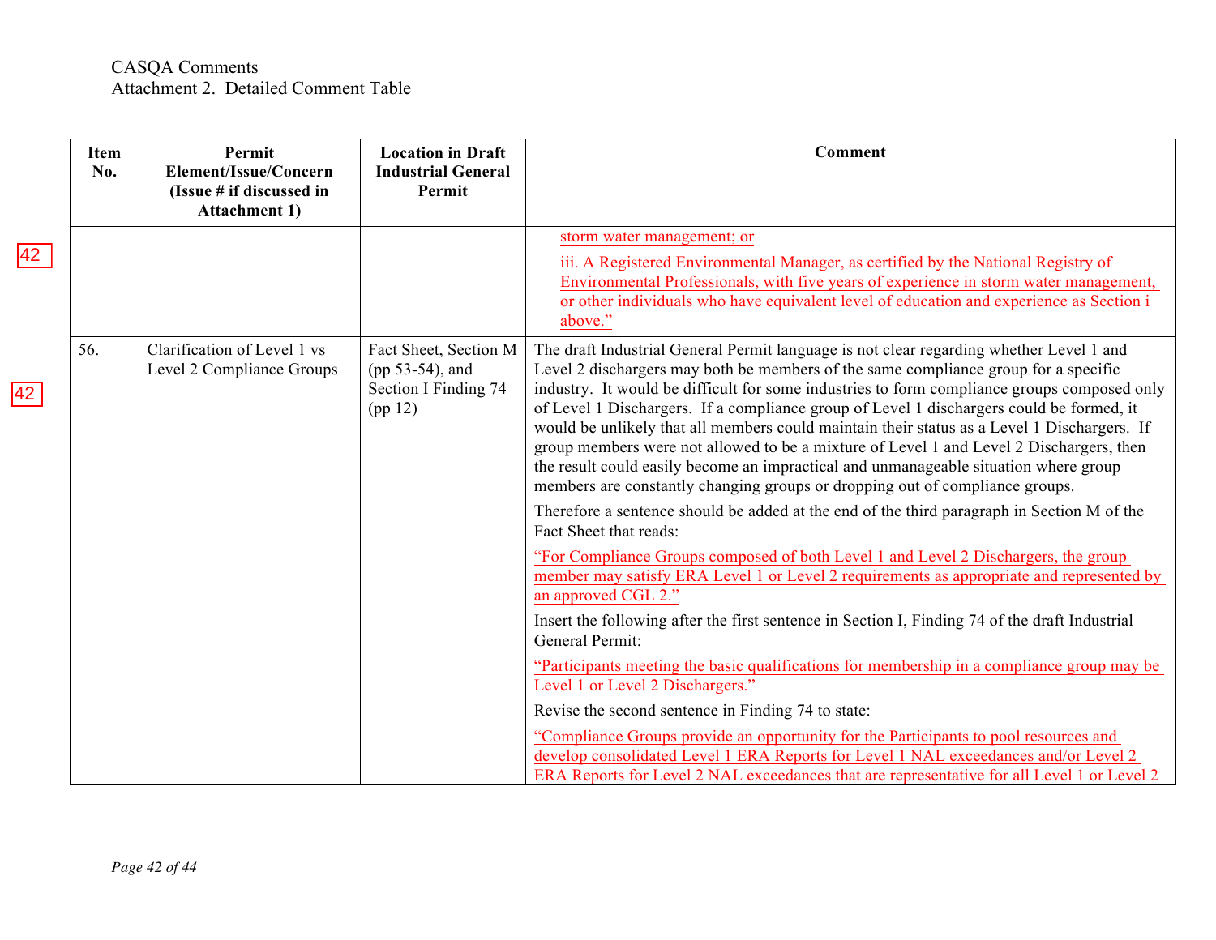CASQA Comments
Attachment 2. Detailed Comment Table

| Item No. | Permit Element/Issue/Concern (Issue # if discussed in Attachment 1) | Location in Draft Industrial General Permit | Comment |
|---|---|---|---|
| | | | storm water management; or<br><br>iii. A Registered Environmental Manager, as certified by the National Registry of Environmental Professionals, with five years of experience in storm water management, or other individuals who have equivalent level of education and experience as Section i above.” |
| 56. | Clarification of Level 1 vs Level 2 Compliance Groups | Fact Sheet, Section M (pp 53-54), and Section I Finding 74 (pp 12) | The draft Industrial General Permit language is not clear regarding whether Level 1 and Level 2 dischargers may both be members of the same compliance group for a specific industry. It would be difficult for some industries to form compliance groups composed only of Level 1 Dischargers. If a compliance group of Level 1 dischargers could be formed, it would be unlikely that all members could maintain their status as a Level 1 Dischargers. If group members were not allowed to be a mixture of Level 1 and Level 2 Dischargers, then the result could easily become an impractical and unmanageable situation where group members are constantly changing groups or dropping out of compliance groups.<br><br>Therefore a sentence should be added at the end of the third paragraph in Section M of the Fact Sheet that reads:<br><br>“For Compliance Groups composed of both Level 1 and Level 2 Dischargers, the group member may satisfy ERA Level 1 or Level 2 requirements as appropriate and represented by an approved CGL 2.”<br><br>Insert the following after the first sentence in Section I, Finding 74 of the draft Industrial General Permit:<br><br>“Participants meeting the basic qualifications for membership in a compliance group may be Level 1 or Level 2 Dischargers.”<br><br>Revise the second sentence in Finding 74 to state:<br><br>“Compliance Groups provide an opportunity for the Participants to pool resources and develop consolidated Level 1 ERA Reports for Level 1 NAL exceedances and/or Level 2 ERA Reports for Level 2 NAL exceedances that are representative for all Level 1 or Level 2 |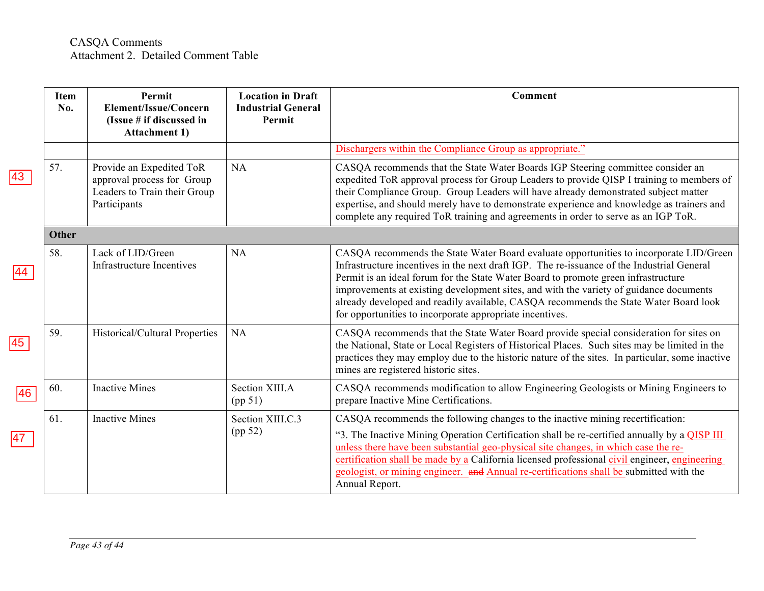CASQA Comments
Attachment 2. Detailed Comment Table

| Item No. | Permit Element/Issue/Concern (Issue # if discussed in Attachment 1) | Location in Draft Industrial General Permit | Comment |
|---|---|---|---|
| | | | Dischargers within the Compliance Group as appropriate." |
| 57. | Provide an Expedited ToR approval process for Group Leaders to Train their Group Participants | NA | CASQA recommends that the State Water Boards IGP Steering committee consider an expedited ToR approval process for Group Leaders to provide QISP I training to members of their Compliance Group. Group Leaders will have already demonstrated subject matter expertise, and should merely have to demonstrate experience and knowledge as trainers and complete any required ToR training and agreements in order to serve as an IGP ToR. |
| **Other** | | | |
| 58. | Lack of LID/Green Infrastructure Incentives | NA | CASQA recommends the State Water Board evaluate opportunities to incorporate LID/Green Infrastructure incentives in the next draft IGP. The re-issuance of the Industrial General Permit is an ideal forum for the State Water Board to promote green infrastructure improvements at existing development sites, and with the variety of guidance documents already developed and readily available, CASQA recommends the State Water Board look for opportunities to incorporate appropriate incentives. |
| 59. | Historical/Cultural Properties | NA | CASQA recommends that the State Water Board provide special consideration for sites on the National, State or Local Registers of Historical Places. Such sites may be limited in the practices they may employ due to the historic nature of the sites. In particular, some inactive mines are registered historic sites. |
| 60. | Inactive Mines | Section XIII.A (pp 51) | CASQA recommends modification to allow Engineering Geologists or Mining Engineers to prepare Inactive Mine Certifications. |
| 61. | Inactive Mines | Section XIII.C.3 (pp 52) | CASQA recommends the following changes to the inactive mining recertification: "3. The Inactive Mining Operation Certification shall be re-certified annually by a QISP III unless there have been substantial geo-physical site changes, in which case the re-certification shall be made by a California licensed professional civil engineer, engineering geologist, or mining engineer. ~~and~~ Annual re-certifications shall be submitted with the Annual Report. |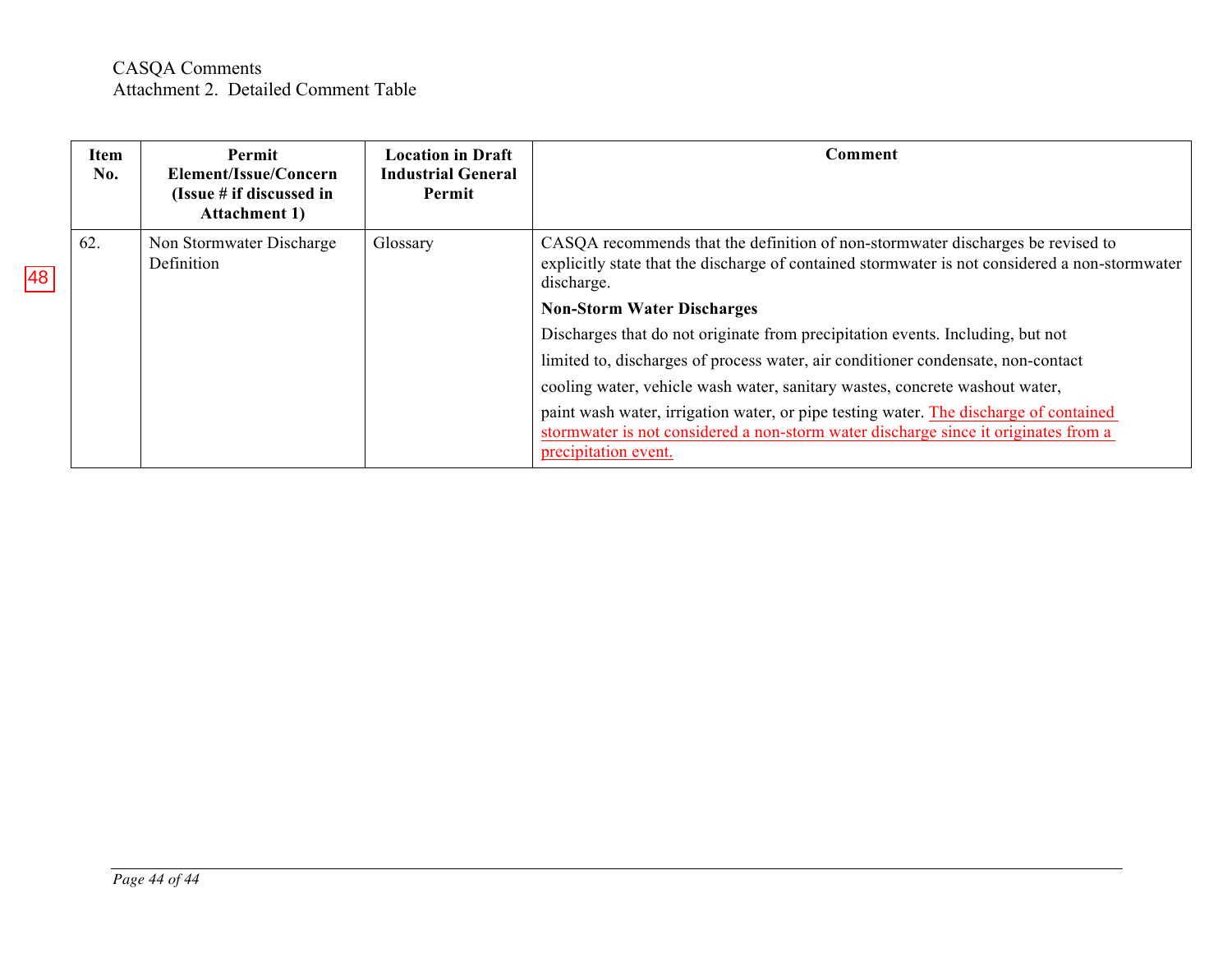CASQA Comments
Attachment 2. Detailed Comment Table

| Item No. | Permit Element/Issue/Concern (Issue # if discussed in Attachment 1) | Location in Draft Industrial General Permit | Comment |
|---|---|---|---|
| 62. | Non Stormwater Discharge Definition | Glossary | CASQA recommends that the definition of non-stormwater discharges be revised to explicitly state that the discharge of contained stormwater is not considered a non-stormwater discharge.<br><br>**Non-Storm Water Discharges**<br><br>Discharges that do not originate from precipitation events. Including, but not limited to, discharges of process water, air conditioner condensate, non-contact cooling water, vehicle wash water, sanitary wastes, concrete washout water, paint wash water, irrigation water, or pipe testing water. The discharge of contained stormwater is not considered a non-storm water discharge since it originates from a precipitation event. |

48